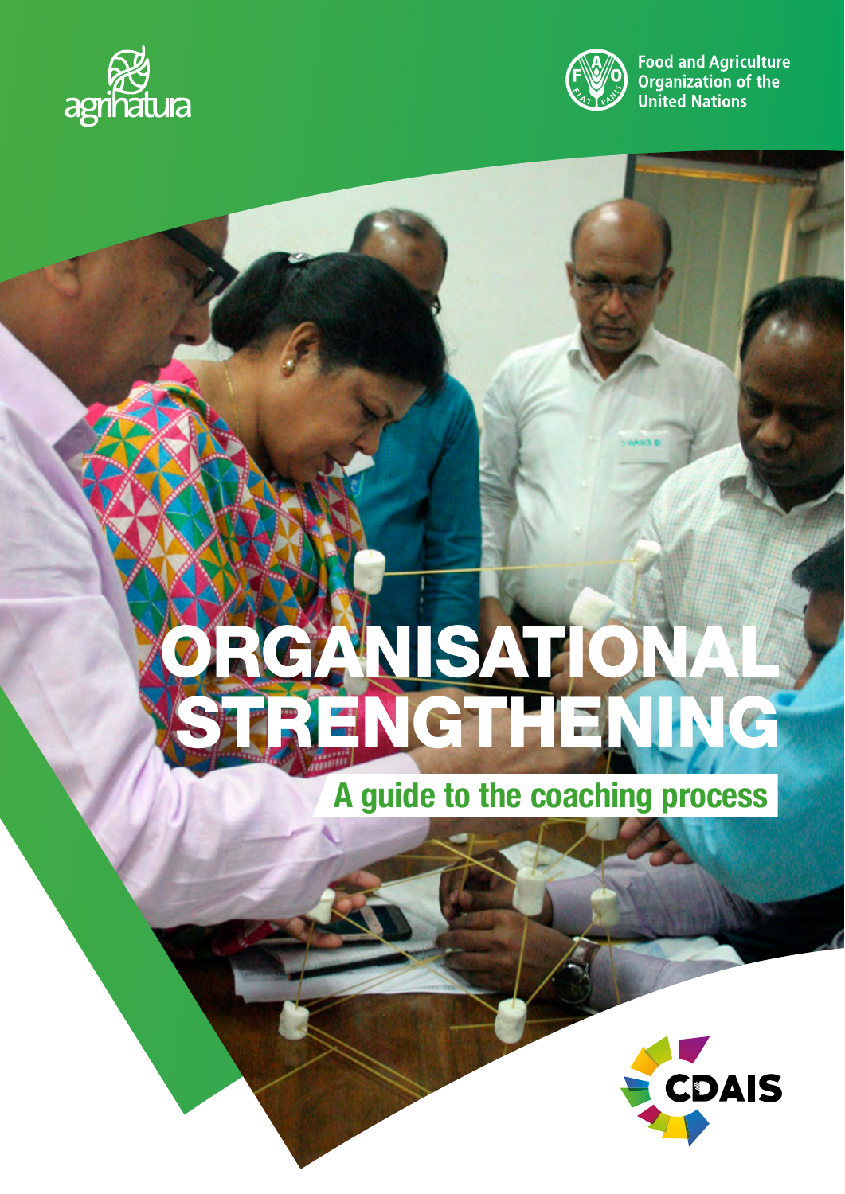agrinatura

Food and Agriculture Organization of the United Nations

# ORGANISATIONAL STRENGTHENING

## A guide to the coaching process

CDAIS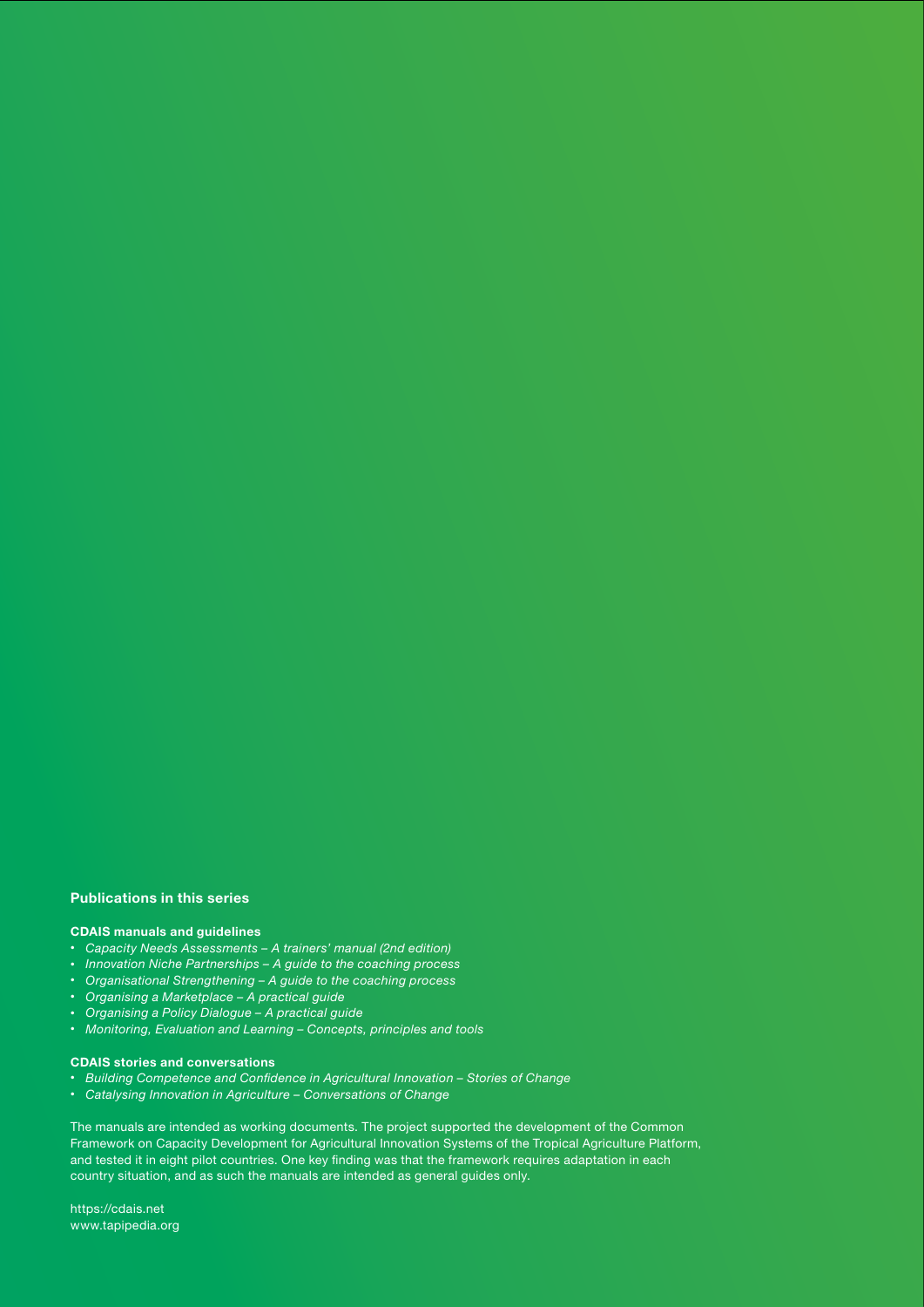## Publications in this series

### CDAIS manuals and guidelines

- *Capacity Needs Assessments – A trainers' manual (2nd edition)*
- *Innovation Niche Partnerships – A guide to the coaching process*
- *Organisational Strengthening – A guide to the coaching process*
- *Organising a Marketplace – A practical guide*
- *Organising a Policy Dialogue – A practical guide*
- *Monitoring, Evaluation and Learning – Concepts, principles and tools*

### CDAIS stories and conversations

- *Building Competence and Confidence in Agricultural Innovation – Stories of Change*
- *Catalysing Innovation in Agriculture – Conversations of Change*

The manuals are intended as working documents. The project supported the development of the Common Framework on Capacity Development for Agricultural Innovation Systems of the Tropical Agriculture Platform, and tested it in eight pilot countries. One key finding was that the framework requires adaptation in each country situation, and as such the manuals are intended as general guides only.

https://cdais.net
www.tapipedia.org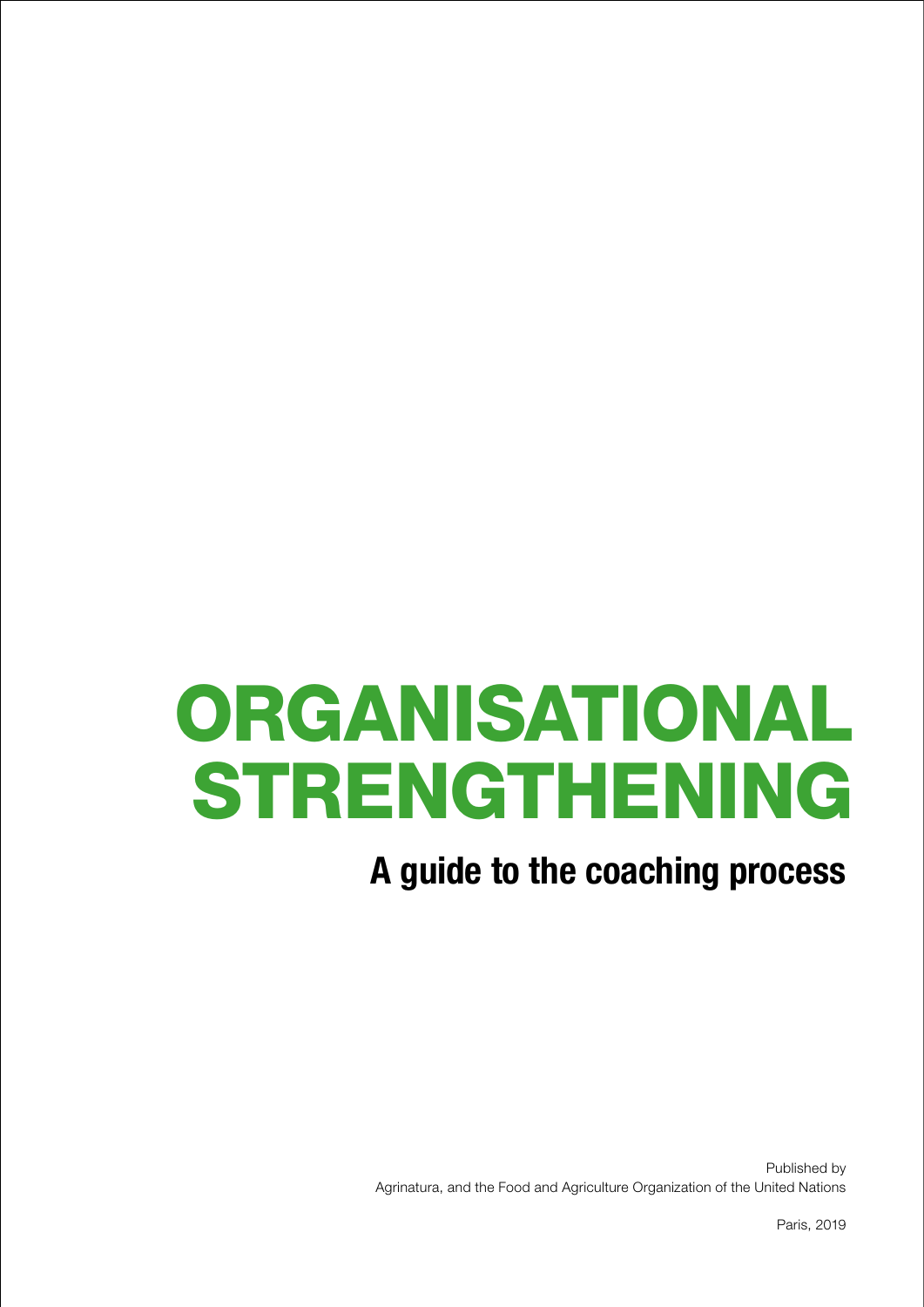# ORGANISATIONAL STRENGTHENING

## A guide to the coaching process

Published by
Agrinatura, and the Food and Agriculture Organization of the United Nations

Paris, 2019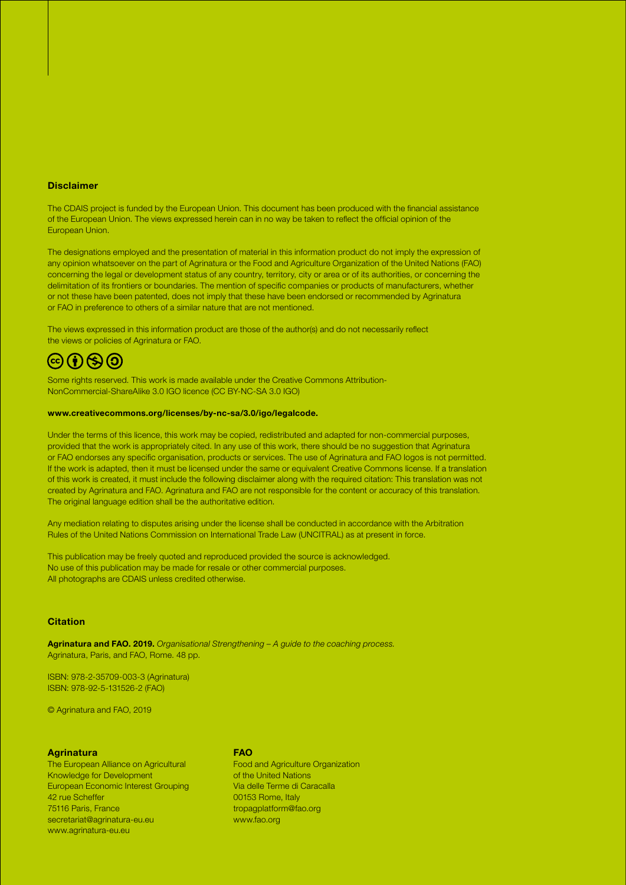## Disclaimer

The CDAIS project is funded by the European Union. This document has been produced with the financial assistance of the European Union. The views expressed herein can in no way be taken to reflect the official opinion of the European Union.

The designations employed and the presentation of material in this information product do not imply the expression of any opinion whatsoever on the part of Agrinatura or the Food and Agriculture Organization of the United Nations (FAO) concerning the legal or development status of any country, territory, city or area or of its authorities, or concerning the delimitation of its frontiers or boundaries. The mention of specific companies or products of manufacturers, whether or not these have been patented, does not imply that these have been endorsed or recommended by Agrinatura or FAO in preference to others of a similar nature that are not mentioned.

The views expressed in this information product are those of the author(s) and do not necessarily reflect the views or policies of Agrinatura or FAO.

Some rights reserved. This work is made available under the Creative Commons Attribution-NonCommercial-ShareAlike 3.0 IGO licence (CC BY-NC-SA 3.0 IGO)

**www.creativecommons.org/licenses/by-nc-sa/3.0/igo/legalcode.**

Under the terms of this licence, this work may be copied, redistributed and adapted for non-commercial purposes, provided that the work is appropriately cited. In any use of this work, there should be no suggestion that Agrinatura or FAO endorses any specific organisation, products or services. The use of Agrinatura and FAO logos is not permitted. If the work is adapted, then it must be licensed under the same or equivalent Creative Commons license. If a translation of this work is created, it must include the following disclaimer along with the required citation: This translation was not created by Agrinatura and FAO. Agrinatura and FAO are not responsible for the content or accuracy of this translation. The original language edition shall be the authoritative edition.

Any mediation relating to disputes arising under the license shall be conducted in accordance with the Arbitration Rules of the United Nations Commission on International Trade Law (UNCITRAL) as at present in force.

This publication may be freely quoted and reproduced provided the source is acknowledged.
No use of this publication may be made for resale or other commercial purposes.
All photographs are CDAIS unless credited otherwise.

## Citation

**Agrinatura and FAO. 2019.** *Organisational Strengthening – A guide to the coaching process.* Agrinatura, Paris, and FAO, Rome. 48 pp.

ISBN: 978-2-35709-003-3 (Agrinatura)
ISBN: 978-92-5-131526-2 (FAO)

© Agrinatura and FAO, 2019

**Agrinatura**
The European Alliance on Agricultural Knowledge for Development
European Economic Interest Grouping
42 rue Scheffer
75116 Paris, France
secretariat@agrinatura-eu.eu
www.agrinatura-eu.eu

**FAO**
Food and Agriculture Organization of the United Nations
Via delle Terme di Caracalla
00153 Rome, Italy
tropagplatform@fao.org
www.fao.org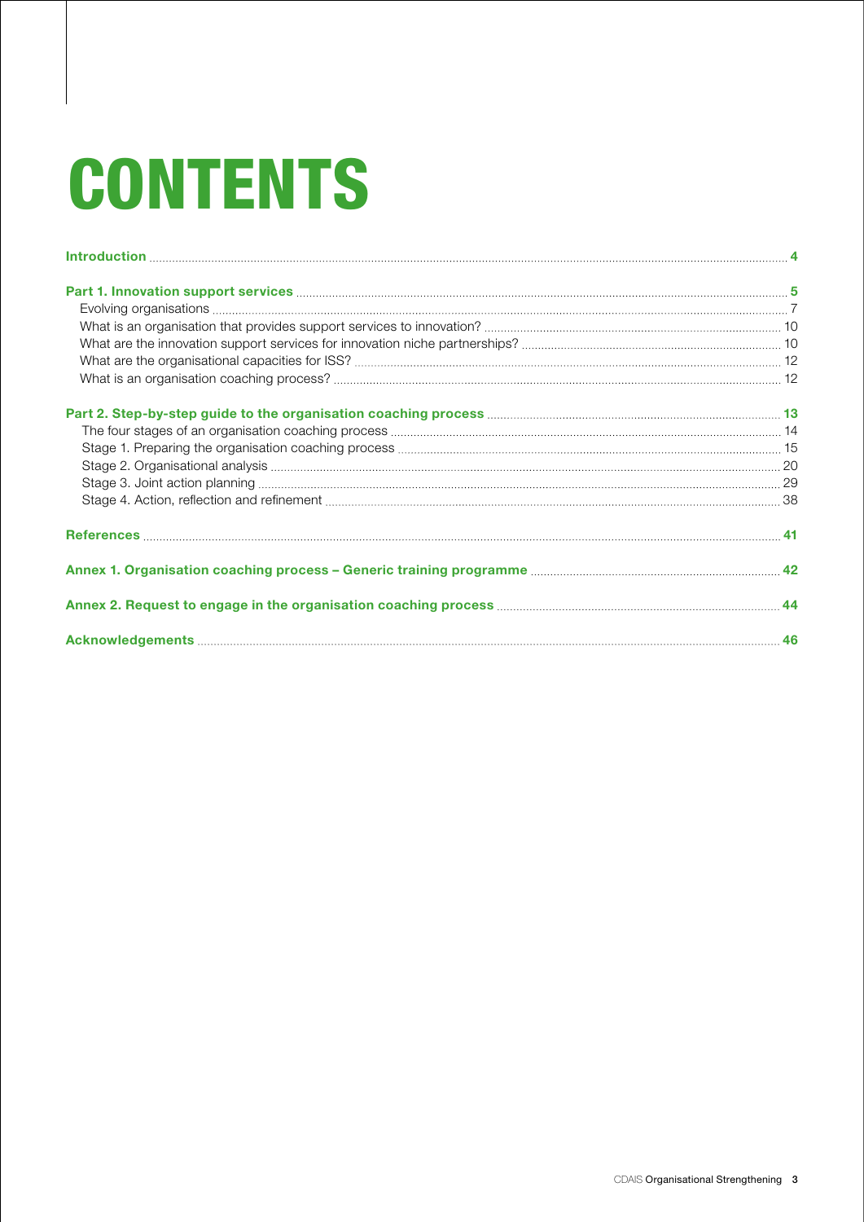# CONTENTS

**Introduction** ..... **4**

**Part 1. Innovation support services** ..... **5**

Evolving organisations ..... 7

What is an organisation that provides support services to innovation? ..... 10

What are the innovation support services for innovation niche partnerships? ..... 10

What are the organisational capacities for ISS? ..... 12

What is an organisation coaching process? ..... 12

**Part 2. Step-by-step guide to the organisation coaching process** ..... **13**

The four stages of an organisation coaching process ..... 14

Stage 1. Preparing the organisation coaching process ..... 15

Stage 2. Organisational analysis ..... 20

Stage 3. Joint action planning ..... 29

Stage 4. Action, reflection and refinement ..... 38

**References** ..... **41**

**Annex 1. Organisation coaching process – Generic training programme** ..... **42**

**Annex 2. Request to engage in the organisation coaching process** ..... **44**

**Acknowledgements** ..... **46**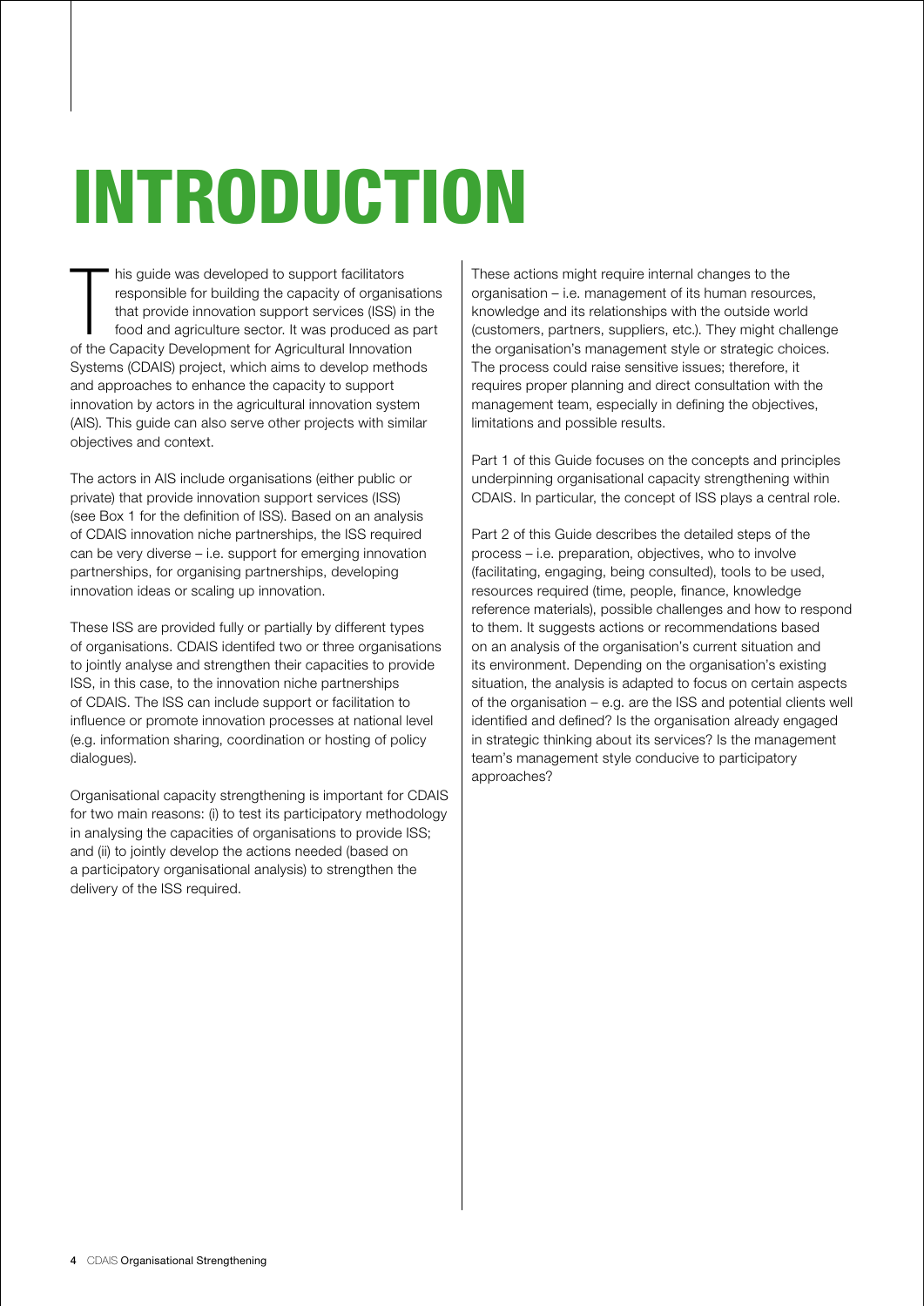# INTRODUCTION

This guide was developed to support facilitators responsible for building the capacity of organisations that provide innovation support services (ISS) in the food and agriculture sector. It was produced as part of the Capacity Development for Agricultural Innovation Systems (CDAIS) project, which aims to develop methods and approaches to enhance the capacity to support innovation by actors in the agricultural innovation system (AIS). This guide can also serve other projects with similar objectives and context.

The actors in AIS include organisations (either public or private) that provide innovation support services (ISS) (see Box 1 for the definition of ISS). Based on an analysis of CDAIS innovation niche partnerships, the ISS required can be very diverse – i.e. support for emerging innovation partnerships, for organising partnerships, developing innovation ideas or scaling up innovation.

These ISS are provided fully or partially by different types of organisations. CDAIS identifed two or three organisations to jointly analyse and strengthen their capacities to provide ISS, in this case, to the innovation niche partnerships of CDAIS. The ISS can include support or facilitation to influence or promote innovation processes at national level (e.g. information sharing, coordination or hosting of policy dialogues).

Organisational capacity strengthening is important for CDAIS for two main reasons: (i) to test its participatory methodology in analysing the capacities of organisations to provide ISS; and (ii) to jointly develop the actions needed (based on a participatory organisational analysis) to strengthen the delivery of the ISS required.

These actions might require internal changes to the organisation – i.e. management of its human resources, knowledge and its relationships with the outside world (customers, partners, suppliers, etc.). They might challenge the organisation's management style or strategic choices. The process could raise sensitive issues; therefore, it requires proper planning and direct consultation with the management team, especially in defining the objectives, limitations and possible results.

Part 1 of this Guide focuses on the concepts and principles underpinning organisational capacity strengthening within CDAIS. In particular, the concept of ISS plays a central role.

Part 2 of this Guide describes the detailed steps of the process – i.e. preparation, objectives, who to involve (facilitating, engaging, being consulted), tools to be used, resources required (time, people, finance, knowledge reference materials), possible challenges and how to respond to them. It suggests actions or recommendations based on an analysis of the organisation's current situation and its environment. Depending on the organisation's existing situation, the analysis is adapted to focus on certain aspects of the organisation – e.g. are the ISS and potential clients well identified and defined? Is the organisation already engaged in strategic thinking about its services? Is the management team's management style conducive to participatory approaches?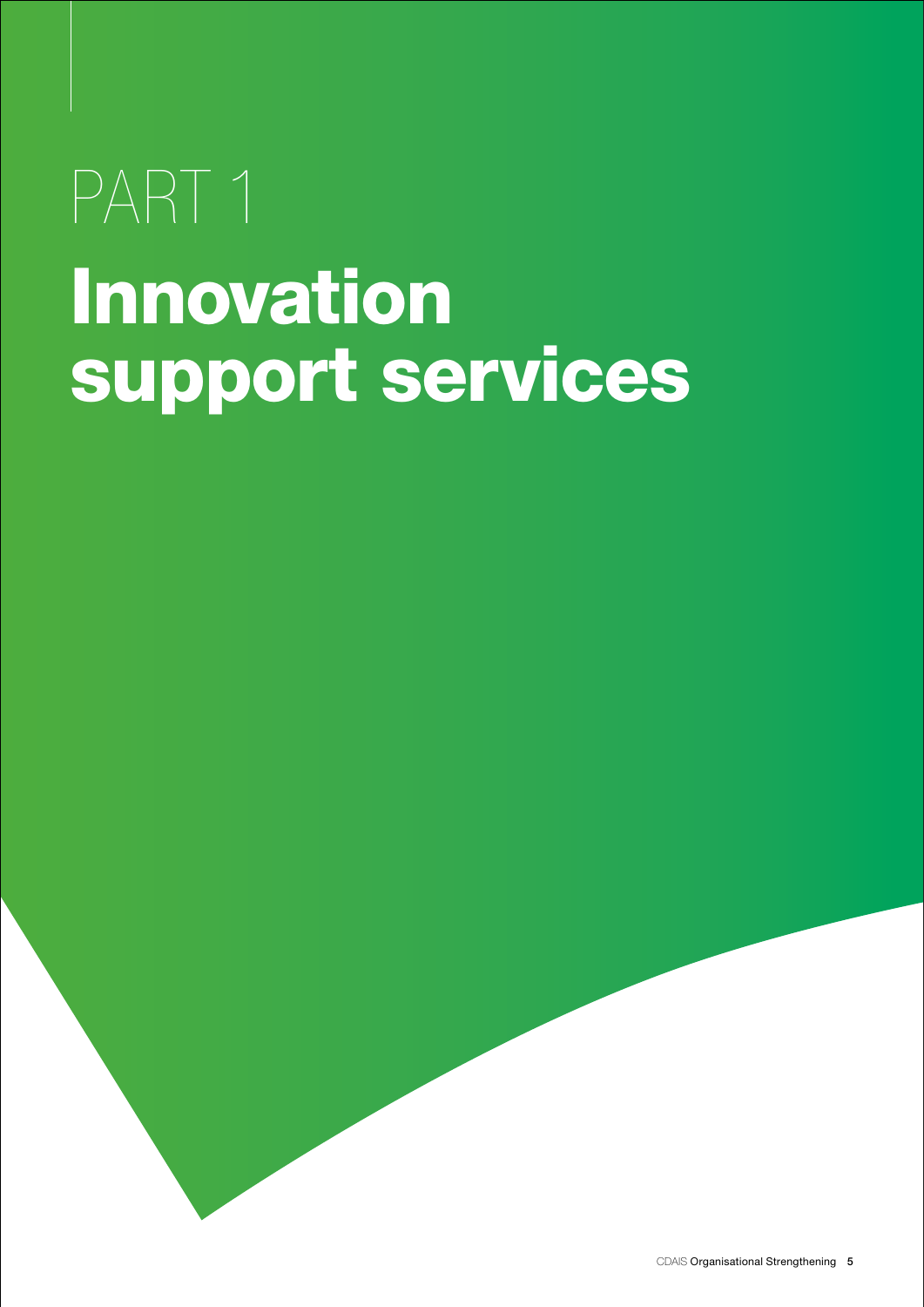# PART 1

# Innovation support services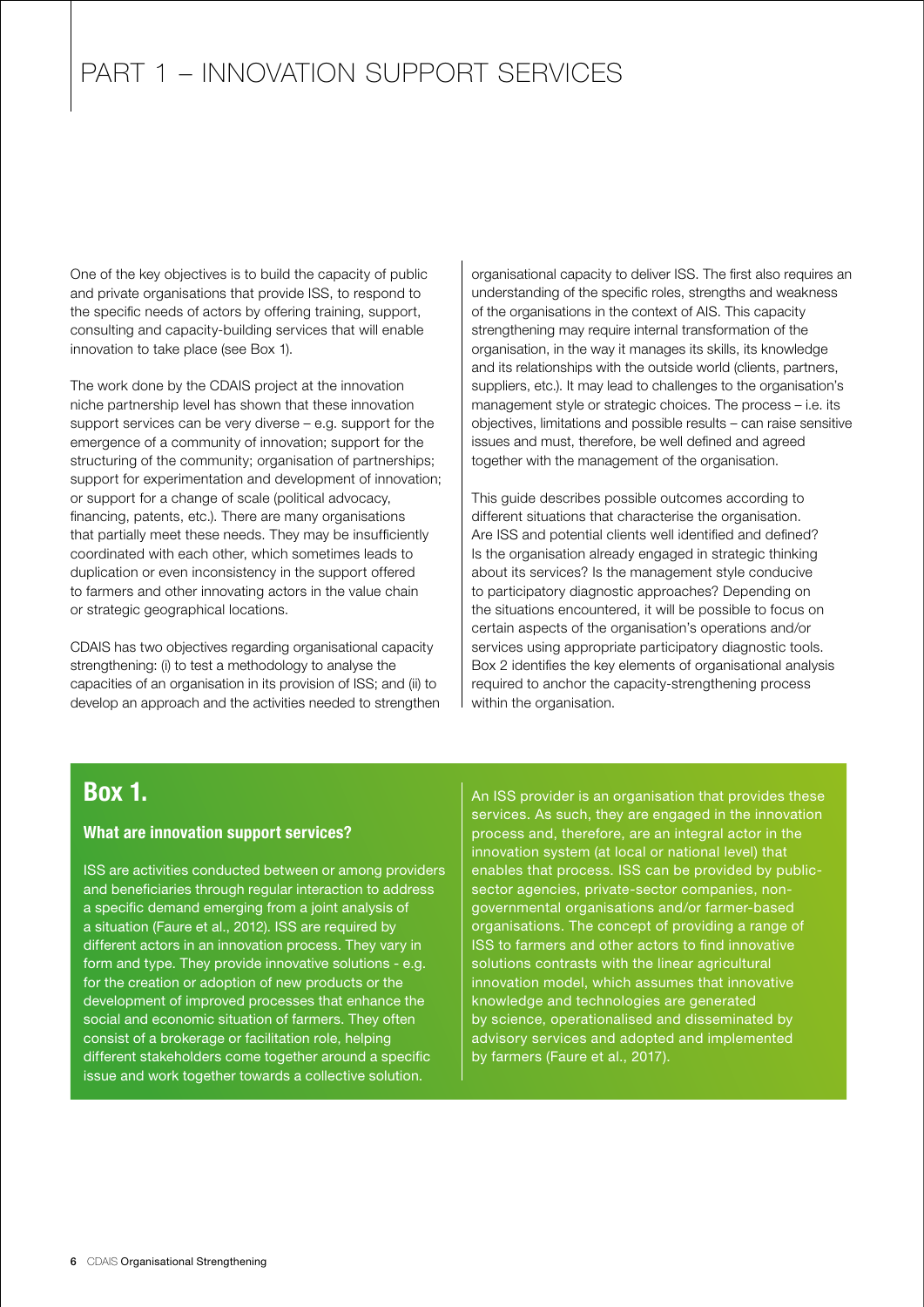# PART 1 – INNOVATION SUPPORT SERVICES

One of the key objectives is to build the capacity of public and private organisations that provide ISS, to respond to the specific needs of actors by offering training, support, consulting and capacity-building services that will enable innovation to take place (see Box 1).

The work done by the CDAIS project at the innovation niche partnership level has shown that these innovation support services can be very diverse – e.g. support for the emergence of a community of innovation; support for the structuring of the community; organisation of partnerships; support for experimentation and development of innovation; or support for a change of scale (political advocacy, financing, patents, etc.). There are many organisations that partially meet these needs. They may be insufficiently coordinated with each other, which sometimes leads to duplication or even inconsistency in the support offered to farmers and other innovating actors in the value chain or strategic geographical locations.

CDAIS has two objectives regarding organisational capacity strengthening: (i) to test a methodology to analyse the capacities of an organisation in its provision of ISS; and (ii) to develop an approach and the activities needed to strengthen organisational capacity to deliver ISS. The first also requires an understanding of the specific roles, strengths and weakness of the organisations in the context of AIS. This capacity strengthening may require internal transformation of the organisation, in the way it manages its skills, its knowledge and its relationships with the outside world (clients, partners, suppliers, etc.). It may lead to challenges to the organisation's management style or strategic choices. The process – i.e. its objectives, limitations and possible results – can raise sensitive issues and must, therefore, be well defined and agreed together with the management of the organisation.

This guide describes possible outcomes according to different situations that characterise the organisation. Are ISS and potential clients well identified and defined? Is the organisation already engaged in strategic thinking about its services? Is the management style conducive to participatory diagnostic approaches? Depending on the situations encountered, it will be possible to focus on certain aspects of the organisation's operations and/or services using appropriate participatory diagnostic tools. Box 2 identifies the key elements of organisational analysis required to anchor the capacity-strengthening process within the organisation.

## Box 1.

### What are innovation support services?

ISS are activities conducted between or among providers and beneficiaries through regular interaction to address a specific demand emerging from a joint analysis of a situation (Faure et al., 2012). ISS are required by different actors in an innovation process. They vary in form and type. They provide innovative solutions - e.g. for the creation or adoption of new products or the development of improved processes that enhance the social and economic situation of farmers. They often consist of a brokerage or facilitation role, helping different stakeholders come together around a specific issue and work together towards a collective solution.

An ISS provider is an organisation that provides these services. As such, they are engaged in the innovation process and, therefore, are an integral actor in the innovation system (at local or national level) that enables that process. ISS can be provided by public-sector agencies, private-sector companies, non-governmental organisations and/or farmer-based organisations. The concept of providing a range of ISS to farmers and other actors to find innovative solutions contrasts with the linear agricultural innovation model, which assumes that innovative knowledge and technologies are generated by science, operationalised and disseminated by advisory services and adopted and implemented by farmers (Faure et al., 2017).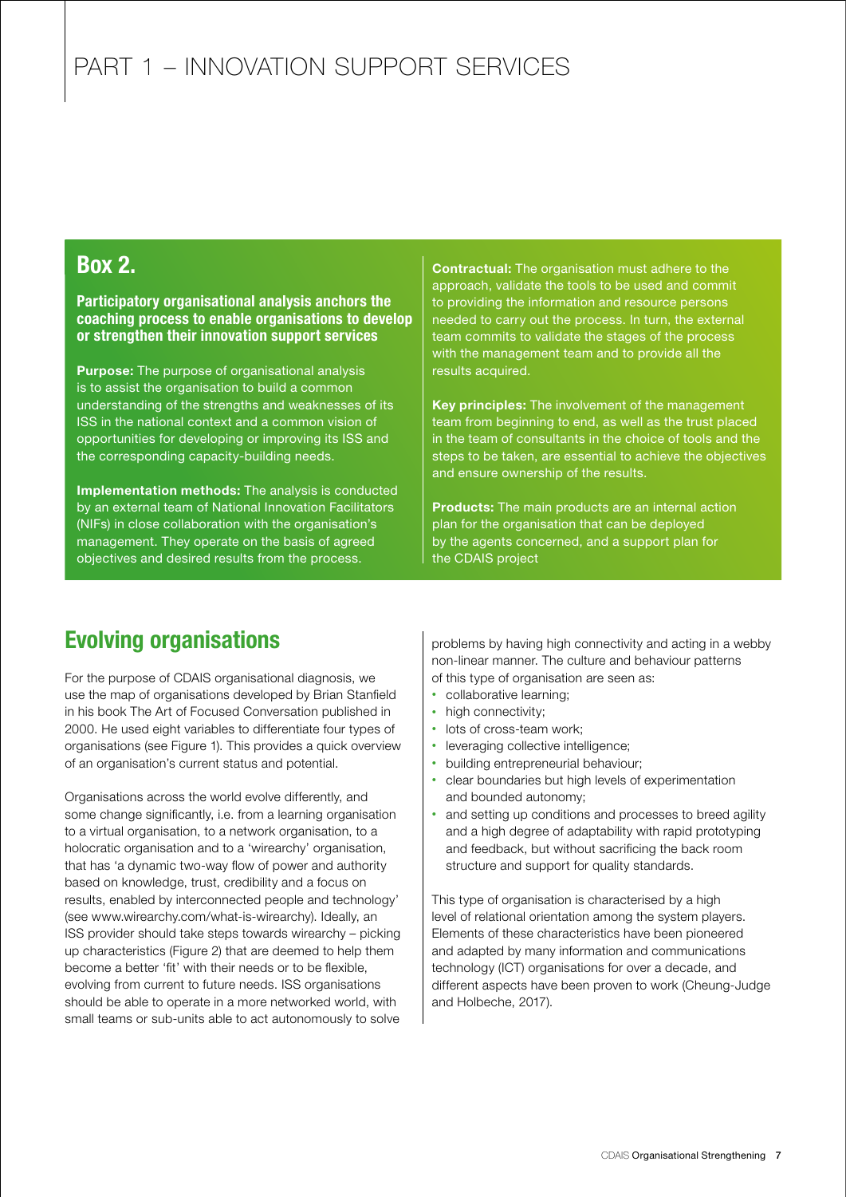## Box 2.

**Participatory organisational analysis anchors the coaching process to enable organisations to develop or strengthen their innovation support services**

**Purpose:** The purpose of organisational analysis is to assist the organisation to build a common understanding of the strengths and weaknesses of its ISS in the national context and a common vision of opportunities for developing or improving its ISS and the corresponding capacity-building needs.

**Implementation methods:** The analysis is conducted by an external team of National Innovation Facilitators (NIFs) in close collaboration with the organisation's management. They operate on the basis of agreed objectives and desired results from the process.

**Contractual:** The organisation must adhere to the approach, validate the tools to be used and commit to providing the information and resource persons needed to carry out the process. In turn, the external team commits to validate the stages of the process with the management team and to provide all the results acquired.

**Key principles:** The involvement of the management team from beginning to end, as well as the trust placed in the team of consultants in the choice of tools and the steps to be taken, are essential to achieve the objectives and ensure ownership of the results.

**Products:** The main products are an internal action plan for the organisation that can be deployed by the agents concerned, and a support plan for the CDAIS project

## Evolving organisations

For the purpose of CDAIS organisational diagnosis, we use the map of organisations developed by Brian Stanfield in his book The Art of Focused Conversation published in 2000. He used eight variables to differentiate four types of organisations (see Figure 1). This provides a quick overview of an organisation's current status and potential.

Organisations across the world evolve differently, and some change significantly, i.e. from a learning organisation to a virtual organisation, to a network organisation, to a holocratic organisation and to a 'wirearchy' organisation, that has 'a dynamic two-way flow of power and authority based on knowledge, trust, credibility and a focus on results, enabled by interconnected people and technology' (see www.wirearchy.com/what-is-wirearchy). Ideally, an ISS provider should take steps towards wirearchy – picking up characteristics (Figure 2) that are deemed to help them become a better 'fit' with their needs or to be flexible, evolving from current to future needs. ISS organisations should be able to operate in a more networked world, with small teams or sub-units able to act autonomously to solve problems by having high connectivity and acting in a webby non-linear manner. The culture and behaviour patterns of this type of organisation are seen as:

- collaborative learning;
- high connectivity;
- lots of cross-team work;
- leveraging collective intelligence;
- building entrepreneurial behaviour;
- clear boundaries but high levels of experimentation and bounded autonomy;
- and setting up conditions and processes to breed agility and a high degree of adaptability with rapid prototyping and feedback, but without sacrificing the back room structure and support for quality standards.

This type of organisation is characterised by a high level of relational orientation among the system players. Elements of these characteristics have been pioneered and adapted by many information and communications technology (ICT) organisations for over a decade, and different aspects have been proven to work (Cheung-Judge and Holbeche, 2017).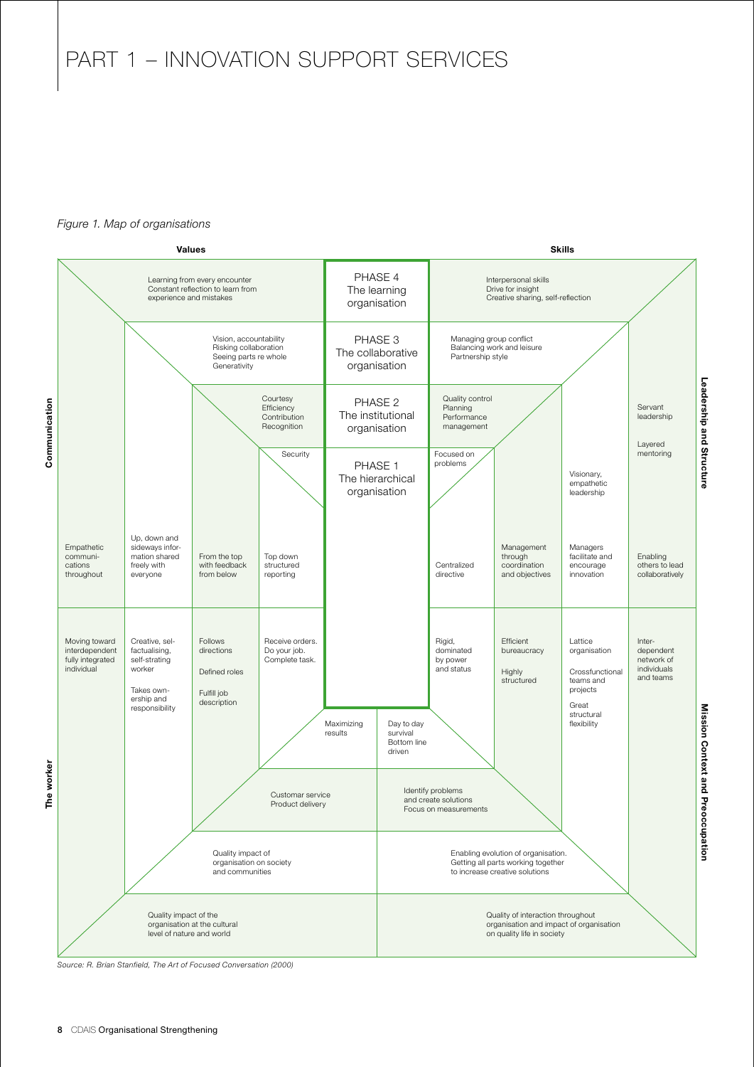# PART 1 – INNOVATION SUPPORT SERVICES

*Figure 1. Map of organisations*

**Values**

**Skills**

**Communication**

**The worker**

**Leadership and Structure**

**Mission Context and Preoccupation**

PHASE 4
The learning organisation

Learning from every encounter
Constant reflection to learn from experience and mistakes

Interpersonal skills
Drive for insight
Creative sharing, self-reflection

PHASE 3
The collaborative organisation

Vision, accountability
Risking collaboration
Seeing parts re whole
Generativity

Managing group conflict
Balancing work and leisure
Partnership style

PHASE 2
The institutional organisation

Courtesy
Efficiency
Contribution
Recognition

Quality control
Planning
Performance management

PHASE 1
The hierarchical organisation

Security

Focused on problems

Servant leadership

Layered mentoring

Visionary, empathetic leadership

Empathetic communications throughout

Up, down and sideways information shared freely with everyone

From the top with feedback from below

Top down structured reporting

Centralized directive

Management through coordination and objectives

Managers facilitate and encourage innovation

Enabling others to lead collaboratively

Moving toward interdependent fully integrated individual

Creative, selfactualising, self-strating worker

Takes ownership and responsibility

Follows directions

Defined roles

Fulfill job description

Receive orders. Do your job. Complete task.

Rigid, dominated by power and status

Efficient bureaucracy

Highly structured

Lattice organisation

Crossfunctional teams and projects

Great structural flexibility

Interdependent network of individuals and teams

Maximizing results

Day to day survival
Bottom line driven

Customar service
Product delivery

Identify problems and create solutions
Focus on measurements

Quality impact of organisation on society and communities

Enabling evolution of organisation. Getting all parts working together to increase creative solutions

Quality impact of the organisation at the cultural level of nature and world

Quality of interaction throughout organisation and impact of organisation on quality life in society

*Source: R. Brian Stanfield, The Art of Focused Conversation (2000)*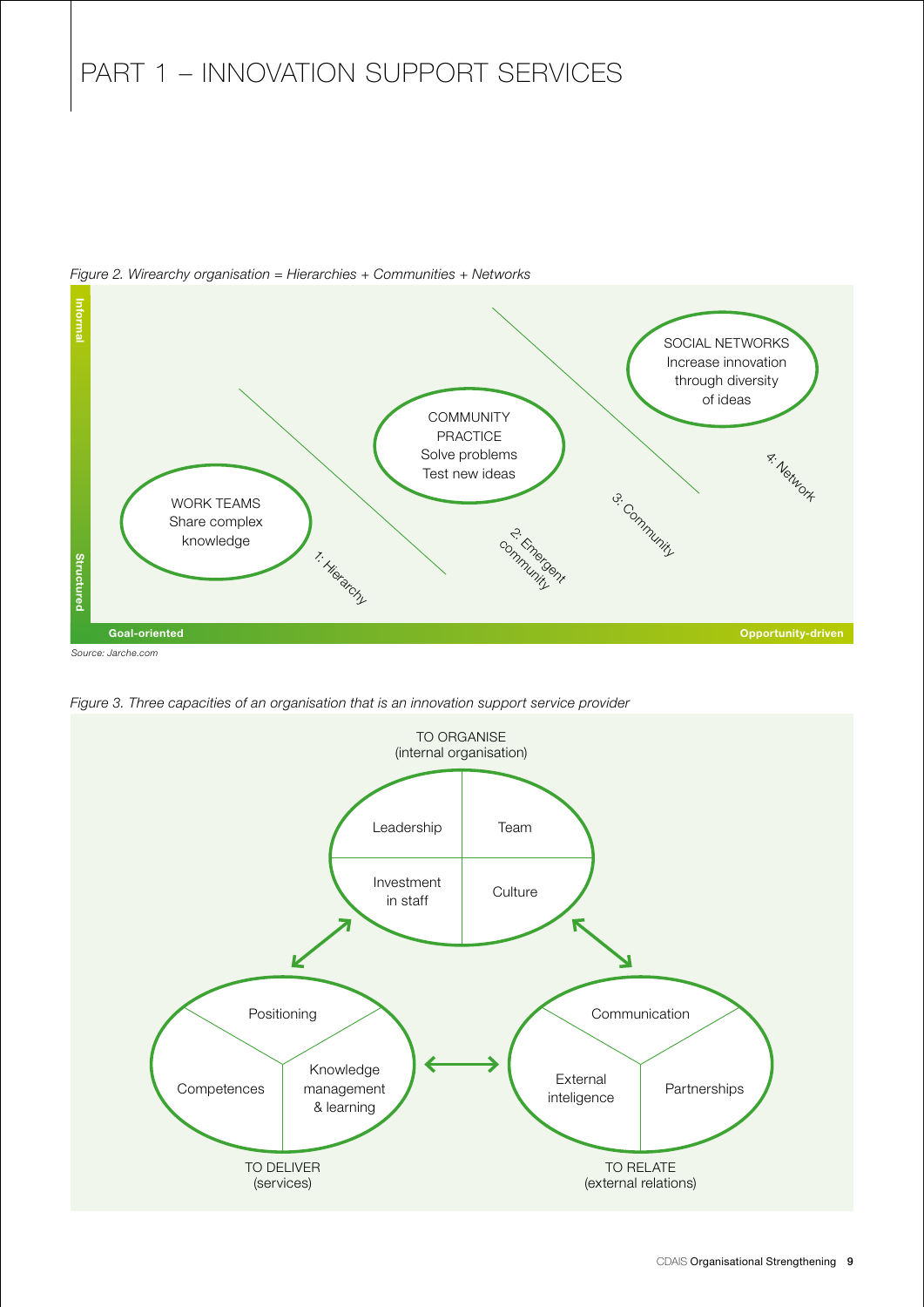# PART 1 – INNOVATION SUPPORT SERVICES

*Figure 2. Wirearchy organisation = Hierarchies + Communities + Networks*

Informal

Structured

WORK TEAMS
Share complex knowledge

COMMUNITY PRACTICE
Solve problems
Test new ideas

SOCIAL NETWORKS
Increase innovation through diversity of ideas

1: Hierarchy

2: Emergent community

3: Community

4: Network

Goal-oriented

Opportunity-driven

*Source: Jarche.com*

*Figure 3. Three capacities of an organisation that is an innovation support service provider*

TO ORGANISE
(internal organisation)

Leadership | Team | Investment in staff | Culture

TO DELIVER
(services)

Positioning | Competences | Knowledge management & learning

TO RELATE
(external relations)

Communication | External inteligence | Partnerships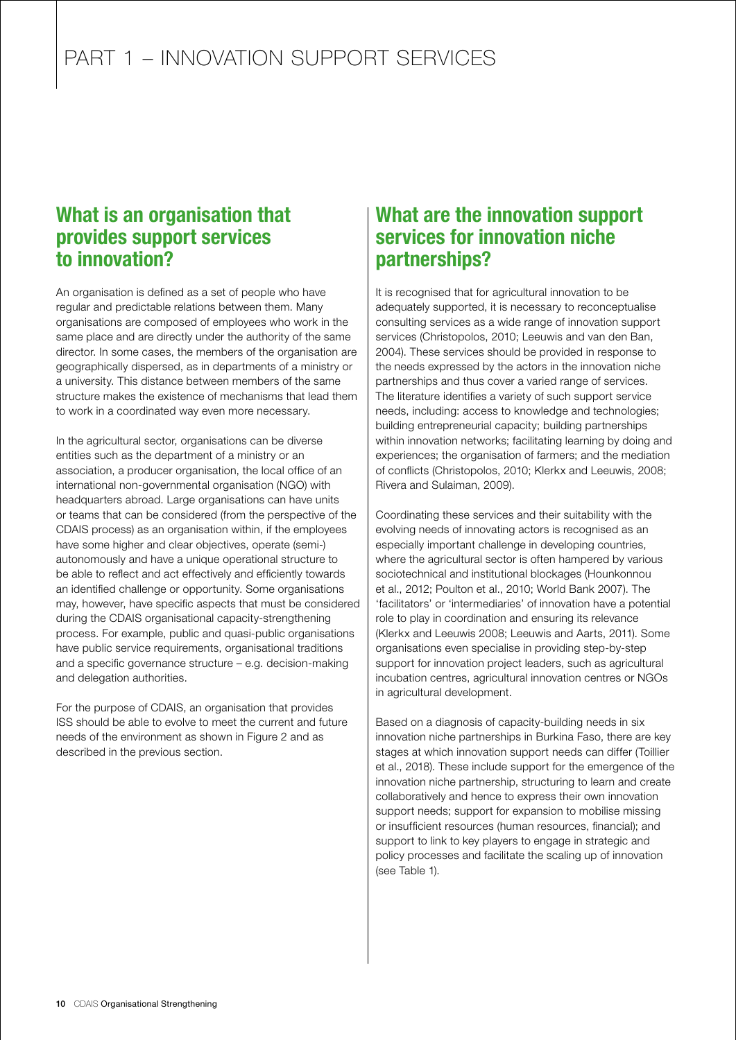# PART 1 – INNOVATION SUPPORT SERVICES

## What is an organisation that provides support services to innovation?

An organisation is defined as a set of people who have regular and predictable relations between them. Many organisations are composed of employees who work in the same place and are directly under the authority of the same director. In some cases, the members of the organisation are geographically dispersed, as in departments of a ministry or a university. This distance between members of the same structure makes the existence of mechanisms that lead them to work in a coordinated way even more necessary.

In the agricultural sector, organisations can be diverse entities such as the department of a ministry or an association, a producer organisation, the local office of an international non-governmental organisation (NGO) with headquarters abroad. Large organisations can have units or teams that can be considered (from the perspective of the CDAIS process) as an organisation within, if the employees have some higher and clear objectives, operate (semi-) autonomously and have a unique operational structure to be able to reflect and act effectively and efficiently towards an identified challenge or opportunity. Some organisations may, however, have specific aspects that must be considered during the CDAIS organisational capacity-strengthening process. For example, public and quasi-public organisations have public service requirements, organisational traditions and a specific governance structure – e.g. decision-making and delegation authorities.

For the purpose of CDAIS, an organisation that provides ISS should be able to evolve to meet the current and future needs of the environment as shown in Figure 2 and as described in the previous section.

## What are the innovation support services for innovation niche partnerships?

It is recognised that for agricultural innovation to be adequately supported, it is necessary to reconceptualise consulting services as a wide range of innovation support services (Christopolos, 2010; Leeuwis and van den Ban, 2004). These services should be provided in response to the needs expressed by the actors in the innovation niche partnerships and thus cover a varied range of services. The literature identifies a variety of such support service needs, including: access to knowledge and technologies; building entrepreneurial capacity; building partnerships within innovation networks; facilitating learning by doing and experiences; the organisation of farmers; and the mediation of conflicts (Christopolos, 2010; Klerkx and Leeuwis, 2008; Rivera and Sulaiman, 2009).

Coordinating these services and their suitability with the evolving needs of innovating actors is recognised as an especially important challenge in developing countries, where the agricultural sector is often hampered by various sociotechnical and institutional blockages (Hounkonnou et al., 2012; Poulton et al., 2010; World Bank 2007). The 'facilitators' or 'intermediaries' of innovation have a potential role to play in coordination and ensuring its relevance (Klerkx and Leeuwis 2008; Leeuwis and Aarts, 2011). Some organisations even specialise in providing step-by-step support for innovation project leaders, such as agricultural incubation centres, agricultural innovation centres or NGOs in agricultural development.

Based on a diagnosis of capacity-building needs in six innovation niche partnerships in Burkina Faso, there are key stages at which innovation support needs can differ (Toillier et al., 2018). These include support for the emergence of the innovation niche partnership, structuring to learn and create collaboratively and hence to express their own innovation support needs; support for expansion to mobilise missing or insufficient resources (human resources, financial); and support to link to key players to engage in strategic and policy processes and facilitate the scaling up of innovation (see Table 1).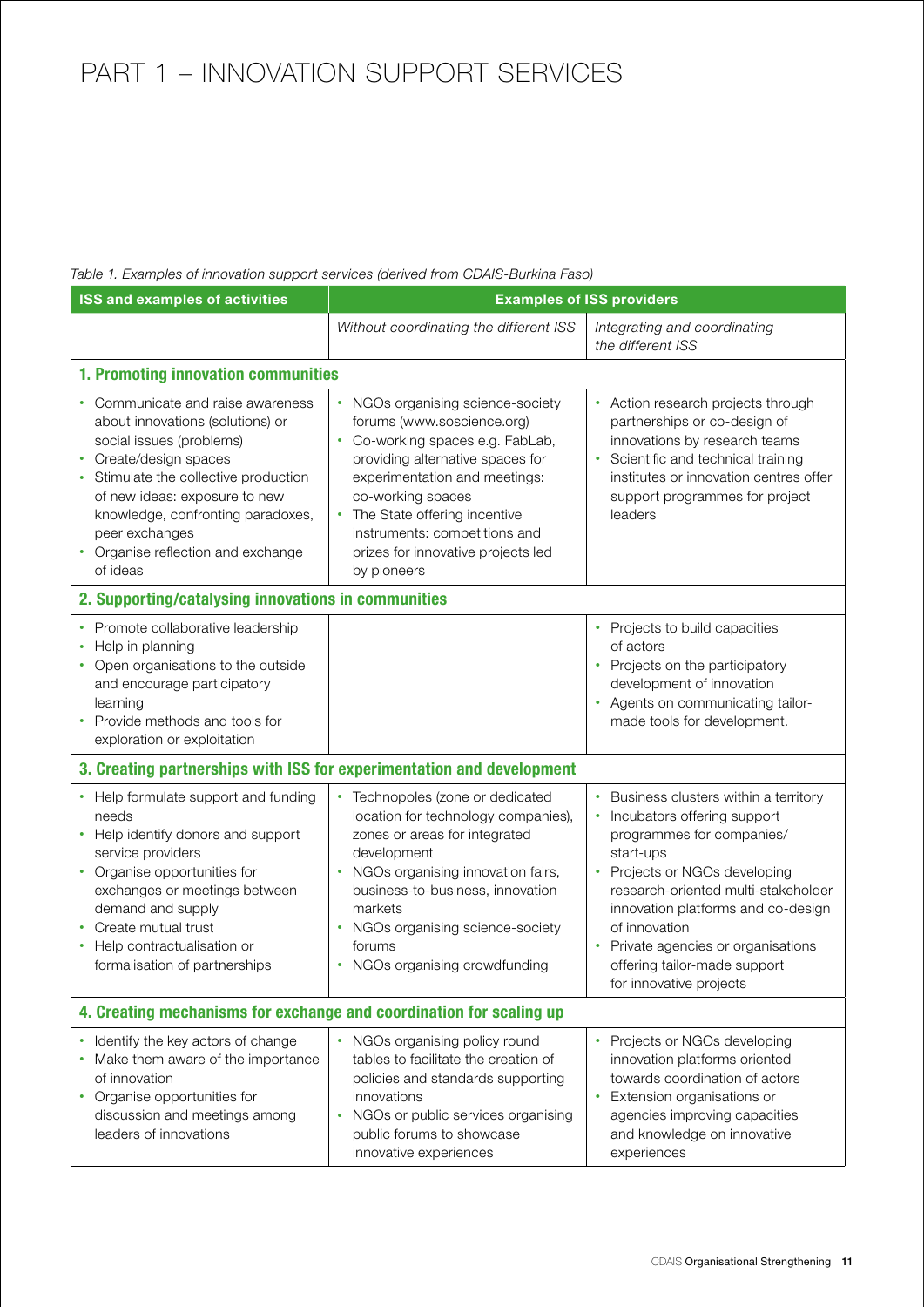# PART 1 – INNOVATION SUPPORT SERVICES

*Table 1. Examples of innovation support services (derived from CDAIS-Burkina Faso)*

| ISS and examples of activities | Examples of ISS providers | |
|---|---|---|
| | *Without coordinating the different ISS* | *Integrating and coordinating the different ISS* |
| **1. Promoting innovation communities** | | |
| • Communicate and raise awareness about innovations (solutions) or social issues (problems)<br>• Create/design spaces<br>• Stimulate the collective production of new ideas: exposure to new knowledge, confronting paradoxes, peer exchanges<br>• Organise reflection and exchange of ideas | • NGOs organising science-society forums (www.soscience.org)<br>• Co-working spaces e.g. FabLab, providing alternative spaces for experimentation and meetings: co-working spaces<br>• The State offering incentive instruments: competitions and prizes for innovative projects led by pioneers | • Action research projects through partnerships or co-design of innovations by research teams<br>• Scientific and technical training institutes or innovation centres offer support programmes for project leaders |
| **2. Supporting/catalysing innovations in communities** | | |
| • Promote collaborative leadership<br>• Help in planning<br>• Open organisations to the outside and encourage participatory learning<br>• Provide methods and tools for exploration or exploitation | | • Projects to build capacities of actors<br>• Projects on the participatory development of innovation<br>• Agents on communicating tailor-made tools for development. |
| **3. Creating partnerships with ISS for experimentation and development** | | |
| • Help formulate support and funding needs<br>• Help identify donors and support service providers<br>• Organise opportunities for exchanges or meetings between demand and supply<br>• Create mutual trust<br>• Help contractualisation or formalisation of partnerships | • Technopoles (zone or dedicated location for technology companies), zones or areas for integrated development<br>• NGOs organising innovation fairs, business-to-business, innovation markets<br>• NGOs organising science-society forums<br>• NGOs organising crowdfunding | • Business clusters within a territory<br>• Incubators offering support programmes for companies/ start-ups<br>• Projects or NGOs developing research-oriented multi-stakeholder innovation platforms and co-design of innovation<br>• Private agencies or organisations offering tailor-made support for innovative projects |
| **4. Creating mechanisms for exchange and coordination for scaling up** | | |
| • Identify the key actors of change<br>• Make them aware of the importance of innovation<br>• Organise opportunities for discussion and meetings among leaders of innovations | • NGOs organising policy round tables to facilitate the creation of policies and standards supporting innovations<br>• NGOs or public services organising public forums to showcase innovative experiences | • Projects or NGOs developing innovation platforms oriented towards coordination of actors<br>• Extension organisations or agencies improving capacities and knowledge on innovative experiences |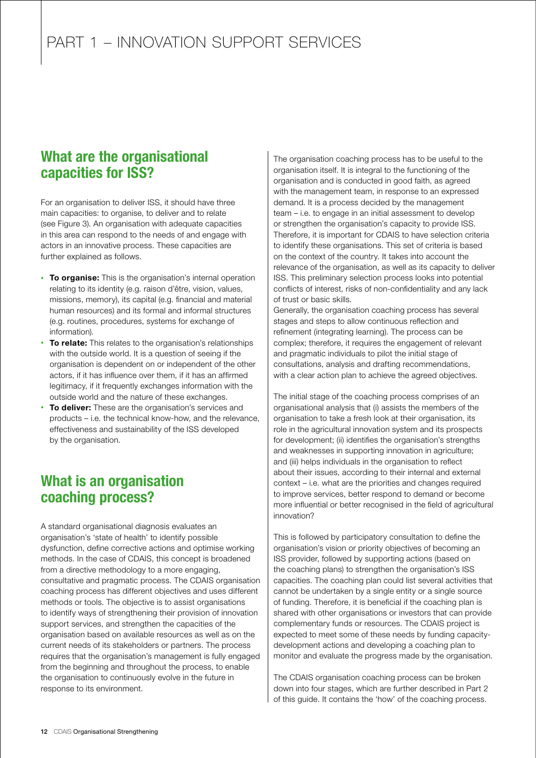## What are the organisational capacities for ISS?

For an organisation to deliver ISS, it should have three main capacities: to organise, to deliver and to relate (see Figure 3). An organisation with adequate capacities in this area can respond to the needs of and engage with actors in an innovative process. These capacities are further explained as follows.

- **To organise:** This is the organisation's internal operation relating to its identity (e.g. raison d'être, vision, values, missions, memory), its capital (e.g. financial and material human resources) and its formal and informal structures (e.g. routines, procedures, systems for exchange of information).
- **To relate:** This relates to the organisation's relationships with the outside world. It is a question of seeing if the organisation is dependent on or independent of the other actors, if it has influence over them, if it has an affirmed legitimacy, if it frequently exchanges information with the outside world and the nature of these exchanges.
- **To deliver:** These are the organisation's services and products – i.e. the technical know-how, and the relevance, effectiveness and sustainability of the ISS developed by the organisation.

## What is an organisation coaching process?

A standard organisational diagnosis evaluates an organisation's 'state of health' to identify possible dysfunction, define corrective actions and optimise working methods. In the case of CDAIS, this concept is broadened from a directive methodology to a more engaging, consultative and pragmatic process. The CDAIS organisation coaching process has different objectives and uses different methods or tools. The objective is to assist organisations to identify ways of strengthening their provision of innovation support services, and strengthen the capacities of the organisation based on available resources as well as on the current needs of its stakeholders or partners. The process requires that the organisation's management is fully engaged from the beginning and throughout the process, to enable the organisation to continuously evolve in the future in response to its environment.

The organisation coaching process has to be useful to the organisation itself. It is integral to the functioning of the organisation and is conducted in good faith, as agreed with the management team, in response to an expressed demand. It is a process decided by the management team – i.e. to engage in an initial assessment to develop or strengthen the organisation's capacity to provide ISS. Therefore, it is important for CDAIS to have selection criteria to identify these organisations. This set of criteria is based on the context of the country. It takes into account the relevance of the organisation, as well as its capacity to deliver ISS. This preliminary selection process looks into potential conflicts of interest, risks of non-confidentiality and any lack of trust or basic skills.
Generally, the organisation coaching process has several stages and steps to allow continuous reflection and refinement (integrating learning). The process can be complex; therefore, it requires the engagement of relevant and pragmatic individuals to pilot the initial stage of consultations, analysis and drafting recommendations, with a clear action plan to achieve the agreed objectives.

The initial stage of the coaching process comprises of an organisational analysis that (i) assists the members of the organisation to take a fresh look at their organisation, its role in the agricultural innovation system and its prospects for development; (ii) identifies the organisation's strengths and weaknesses in supporting innovation in agriculture; and (iii) helps individuals in the organisation to reflect about their issues, according to their internal and external context – i.e. what are the priorities and changes required to improve services, better respond to demand or become more influential or better recognised in the field of agricultural innovation?

This is followed by participatory consultation to define the organisation's vision or priority objectives of becoming an ISS provider, followed by supporting actions (based on the coaching plans) to strengthen the organisation's ISS capacities. The coaching plan could list several activities that cannot be undertaken by a single entity or a single source of funding. Therefore, it is beneficial if the coaching plan is shared with other organisations or investors that can provide complementary funds or resources. The CDAIS project is expected to meet some of these needs by funding capacity-development actions and developing a coaching plan to monitor and evaluate the progress made by the organisation.

The CDAIS organisation coaching process can be broken down into four stages, which are further described in Part 2 of this guide. It contains the 'how' of the coaching process.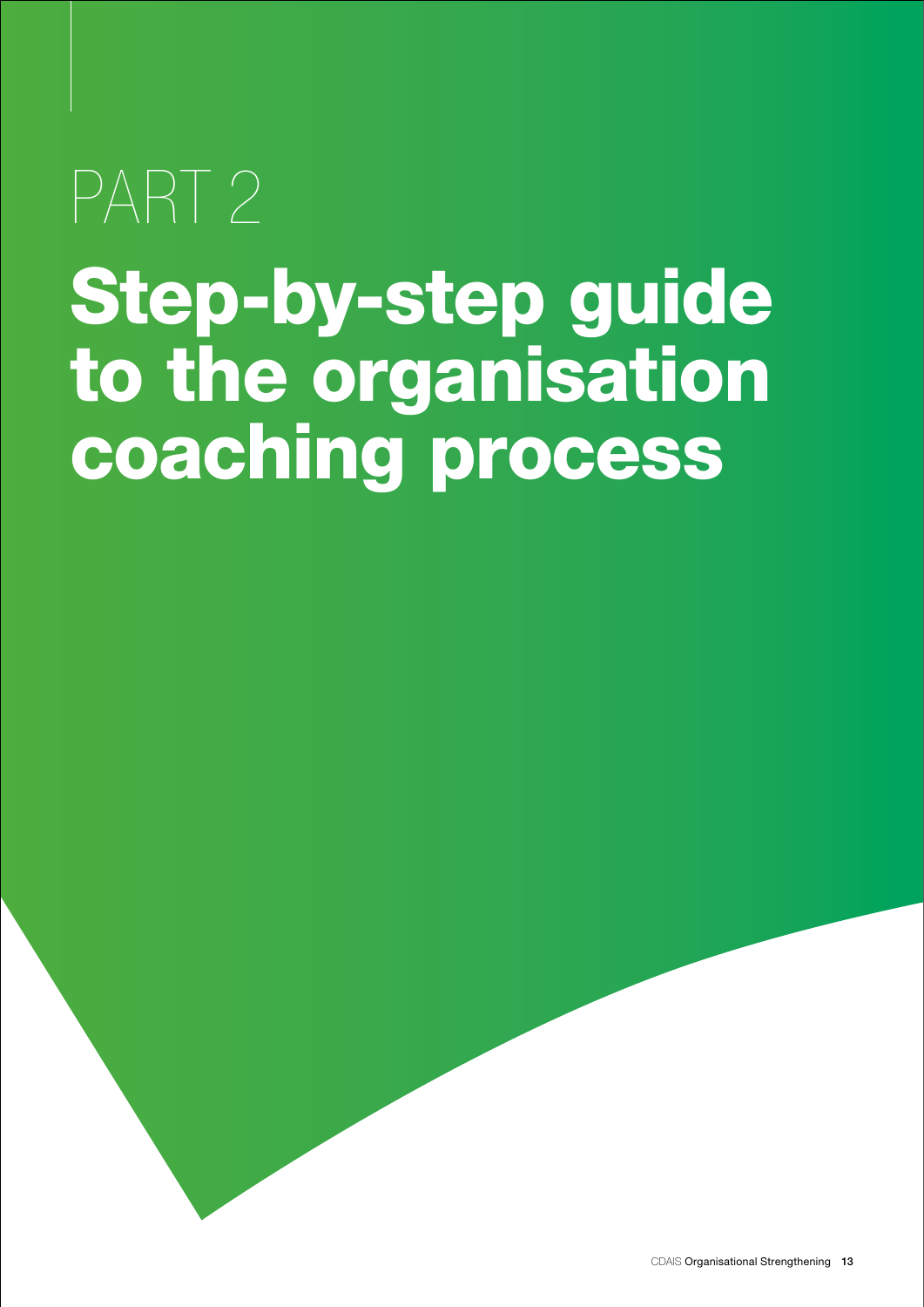# PART 2

# Step-by-step guide to the organisation coaching process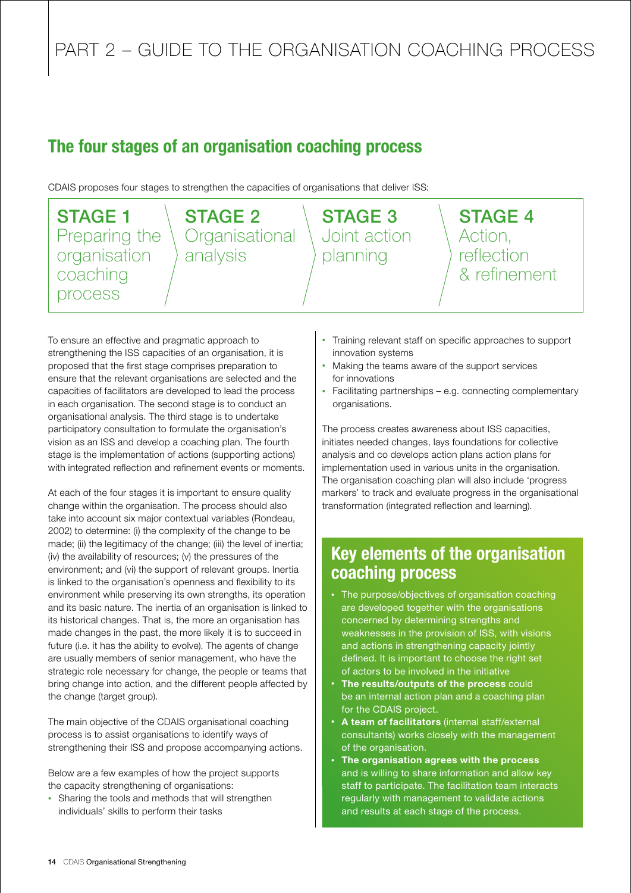# PART 2 – GUIDE TO THE ORGANISATION COACHING PROCESS

## The four stages of an organisation coaching process

CDAIS proposes four stages to strengthen the capacities of organisations that deliver ISS:

**STAGE 1** Preparing the organisation coaching process

**STAGE 2** Organisational analysis

**STAGE 3** Joint action planning

**STAGE 4** Action, reflection & refinement

To ensure an effective and pragmatic approach to strengthening the ISS capacities of an organisation, it is proposed that the first stage comprises preparation to ensure that the relevant organisations are selected and the capacities of facilitators are developed to lead the process in each organisation. The second stage is to conduct an organisational analysis. The third stage is to undertake participatory consultation to formulate the organisation's vision as an ISS and develop a coaching plan. The fourth stage is the implementation of actions (supporting actions) with integrated reflection and refinement events or moments.

At each of the four stages it is important to ensure quality change within the organisation. The process should also take into account six major contextual variables (Rondeau, 2002) to determine: (i) the complexity of the change to be made; (ii) the legitimacy of the change; (iii) the level of inertia; (iv) the availability of resources; (v) the pressures of the environment; and (vi) the support of relevant groups. Inertia is linked to the organisation's openness and flexibility to its environment while preserving its own strengths, its operation and its basic nature. The inertia of an organisation is linked to its historical changes. That is, the more an organisation has made changes in the past, the more likely it is to succeed in future (i.e. it has the ability to evolve). The agents of change are usually members of senior management, who have the strategic role necessary for change, the people or teams that bring change into action, and the different people affected by the change (target group).

The main objective of the CDAIS organisational coaching process is to assist organisations to identify ways of strengthening their ISS and propose accompanying actions.

Below are a few examples of how the project supports the capacity strengthening of organisations:

- Sharing the tools and methods that will strengthen individuals' skills to perform their tasks
- Training relevant staff on specific approaches to support innovation systems
- Making the teams aware of the support services for innovations
- Facilitating partnerships – e.g. connecting complementary organisations.

The process creates awareness about ISS capacities, initiates needed changes, lays foundations for collective analysis and co develops action plans action plans for implementation used in various units in the organisation. The organisation coaching plan will also include 'progress markers' to track and evaluate progress in the organisational transformation (integrated reflection and learning).

## Key elements of the organisation coaching process

- The purpose/objectives of organisation coaching are developed together with the organisations concerned by determining strengths and weaknesses in the provision of ISS, with visions and actions in strengthening capacity jointly defined. It is important to choose the right set of actors to be involved in the initiative
- **The results/outputs of the process** could be an internal action plan and a coaching plan for the CDAIS project.
- **A team of facilitators** (internal staff/external consultants) works closely with the management of the organisation.
- **The organisation agrees with the process** and is willing to share information and allow key staff to participate. The facilitation team interacts regularly with management to validate actions and results at each stage of the process.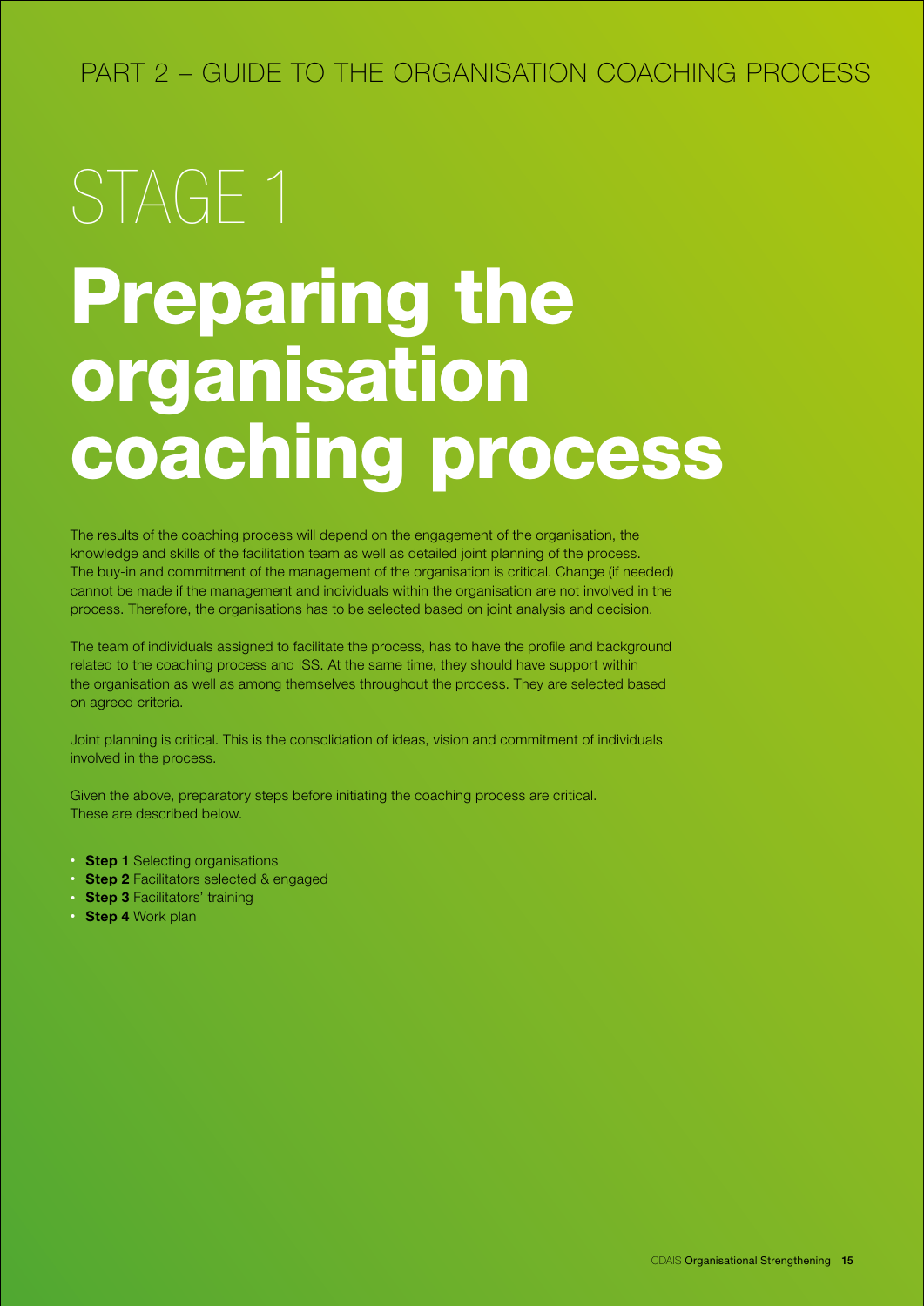PART 2 – GUIDE TO THE ORGANISATION COACHING PROCESS

# STAGE 1

# Preparing the organisation coaching process

The results of the coaching process will depend on the engagement of the organisation, the knowledge and skills of the facilitation team as well as detailed joint planning of the process. The buy-in and commitment of the management of the organisation is critical. Change (if needed) cannot be made if the management and individuals within the organisation are not involved in the process. Therefore, the organisations has to be selected based on joint analysis and decision.

The team of individuals assigned to facilitate the process, has to have the profile and background related to the coaching process and ISS. At the same time, they should have support within the organisation as well as among themselves throughout the process. They are selected based on agreed criteria.

Joint planning is critical. This is the consolidation of ideas, vision and commitment of individuals involved in the process.

Given the above, preparatory steps before initiating the coaching process are critical. These are described below.

- **Step 1** Selecting organisations
- **Step 2** Facilitators selected & engaged
- **Step 3** Facilitators' training
- **Step 4** Work plan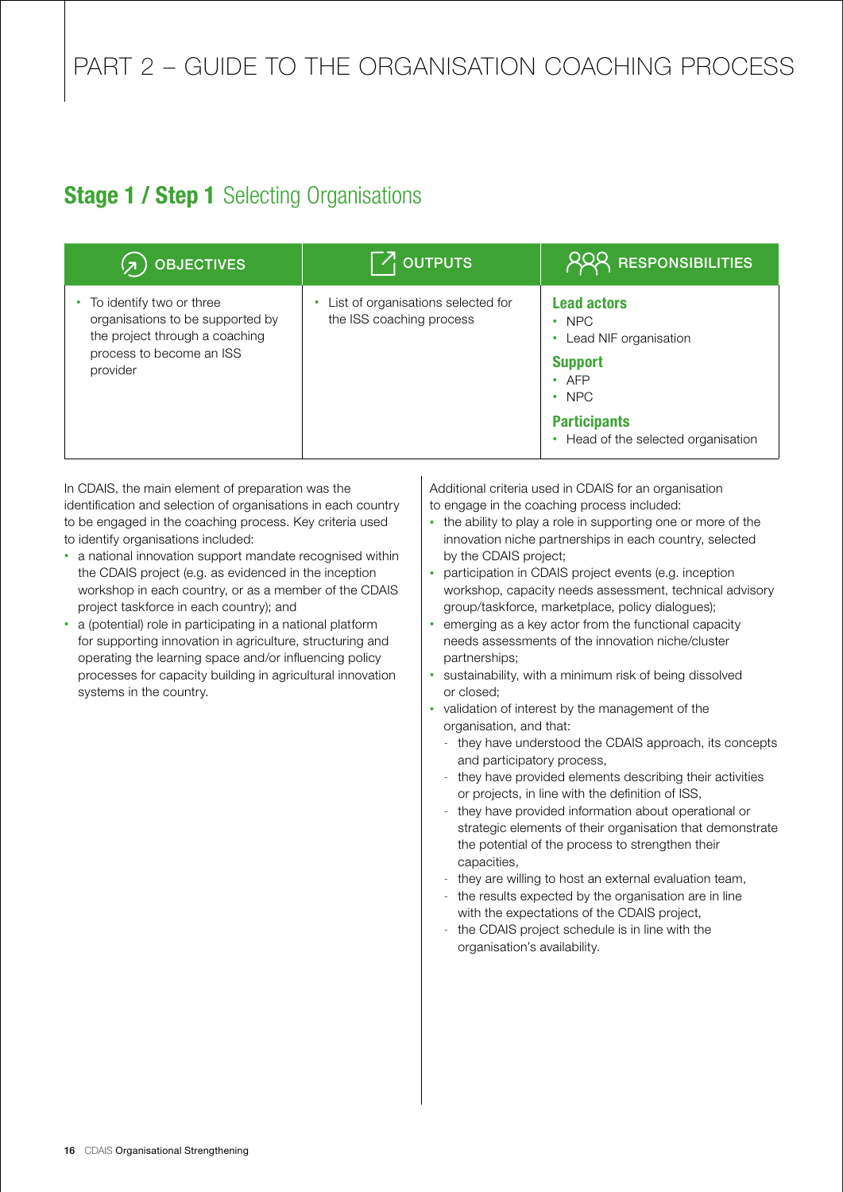# PART 2 – GUIDE TO THE ORGANISATION COACHING PROCESS

## **Stage 1 / Step 1** Selecting Organisations

| OBJECTIVES | OUTPUTS | RESPONSIBILITIES |
|---|---|---|
| • To identify two or three organisations to be supported by the project through a coaching process to become an ISS provider | • List of organisations selected for the ISS coaching process | **Lead actors**<br>• NPC<br>• Lead NIF organisation<br>**Support**<br>• AFP<br>• NPC<br>**Participants**<br>• Head of the selected organisation |

In CDAIS, the main element of preparation was the identification and selection of organisations in each country to be engaged in the coaching process. Key criteria used to identify organisations included:

- a national innovation support mandate recognised within the CDAIS project (e.g. as evidenced in the inception workshop in each country, or as a member of the CDAIS project taskforce in each country); and
- a (potential) role in participating in a national platform for supporting innovation in agriculture, structuring and operating the learning space and/or influencing policy processes for capacity building in agricultural innovation systems in the country.

Additional criteria used in CDAIS for an organisation to engage in the coaching process included:

- the ability to play a role in supporting one or more of the innovation niche partnerships in each country, selected by the CDAIS project;
- participation in CDAIS project events (e.g. inception workshop, capacity needs assessment, technical advisory group/taskforce, marketplace, policy dialogues);
- emerging as a key actor from the functional capacity needs assessments of the innovation niche/cluster partnerships;
- sustainability, with a minimum risk of being dissolved or closed;
- validation of interest by the management of the organisation, and that:
  - they have understood the CDAIS approach, its concepts and participatory process,
  - they have provided elements describing their activities or projects, in line with the definition of ISS,
  - they have provided information about operational or strategic elements of their organisation that demonstrate the potential of the process to strengthen their capacities,
  - they are willing to host an external evaluation team,
  - the results expected by the organisation are in line with the expectations of the CDAIS project,
  - the CDAIS project schedule is in line with the organisation's availability.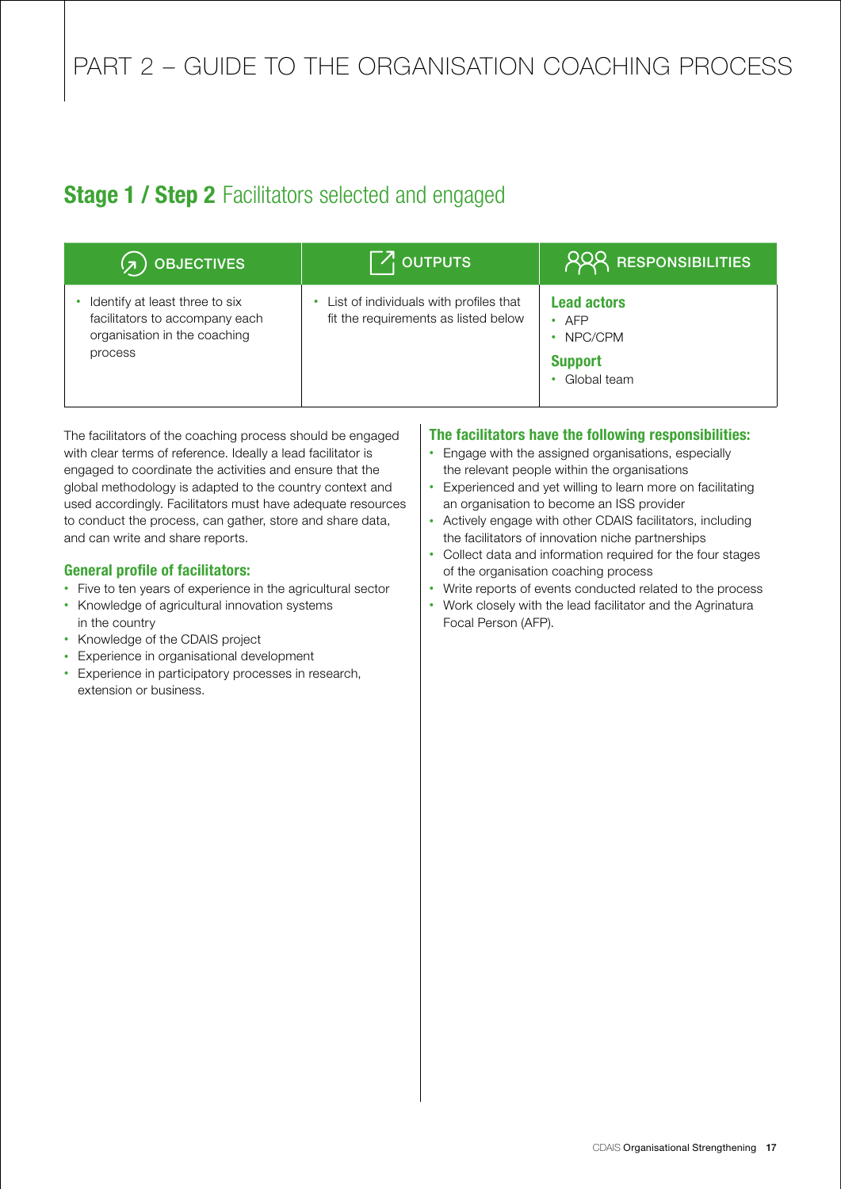## Stage 1 / Step 2 Facilitators selected and engaged

| OBJECTIVES | OUTPUTS | RESPONSIBILITIES |
|---|---|---|
| • Identify at least three to six facilitators to accompany each organisation in the coaching process | • List of individuals with profiles that fit the requirements as listed below | **Lead actors**<br>• AFP<br>• NPC/CPM<br>**Support**<br>• Global team |

The facilitators of the coaching process should be engaged with clear terms of reference. Ideally a lead facilitator is engaged to coordinate the activities and ensure that the global methodology is adapted to the country context and used accordingly. Facilitators must have adequate resources to conduct the process, can gather, store and share data, and can write and share reports.

### General profile of facilitators:

- Five to ten years of experience in the agricultural sector
- Knowledge of agricultural innovation systems in the country
- Knowledge of the CDAIS project
- Experience in organisational development
- Experience in participatory processes in research, extension or business.

### The facilitators have the following responsibilities:

- Engage with the assigned organisations, especially the relevant people within the organisations
- Experienced and yet willing to learn more on facilitating an organisation to become an ISS provider
- Actively engage with other CDAIS facilitators, including the facilitators of innovation niche partnerships
- Collect data and information required for the four stages of the organisation coaching process
- Write reports of events conducted related to the process
- Work closely with the lead facilitator and the Agrinatura Focal Person (AFP).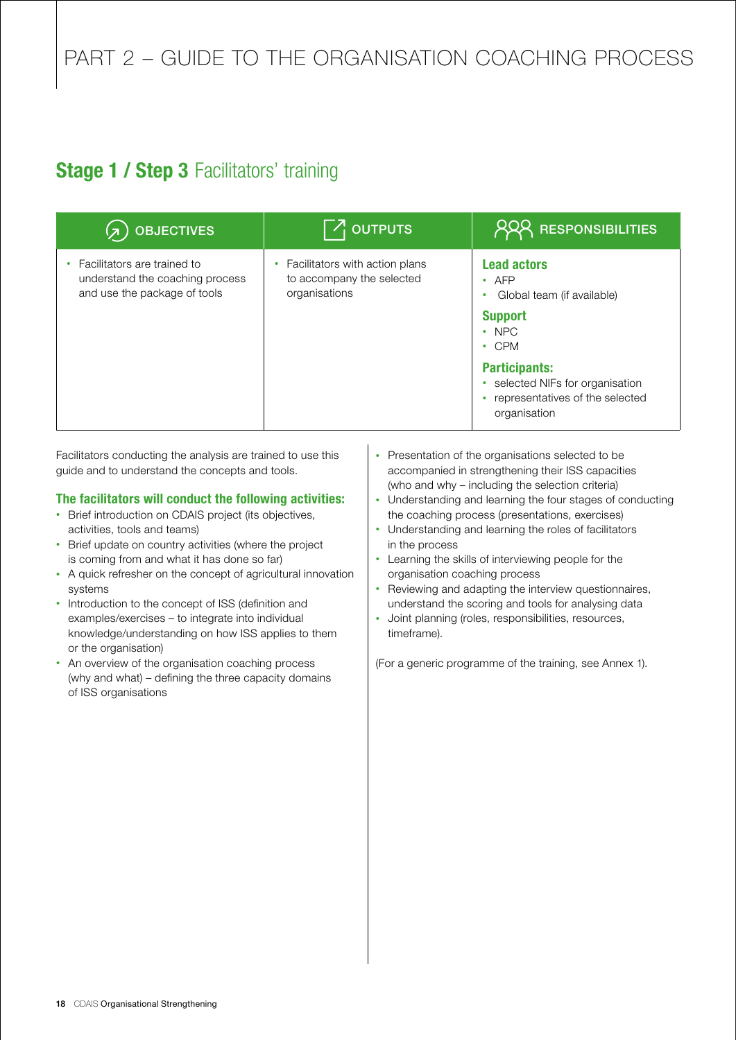# PART 2 – GUIDE TO THE ORGANISATION COACHING PROCESS

## **Stage 1 / Step 3** Facilitators' training

| OBJECTIVES | OUTPUTS | RESPONSIBILITIES |
|---|---|---|
| • Facilitators are trained to understand the coaching process and use the package of tools | • Facilitators with action plans to accompany the selected organisations | **Lead actors**<br>• AFP<br>• Global team (if available)<br>**Support**<br>• NPC<br>• CPM<br>**Participants:**<br>• selected NIFs for organisation<br>• representatives of the selected organisation |

Facilitators conducting the analysis are trained to use this guide and to understand the concepts and tools.

### The facilitators will conduct the following activities:

- Brief introduction on CDAIS project (its objectives, activities, tools and teams)
- Brief update on country activities (where the project is coming from and what it has done so far)
- A quick refresher on the concept of agricultural innovation systems
- Introduction to the concept of ISS (definition and examples/exercises – to integrate into individual knowledge/understanding on how ISS applies to them or the organisation)
- An overview of the organisation coaching process (why and what) – defining the three capacity domains of ISS organisations
- Presentation of the organisations selected to be accompanied in strengthening their ISS capacities (who and why – including the selection criteria)
- Understanding and learning the four stages of conducting the coaching process (presentations, exercises)
- Understanding and learning the roles of facilitators in the process
- Learning the skills of interviewing people for the organisation coaching process
- Reviewing and adapting the interview questionnaires, understand the scoring and tools for analysing data
- Joint planning (roles, responsibilities, resources, timeframe).

(For a generic programme of the training, see Annex 1).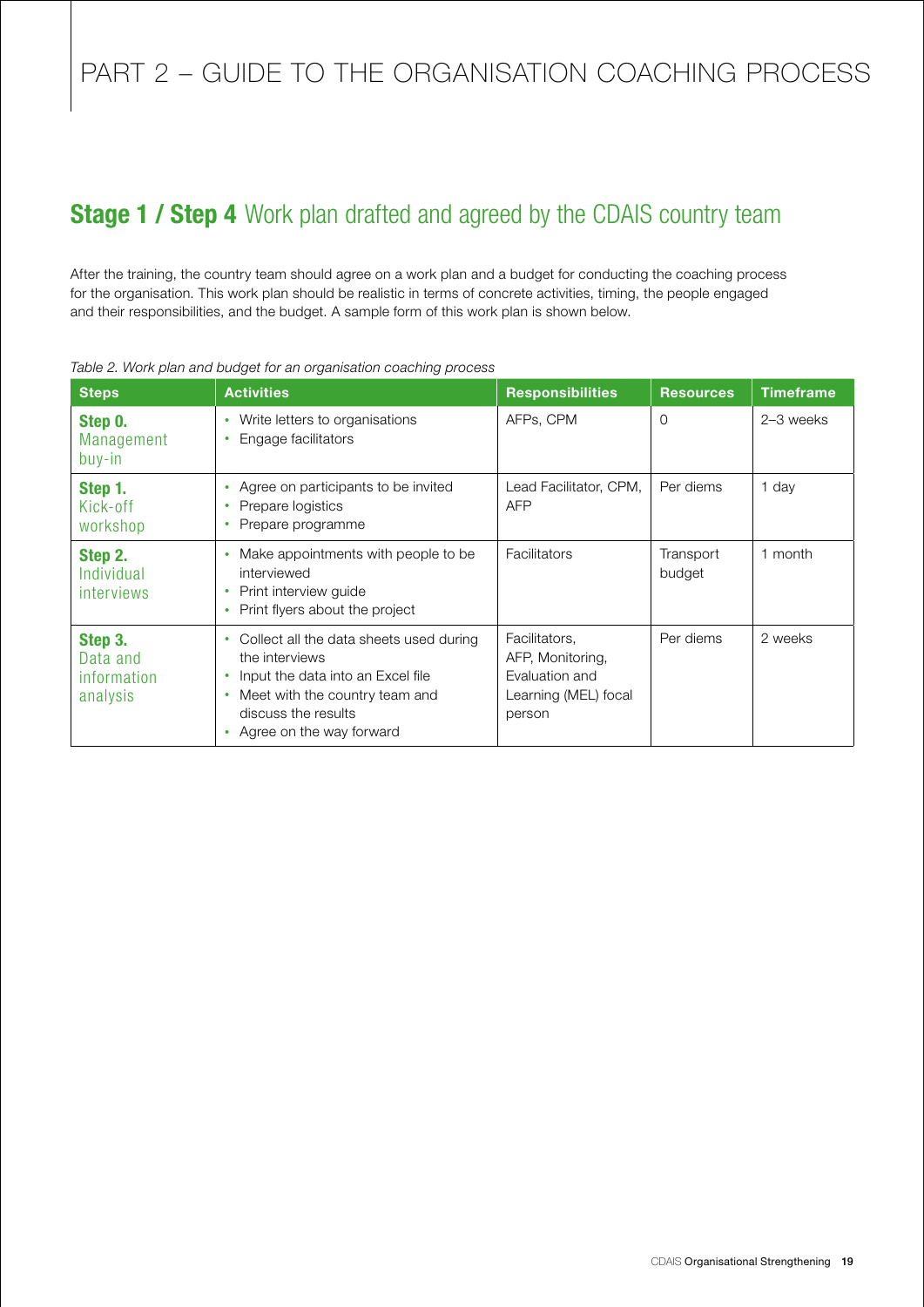# PART 2 – GUIDE TO THE ORGANISATION COACHING PROCESS

## **Stage 1 / Step 4** Work plan drafted and agreed by the CDAIS country team

After the training, the country team should agree on a work plan and a budget for conducting the coaching process for the organisation. This work plan should be realistic in terms of concrete activities, timing, the people engaged and their responsibilities, and the budget. A sample form of this work plan is shown below.

*Table 2. Work plan and budget for an organisation coaching process*

| Steps | Activities | Responsibilities | Resources | Timeframe |
|---|---|---|---|---|
| **Step 0.** Management buy-in | • Write letters to organisations<br>• Engage facilitators | AFPs, CPM | 0 | 2–3 weeks |
| **Step 1.** Kick-off workshop | • Agree on participants to be invited<br>• Prepare logistics<br>• Prepare programme | Lead Facilitator, CPM, AFP | Per diems | 1 day |
| **Step 2.** Individual interviews | • Make appointments with people to be interviewed<br>• Print interview guide<br>• Print flyers about the project | Facilitators | Transport budget | 1 month |
| **Step 3.** Data and information analysis | • Collect all the data sheets used during the interviews<br>• Input the data into an Excel file<br>• Meet with the country team and discuss the results<br>• Agree on the way forward | Facilitators, AFP, Monitoring, Evaluation and Learning (MEL) focal person | Per diems | 2 weeks |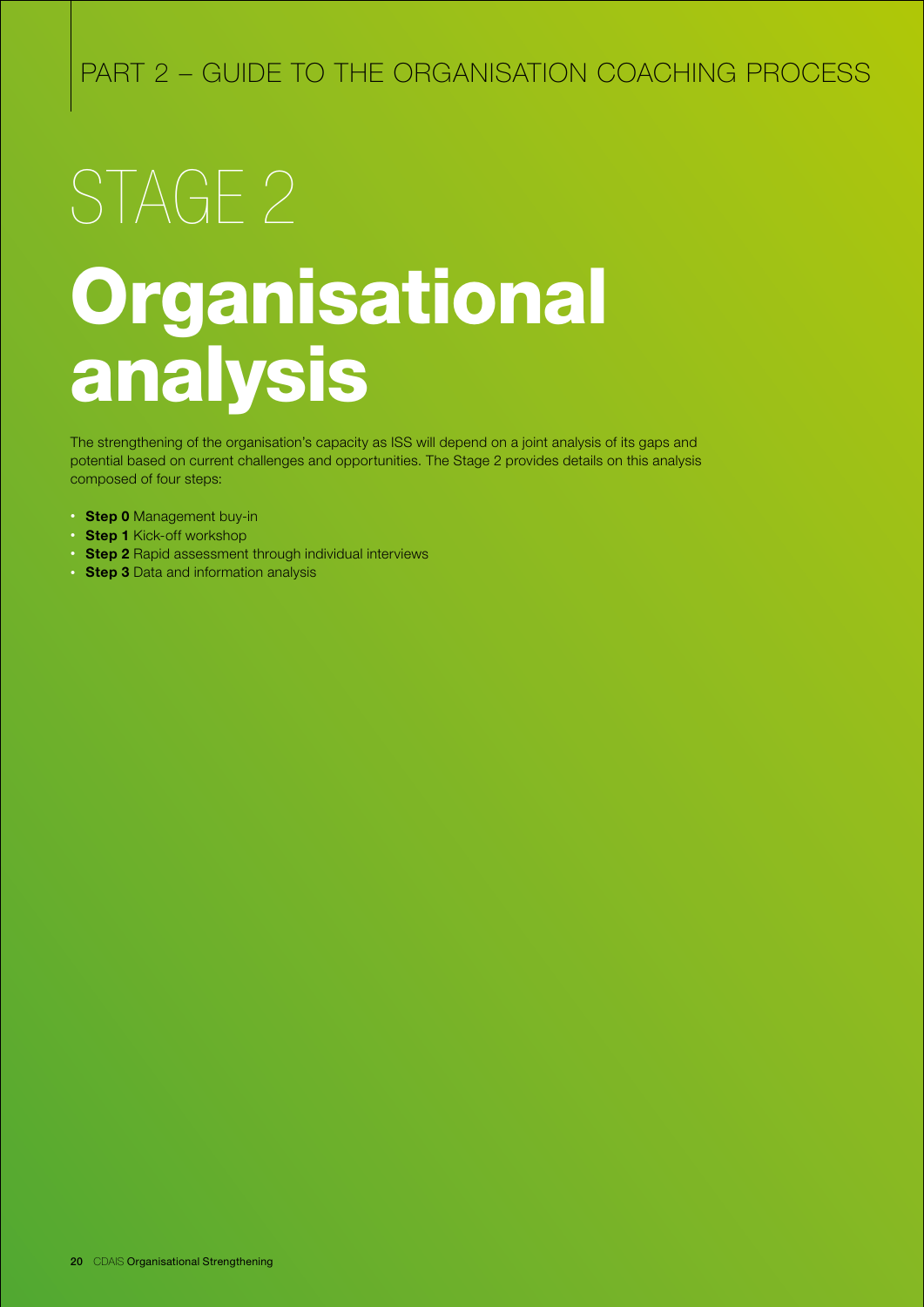PART 2 – GUIDE TO THE ORGANISATION COACHING PROCESS

# STAGE 2 Organisational analysis

The strengthening of the organisation's capacity as ISS will depend on a joint analysis of its gaps and potential based on current challenges and opportunities. The Stage 2 provides details on this analysis composed of four steps:

- **Step 0** Management buy-in
- **Step 1** Kick-off workshop
- **Step 2** Rapid assessment through individual interviews
- **Step 3** Data and information analysis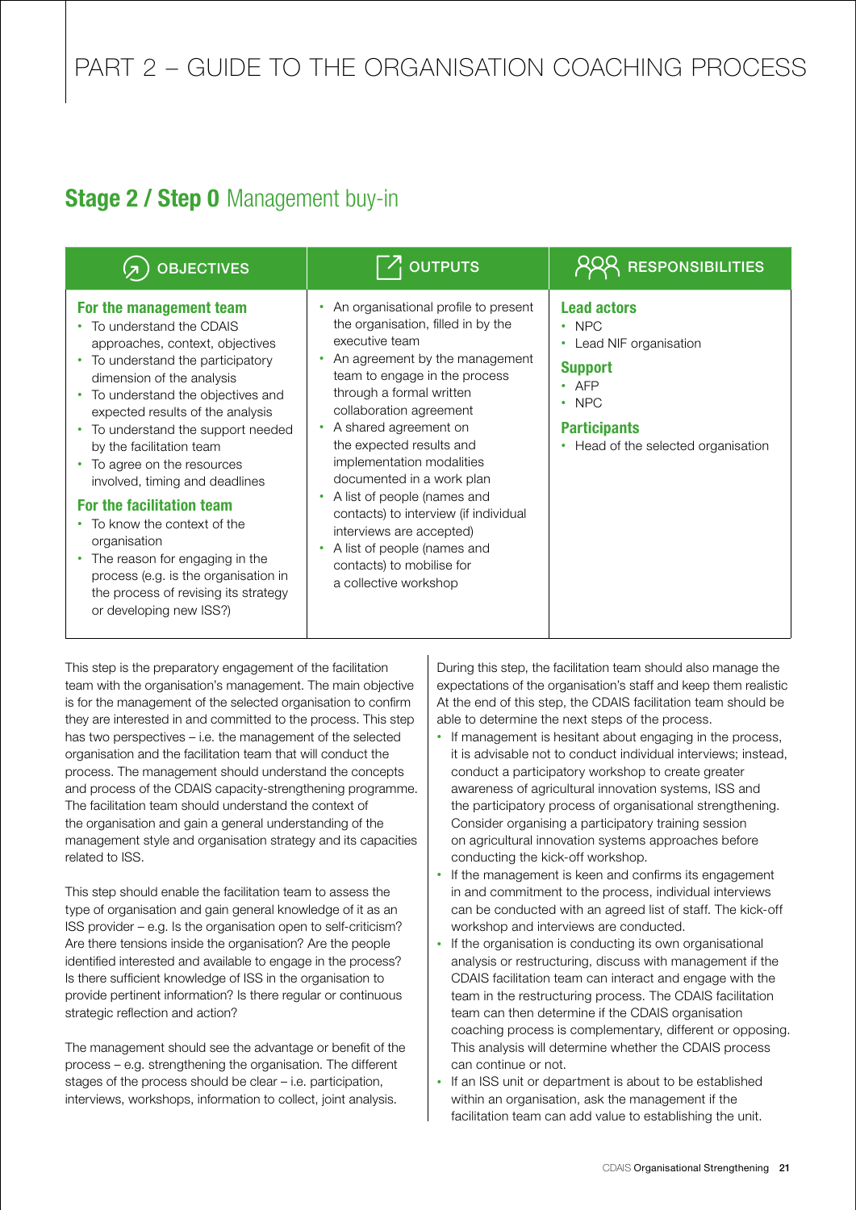# PART 2 – GUIDE TO THE ORGANISATION COACHING PROCESS

## **Stage 2 / Step 0** Management buy-in

| OBJECTIVES | OUTPUTS | RESPONSIBILITIES |
|---|---|---|
| **For the management team**<br>• To understand the CDAIS approaches, context, objectives<br>• To understand the participatory dimension of the analysis<br>• To understand the objectives and expected results of the analysis<br>• To understand the support needed by the facilitation team<br>• To agree on the resources involved, timing and deadlines<br>**For the facilitation team**<br>• To know the context of the organisation<br>• The reason for engaging in the process (e.g. is the organisation in the process of revising its strategy or developing new ISS?) | • An organisational profile to present the organisation, filled in by the executive team<br>• An agreement by the management team to engage in the process through a formal written collaboration agreement<br>• A shared agreement on the expected results and implementation modalities documented in a work plan<br>• A list of people (names and contacts) to interview (if individual interviews are accepted)<br>• A list of people (names and contacts) to mobilise for a collective workshop | **Lead actors**<br>• NPC<br>• Lead NIF organisation<br>**Support**<br>• AFP<br>• NPC<br>**Participants**<br>• Head of the selected organisation |

This step is the preparatory engagement of the facilitation team with the organisation's management. The main objective is for the management of the selected organisation to confirm they are interested in and committed to the process. This step has two perspectives – i.e. the management of the selected organisation and the facilitation team that will conduct the process. The management should understand the concepts and process of the CDAIS capacity-strengthening programme. The facilitation team should understand the context of the organisation and gain a general understanding of the management style and organisation strategy and its capacities related to ISS.

This step should enable the facilitation team to assess the type of organisation and gain general knowledge of it as an ISS provider – e.g. Is the organisation open to self-criticism? Are there tensions inside the organisation? Are the people identified interested and available to engage in the process? Is there sufficient knowledge of ISS in the organisation to provide pertinent information? Is there regular or continuous strategic reflection and action?

The management should see the advantage or benefit of the process – e.g. strengthening the organisation. The different stages of the process should be clear – i.e. participation, interviews, workshops, information to collect, joint analysis.

During this step, the facilitation team should also manage the expectations of the organisation's staff and keep them realistic At the end of this step, the CDAIS facilitation team should be able to determine the next steps of the process.

- If management is hesitant about engaging in the process, it is advisable not to conduct individual interviews; instead, conduct a participatory workshop to create greater awareness of agricultural innovation systems, ISS and the participatory process of organisational strengthening. Consider organising a participatory training session on agricultural innovation systems approaches before conducting the kick-off workshop.
- If the management is keen and confirms its engagement in and commitment to the process, individual interviews can be conducted with an agreed list of staff. The kick-off workshop and interviews are conducted.
- If the organisation is conducting its own organisational analysis or restructuring, discuss with management if the CDAIS facilitation team can interact and engage with the team in the restructuring process. The CDAIS facilitation team can then determine if the CDAIS organisation coaching process is complementary, different or opposing. This analysis will determine whether the CDAIS process can continue or not.
- If an ISS unit or department is about to be established within an organisation, ask the management if the facilitation team can add value to establishing the unit.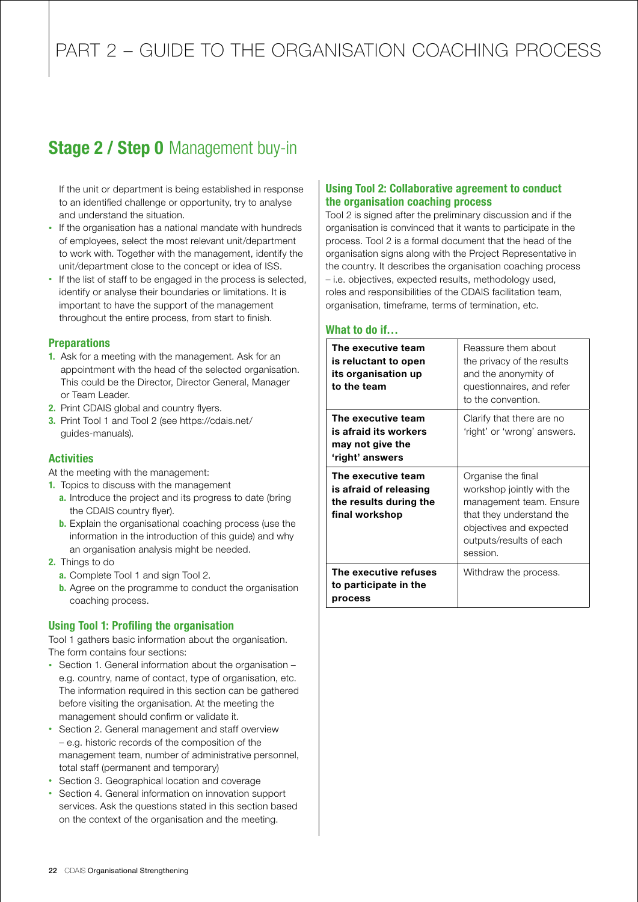# PART 2 – GUIDE TO THE ORGANISATION COACHING PROCESS

## Stage 2 / Step 0 Management buy-in

If the unit or department is being established in response to an identified challenge or opportunity, try to analyse and understand the situation.

- If the organisation has a national mandate with hundreds of employees, select the most relevant unit/department to work with. Together with the management, identify the unit/department close to the concept or idea of ISS.
- If the list of staff to be engaged in the process is selected, identify or analyse their boundaries or limitations. It is important to have the support of the management throughout the entire process, from start to finish.

### Preparations

1. Ask for a meeting with the management. Ask for an appointment with the head of the selected organisation. This could be the Director, Director General, Manager or Team Leader.
2. Print CDAIS global and country flyers.
3. Print Tool 1 and Tool 2 (see https://cdais.net/guides-manuals).

### Activities

At the meeting with the management:

1. Topics to discuss with the management
   a. Introduce the project and its progress to date (bring the CDAIS country flyer).
   b. Explain the organisational coaching process (use the information in the introduction of this guide) and why an organisation analysis might be needed.
2. Things to do
   a. Complete Tool 1 and sign Tool 2.
   b. Agree on the programme to conduct the organisation coaching process.

### Using Tool 1: Profiling the organisation

Tool 1 gathers basic information about the organisation. The form contains four sections:

- Section 1. General information about the organisation – e.g. country, name of contact, type of organisation, etc. The information required in this section can be gathered before visiting the organisation. At the meeting the management should confirm or validate it.
- Section 2. General management and staff overview – e.g. historic records of the composition of the management team, number of administrative personnel, total staff (permanent and temporary)
- Section 3. Geographical location and coverage
- Section 4. General information on innovation support services. Ask the questions stated in this section based on the context of the organisation and the meeting.

### Using Tool 2: Collaborative agreement to conduct the organisation coaching process

Tool 2 is signed after the preliminary discussion and if the organisation is convinced that it wants to participate in the process. Tool 2 is a formal document that the head of the organisation signs along with the Project Representative in the country. It describes the organisation coaching process – i.e. objectives, expected results, methodology used, roles and responsibilities of the CDAIS facilitation team, organisation, timeframe, terms of termination, etc.

### What to do if…

| | |
|---|---|
| **The executive team is reluctant to open its organisation up to the team** | Reassure them about the privacy of the results and the anonymity of questionnaires, and refer to the convention. |
| **The executive team is afraid its workers may not give the 'right' answers** | Clarify that there are no 'right' or 'wrong' answers. |
| **The executive team is afraid of releasing the results during the final workshop** | Organise the final workshop jointly with the management team. Ensure that they understand the objectives and expected outputs/results of each session. |
| **The executive refuses to participate in the process** | Withdraw the process. |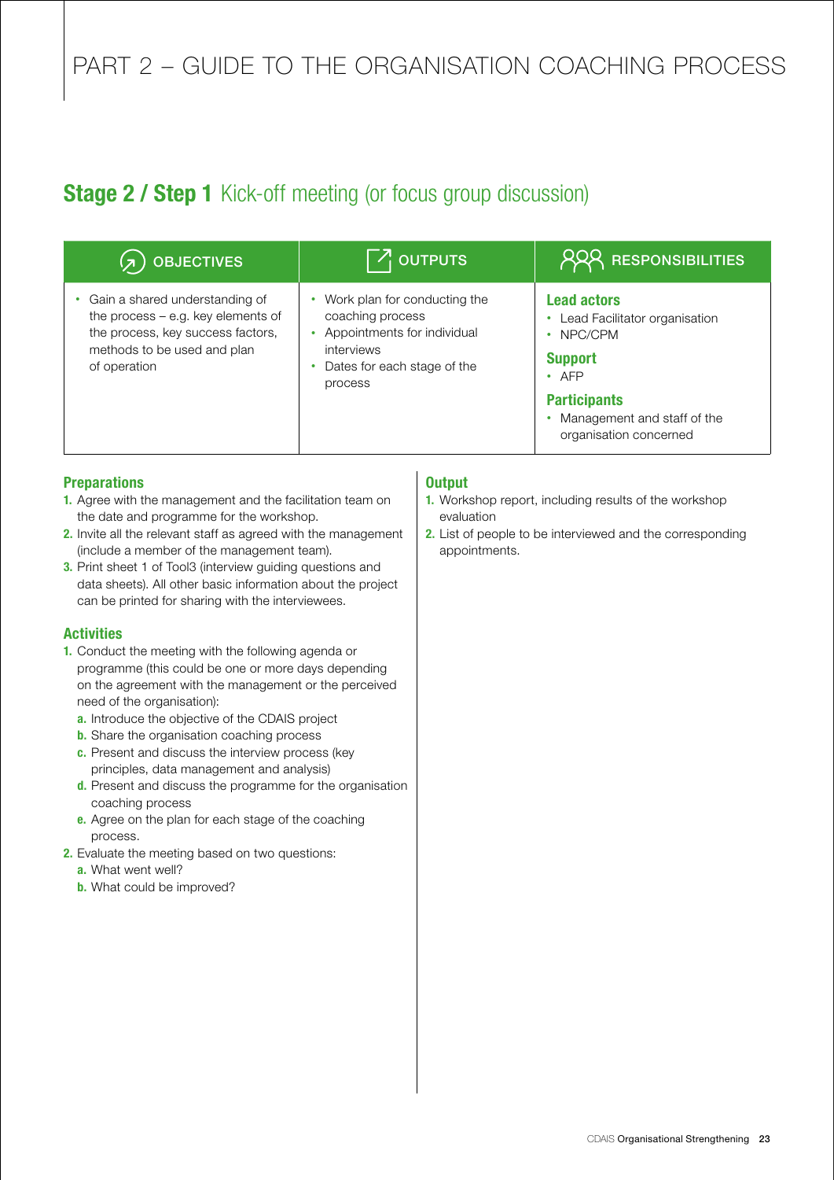# PART 2 – GUIDE TO THE ORGANISATION COACHING PROCESS

## **Stage 2 / Step 1** Kick-off meeting (or focus group discussion)

| OBJECTIVES | OUTPUTS | RESPONSIBILITIES |
| --- | --- | --- |
| • Gain a shared understanding of the process – e.g. key elements of the process, key success factors, methods to be used and plan of operation | • Work plan for conducting the coaching process<br>• Appointments for individual interviews<br>• Dates for each stage of the process | **Lead actors**<br>• Lead Facilitator organisation<br>• NPC/CPM<br>**Support**<br>• AFP<br>**Participants**<br>• Management and staff of the organisation concerned |

### Preparations

1. Agree with the management and the facilitation team on the date and programme for the workshop.
2. Invite all the relevant staff as agreed with the management (include a member of the management team).
3. Print sheet 1 of Tool3 (interview guiding questions and data sheets). All other basic information about the project can be printed for sharing with the interviewees.

### Activities

1. Conduct the meeting with the following agenda or programme (this could be one or more days depending on the agreement with the management or the perceived need of the organisation):
   a. Introduce the objective of the CDAIS project
   b. Share the organisation coaching process
   c. Present and discuss the interview process (key principles, data management and analysis)
   d. Present and discuss the programme for the organisation coaching process
   e. Agree on the plan for each stage of the coaching process.
2. Evaluate the meeting based on two questions:
   a. What went well?
   b. What could be improved?

### Output

1. Workshop report, including results of the workshop evaluation
2. List of people to be interviewed and the corresponding appointments.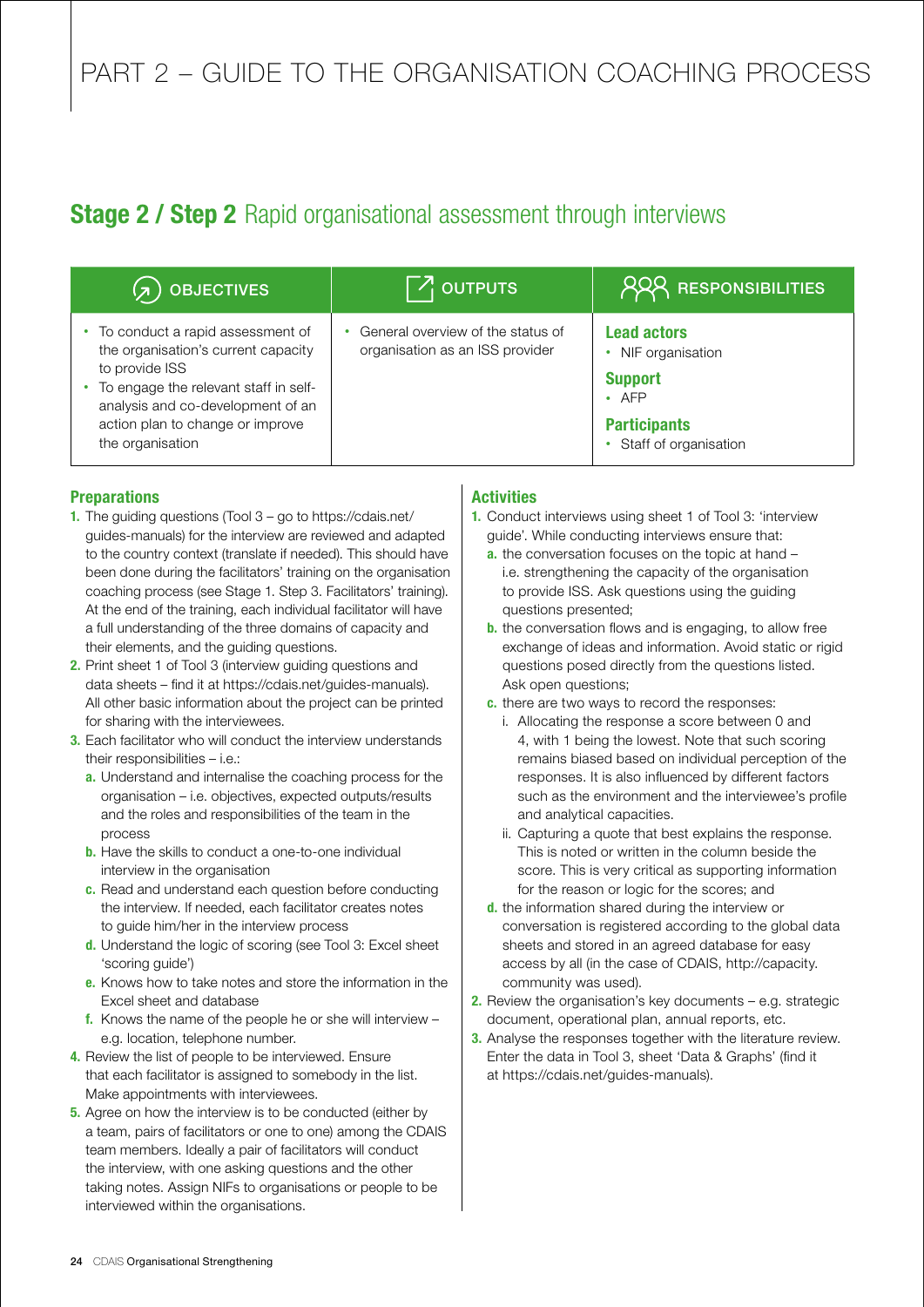# PART 2 – GUIDE TO THE ORGANISATION COACHING PROCESS

## Stage 2 / Step 2 Rapid organisational assessment through interviews

| OBJECTIVES | OUTPUTS | RESPONSIBILITIES |
|---|---|---|
| • To conduct a rapid assessment of the organisation's current capacity to provide ISS<br>• To engage the relevant staff in self-analysis and co-development of an action plan to change or improve the organisation | • General overview of the status of organisation as an ISS provider | **Lead actors**<br>• NIF organisation<br>**Support**<br>• AFP<br>**Participants**<br>• Staff of organisation |

### Preparations

1. The guiding questions (Tool 3 – go to https://cdais.net/guides-manuals) for the interview are reviewed and adapted to the country context (translate if needed). This should have been done during the facilitators' training on the organisation coaching process (see Stage 1. Step 3. Facilitators' training). At the end of the training, each individual facilitator will have a full understanding of the three domains of capacity and their elements, and the guiding questions.
2. Print sheet 1 of Tool 3 (interview guiding questions and data sheets – find it at https://cdais.net/guides-manuals). All other basic information about the project can be printed for sharing with the interviewees.
3. Each facilitator who will conduct the interview understands their responsibilities – i.e.:
   - **a.** Understand and internalise the coaching process for the organisation – i.e. objectives, expected outputs/results and the roles and responsibilities of the team in the process
   - **b.** Have the skills to conduct a one-to-one individual interview in the organisation
   - **c.** Read and understand each question before conducting the interview. If needed, each facilitator creates notes to guide him/her in the interview process
   - **d.** Understand the logic of scoring (see Tool 3: Excel sheet 'scoring guide')
   - **e.** Knows how to take notes and store the information in the Excel sheet and database
   - **f.** Knows the name of the people he or she will interview – e.g. location, telephone number.
4. Review the list of people to be interviewed. Ensure that each facilitator is assigned to somebody in the list. Make appointments with interviewees.
5. Agree on how the interview is to be conducted (either by a team, pairs of facilitators or one to one) among the CDAIS team members. Ideally a pair of facilitators will conduct the interview, with one asking questions and the other taking notes. Assign NIFs to organisations or people to be interviewed within the organisations.

### Activities

1. Conduct interviews using sheet 1 of Tool 3: 'interview guide'. While conducting interviews ensure that:
   - **a.** the conversation focuses on the topic at hand – i.e. strengthening the capacity of the organisation to provide ISS. Ask questions using the guiding questions presented;
   - **b.** the conversation flows and is engaging, to allow free exchange of ideas and information. Avoid static or rigid questions posed directly from the questions listed. Ask open questions;
   - **c.** there are two ways to record the responses:
     - i. Allocating the response a score between 0 and 4, with 1 being the lowest. Note that such scoring remains biased based on individual perception of the responses. It is also influenced by different factors such as the environment and the interviewee's profile and analytical capacities.
     - ii. Capturing a quote that best explains the response. This is noted or written in the column beside the score. This is very critical as supporting information for the reason or logic for the scores; and
   - **d.** the information shared during the interview or conversation is registered according to the global data sheets and stored in an agreed database for easy access by all (in the case of CDAIS, http://capacity.community was used).
2. Review the organisation's key documents – e.g. strategic document, operational plan, annual reports, etc.
3. Analyse the responses together with the literature review. Enter the data in Tool 3, sheet 'Data & Graphs' (find it at https://cdais.net/guides-manuals).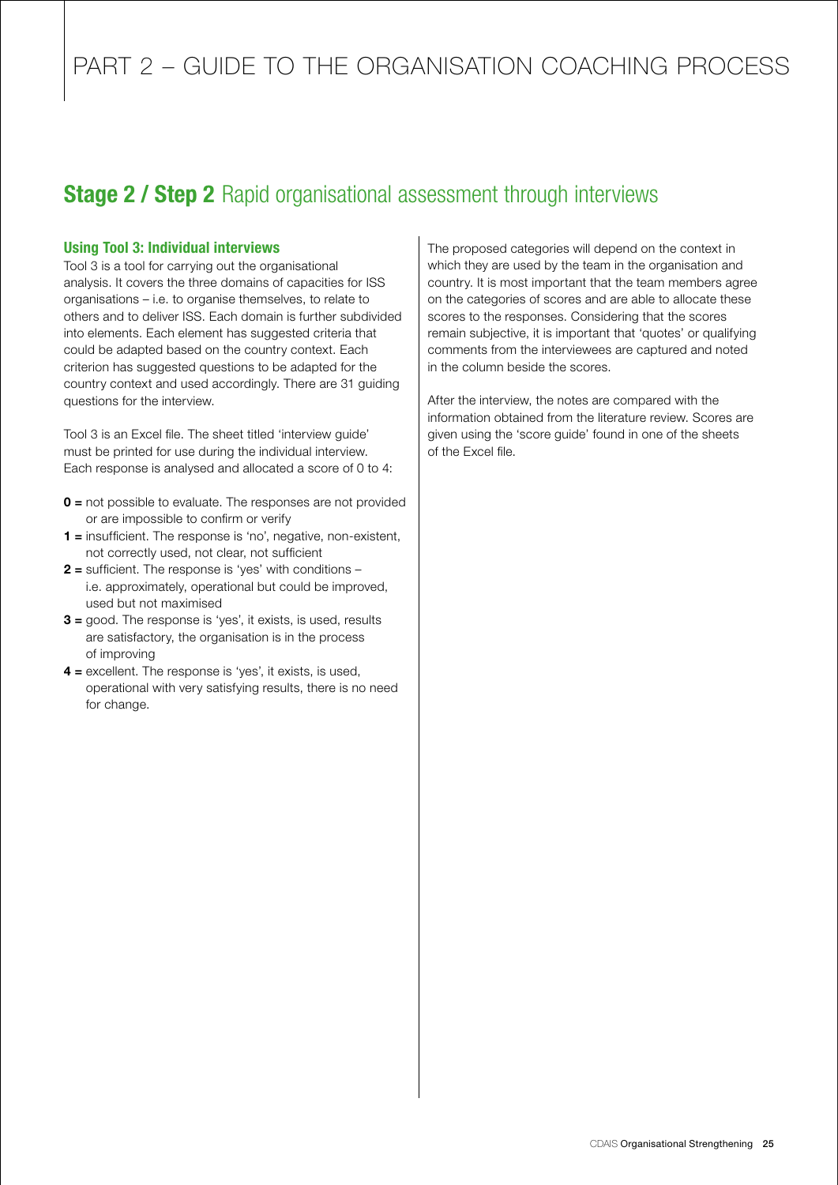## Stage 2 / Step 2 Rapid organisational assessment through interviews

### Using Tool 3: Individual interviews

Tool 3 is a tool for carrying out the organisational analysis. It covers the three domains of capacities for ISS organisations – i.e. to organise themselves, to relate to others and to deliver ISS. Each domain is further subdivided into elements. Each element has suggested criteria that could be adapted based on the country context. Each criterion has suggested questions to be adapted for the country context and used accordingly. There are 31 guiding questions for the interview.

Tool 3 is an Excel file. The sheet titled 'interview guide' must be printed for use during the individual interview. Each response is analysed and allocated a score of 0 to 4:

- **0 =** not possible to evaluate. The responses are not provided or are impossible to confirm or verify
- **1 =** insufficient. The response is 'no', negative, non-existent, not correctly used, not clear, not sufficient
- **2 =** sufficient. The response is 'yes' with conditions – i.e. approximately, operational but could be improved, used but not maximised
- **3 =** good. The response is 'yes', it exists, is used, results are satisfactory, the organisation is in the process of improving
- **4 =** excellent. The response is 'yes', it exists, is used, operational with very satisfying results, there is no need for change.

The proposed categories will depend on the context in which they are used by the team in the organisation and country. It is most important that the team members agree on the categories of scores and are able to allocate these scores to the responses. Considering that the scores remain subjective, it is important that 'quotes' or qualifying comments from the interviewees are captured and noted in the column beside the scores.

After the interview, the notes are compared with the information obtained from the literature review. Scores are given using the 'score guide' found in one of the sheets of the Excel file.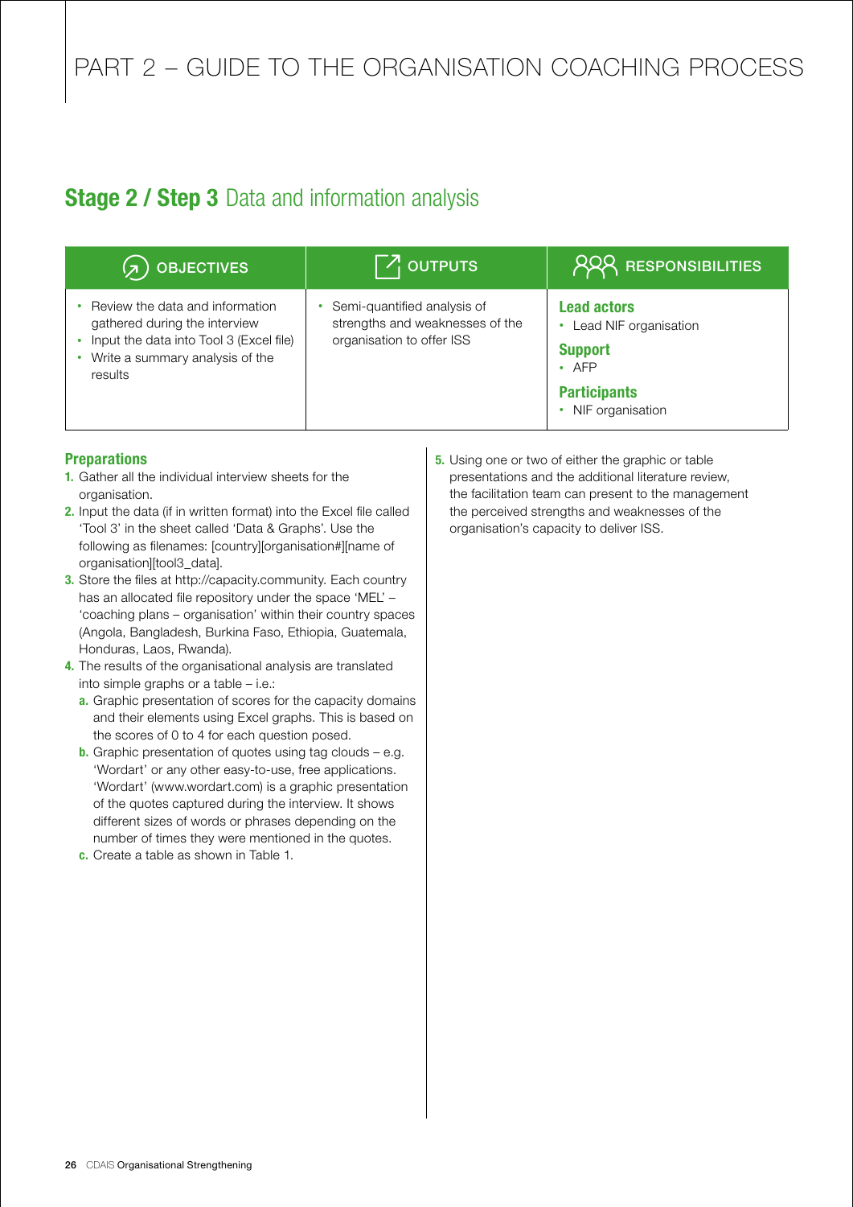# PART 2 – GUIDE TO THE ORGANISATION COACHING PROCESS

## **Stage 2 / Step 3** Data and information analysis

| OBJECTIVES | OUTPUTS | RESPONSIBILITIES |
| --- | --- | --- |
| • Review the data and information gathered during the interview<br>• Input the data into Tool 3 (Excel file)<br>• Write a summary analysis of the results | • Semi-quantified analysis of strengths and weaknesses of the organisation to offer ISS | **Lead actors**<br>• Lead NIF organisation<br>**Support**<br>• AFP<br>**Participants**<br>• NIF organisation |

### Preparations

1. Gather all the individual interview sheets for the organisation.
2. Input the data (if in written format) into the Excel file called 'Tool 3' in the sheet called 'Data & Graphs'. Use the following as filenames: [country][organisation#][name of organisation][tool3_data].
3. Store the files at http://capacity.community. Each country has an allocated file repository under the space 'MEL' – 'coaching plans – organisation' within their country spaces (Angola, Bangladesh, Burkina Faso, Ethiopia, Guatemala, Honduras, Laos, Rwanda).
4. The results of the organisational analysis are translated into simple graphs or a table – i.e.:
   a. Graphic presentation of scores for the capacity domains and their elements using Excel graphs. This is based on the scores of 0 to 4 for each question posed.
   b. Graphic presentation of quotes using tag clouds – e.g. 'Wordart' or any other easy-to-use, free applications. 'Wordart' (www.wordart.com) is a graphic presentation of the quotes captured during the interview. It shows different sizes of words or phrases depending on the number of times they were mentioned in the quotes.
   c. Create a table as shown in Table 1.
5. Using one or two of either the graphic or table presentations and the additional literature review, the facilitation team can present to the management the perceived strengths and weaknesses of the organisation's capacity to deliver ISS.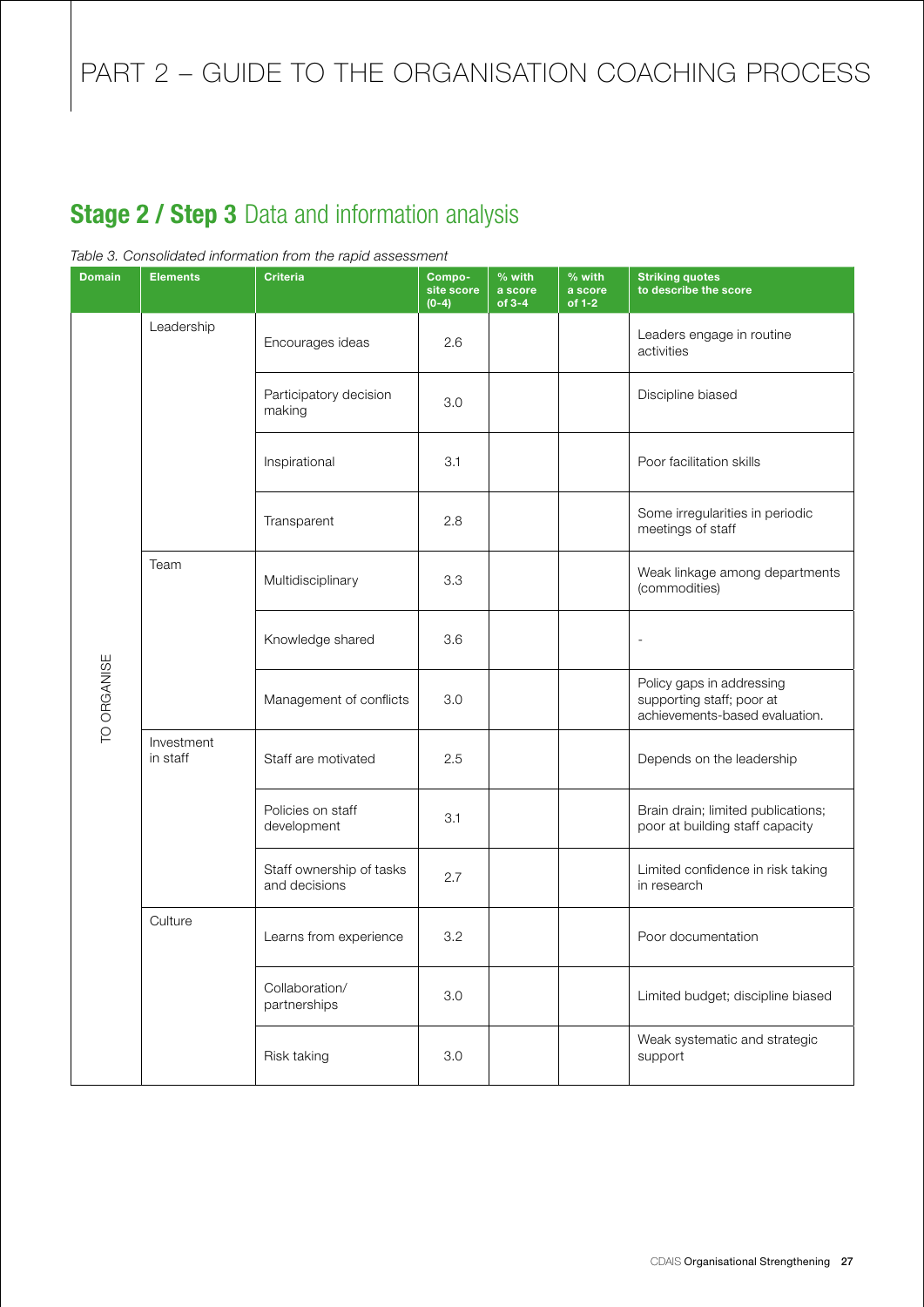## **Stage 2 / Step 3** Data and information analysis

*Table 3. Consolidated information from the rapid assessment*

| Domain | Elements | Criteria | Composite score (0-4) | % with a score of 3-4 | % with a score of 1-2 | Striking quotes to describe the score |
|---|---|---|---|---|---|---|
| TO ORGANISE | Leadership | Encourages ideas | 2.6 | | | Leaders engage in routine activities |
| | | Participatory decision making | 3.0 | | | Discipline biased |
| | | Inspirational | 3.1 | | | Poor facilitation skills |
| | | Transparent | 2.8 | | | Some irregularities in periodic meetings of staff |
| | Team | Multidisciplinary | 3.3 | | | Weak linkage among departments (commodities) |
| | | Knowledge shared | 3.6 | | | - |
| | | Management of conflicts | 3.0 | | | Policy gaps in addressing supporting staff; poor at achievements-based evaluation. |
| | Investment in staff | Staff are motivated | 2.5 | | | Depends on the leadership |
| | | Policies on staff development | 3.1 | | | Brain drain; limited publications; poor at building staff capacity |
| | | Staff ownership of tasks and decisions | 2.7 | | | Limited confidence in risk taking in research |
| | Culture | Learns from experience | 3.2 | | | Poor documentation |
| | | Collaboration/ partnerships | 3.0 | | | Limited budget; discipline biased |
| | | Risk taking | 3.0 | | | Weak systematic and strategic support |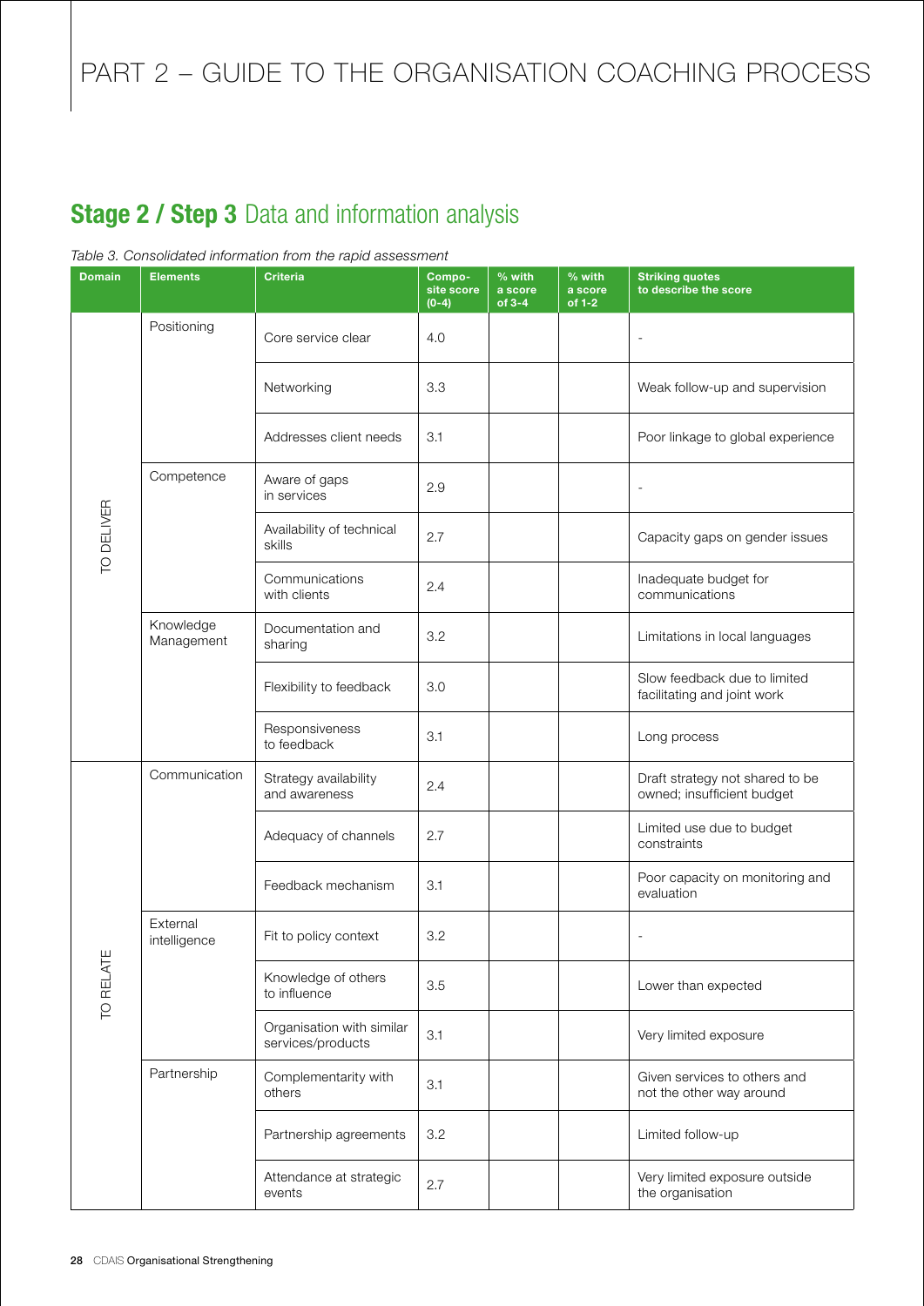# PART 2 – GUIDE TO THE ORGANISATION COACHING PROCESS

## **Stage 2 / Step 3** Data and information analysis

*Table 3. Consolidated information from the rapid assessment*

| Domain | Elements | Criteria | Composite score (0-4) | % with a score of 3-4 | % with a score of 1-2 | Striking quotes to describe the score |
|---|---|---|---|---|---|---|
| TO DELIVER | Positioning | Core service clear | 4.0 | | | - |
| | | Networking | 3.3 | | | Weak follow-up and supervision |
| | | Addresses client needs | 3.1 | | | Poor linkage to global experience |
| | Competence | Aware of gaps in services | 2.9 | | | - |
| | | Availability of technical skills | 2.7 | | | Capacity gaps on gender issues |
| | | Communications with clients | 2.4 | | | Inadequate budget for communications |
| | Knowledge Management | Documentation and sharing | 3.2 | | | Limitations in local languages |
| | | Flexibility to feedback | 3.0 | | | Slow feedback due to limited facilitating and joint work |
| | | Responsiveness to feedback | 3.1 | | | Long process |
| TO RELATE | Communication | Strategy availability and awareness | 2.4 | | | Draft strategy not shared to be owned; insufficient budget |
| | | Adequacy of channels | 2.7 | | | Limited use due to budget constraints |
| | | Feedback mechanism | 3.1 | | | Poor capacity on monitoring and evaluation |
| | External intelligence | Fit to policy context | 3.2 | | | - |
| | | Knowledge of others to influence | 3.5 | | | Lower than expected |
| | | Organisation with similar services/products | 3.1 | | | Very limited exposure |
| | Partnership | Complementarity with others | 3.1 | | | Given services to others and not the other way around |
| | | Partnership agreements | 3.2 | | | Limited follow-up |
| | | Attendance at strategic events | 2.7 | | | Very limited exposure outside the organisation |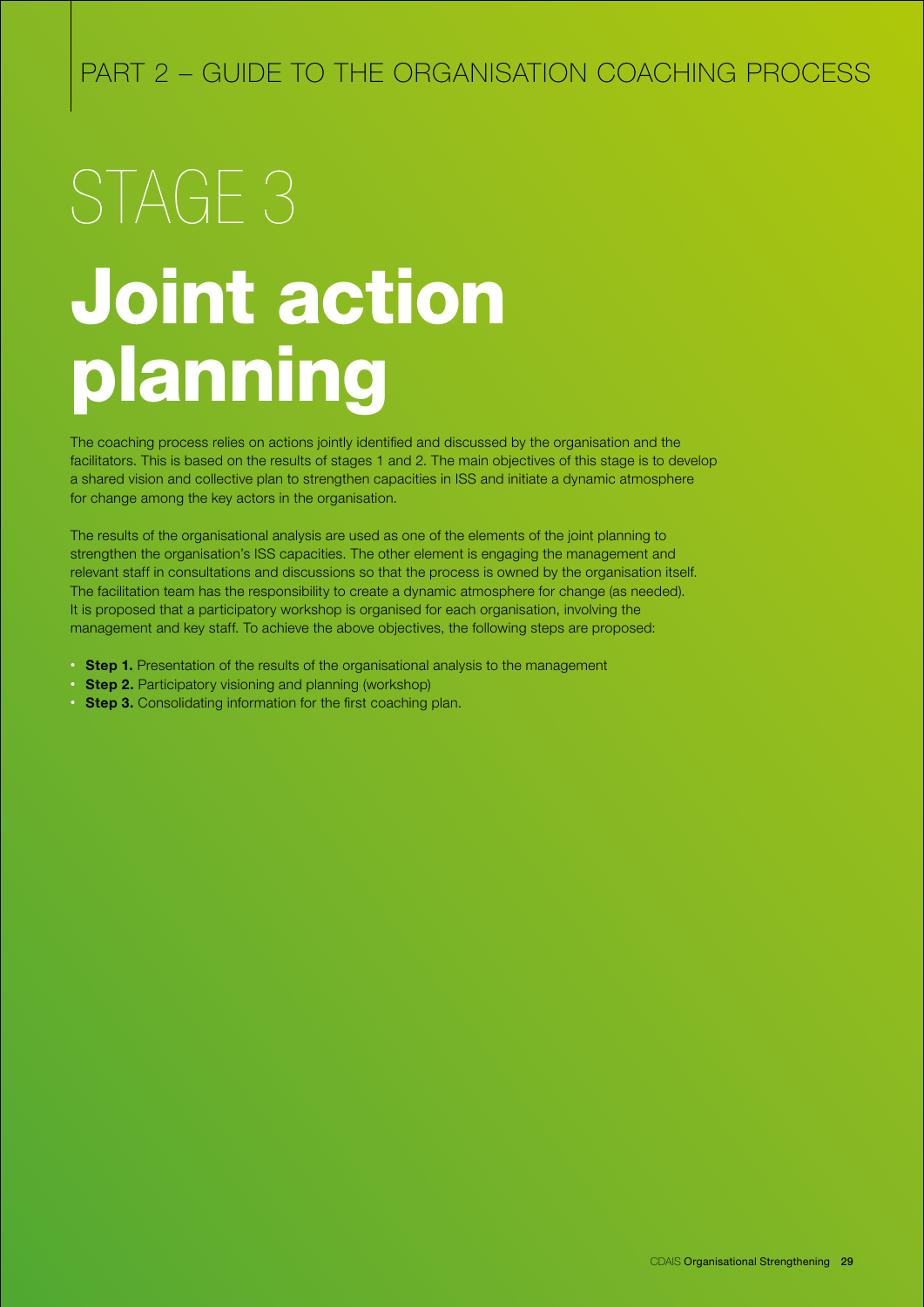PART 2 – GUIDE TO THE ORGANISATION COACHING PROCESS

# STAGE 3

# Joint action planning

The coaching process relies on actions jointly identified and discussed by the organisation and the facilitators. This is based on the results of stages 1 and 2. The main objectives of this stage is to develop a shared vision and collective plan to strengthen capacities in ISS and initiate a dynamic atmosphere for change among the key actors in the organisation.

The results of the organisational analysis are used as one of the elements of the joint planning to strengthen the organisation's ISS capacities. The other element is engaging the management and relevant staff in consultations and discussions so that the process is owned by the organisation itself. The facilitation team has the responsibility to create a dynamic atmosphere for change (as needed). It is proposed that a participatory workshop is organised for each organisation, involving the management and key staff. To achieve the above objectives, the following steps are proposed:

- **Step 1.** Presentation of the results of the organisational analysis to the management
- **Step 2.** Participatory visioning and planning (workshop)
- **Step 3.** Consolidating information for the first coaching plan.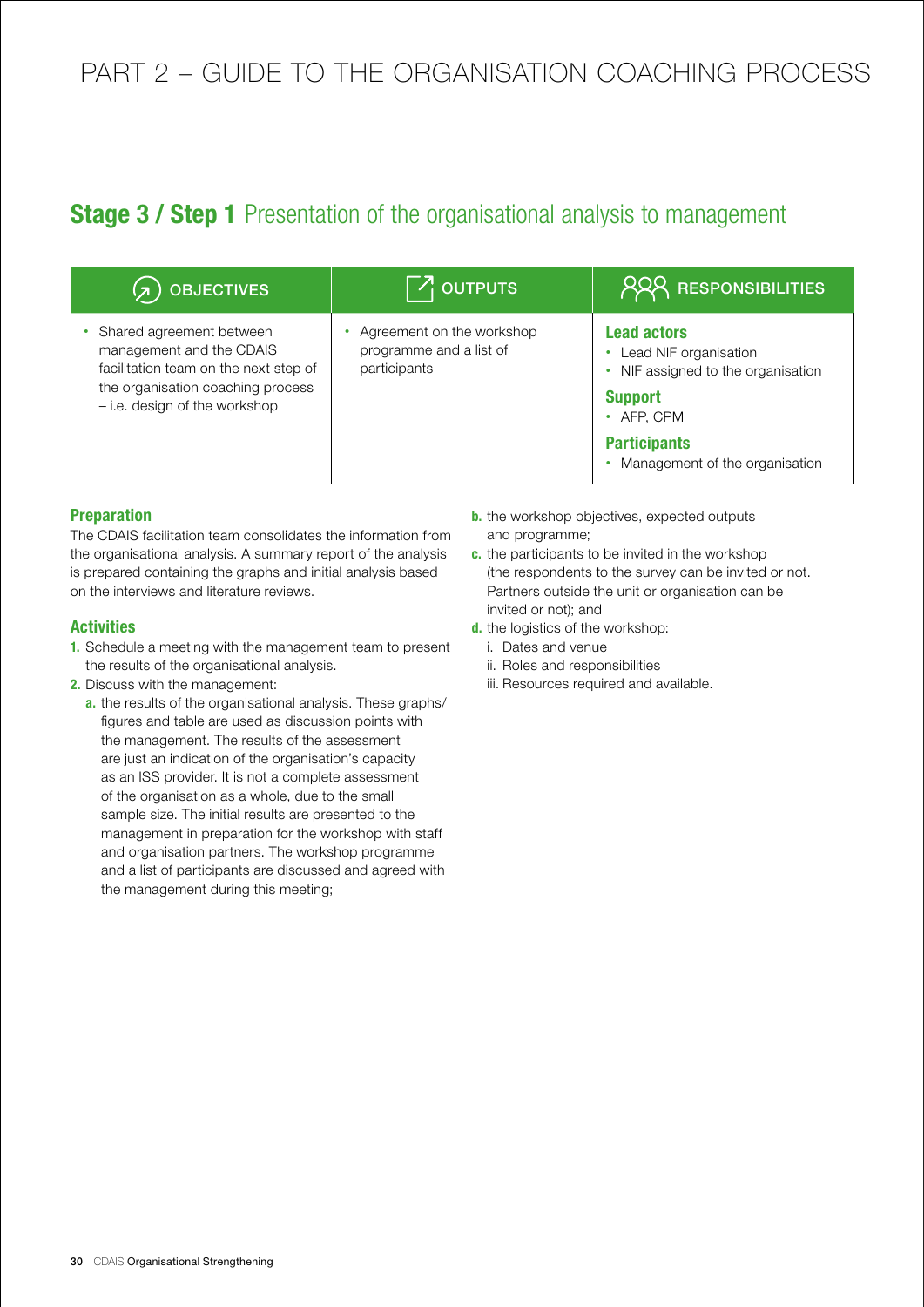# PART 2 – GUIDE TO THE ORGANISATION COACHING PROCESS

## Stage 3 / Step 1 Presentation of the organisational analysis to management

| OBJECTIVES | OUTPUTS | RESPONSIBILITIES |
|---|---|---|
| • Shared agreement between management and the CDAIS facilitation team on the next step of the organisation coaching process – i.e. design of the workshop | • Agreement on the workshop programme and a list of participants | **Lead actors**<br>• Lead NIF organisation<br>• NIF assigned to the organisation<br>**Support**<br>• AFP, CPM<br>**Participants**<br>• Management of the organisation |

### Preparation

The CDAIS facilitation team consolidates the information from the organisational analysis. A summary report of the analysis is prepared containing the graphs and initial analysis based on the interviews and literature reviews.

### Activities

1. Schedule a meeting with the management team to present the results of the organisational analysis.
2. Discuss with the management:
   - **a.** the results of the organisational analysis. These graphs/figures and table are used as discussion points with the management. The results of the assessment are just an indication of the organisation's capacity as an ISS provider. It is not a complete assessment of the organisation as a whole, due to the small sample size. The initial results are presented to the management in preparation for the workshop with staff and organisation partners. The workshop programme and a list of participants are discussed and agreed with the management during this meeting;
   - **b.** the workshop objectives, expected outputs and programme;
   - **c.** the participants to be invited in the workshop (the respondents to the survey can be invited or not. Partners outside the unit or organisation can be invited or not); and
   - **d.** the logistics of the workshop:
     - i. Dates and venue
     - ii. Roles and responsibilities
     - iii. Resources required and available.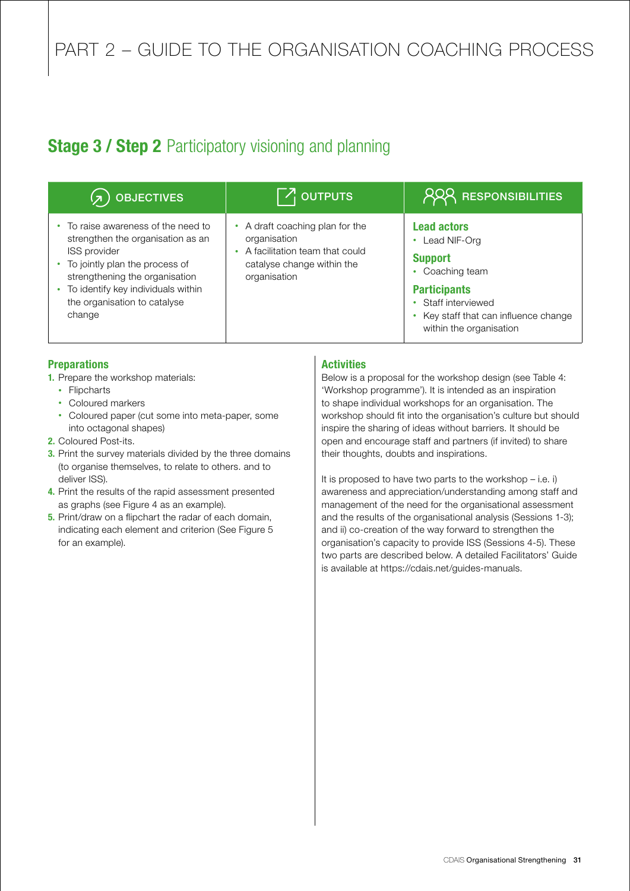# PART 2 – GUIDE TO THE ORGANISATION COACHING PROCESS

## **Stage 3 / Step 2** Participatory visioning and planning

| OBJECTIVES | OUTPUTS | RESPONSIBILITIES |
|---|---|---|
| • To raise awareness of the need to strengthen the organisation as an ISS provider<br>• To jointly plan the process of strengthening the organisation<br>• To identify key individuals within the organisation to catalyse change | • A draft coaching plan for the organisation<br>• A facilitation team that could catalyse change within the organisation | **Lead actors**<br>• Lead NIF-Org<br>**Support**<br>• Coaching team<br>**Participants**<br>• Staff interviewed<br>• Key staff that can influence change within the organisation |

### Preparations

1. Prepare the workshop materials:
   - Flipcharts
   - Coloured markers
   - Coloured paper (cut some into meta-paper, some into octagonal shapes)
2. Coloured Post-its.
3. Print the survey materials divided by the three domains (to organise themselves, to relate to others. and to deliver ISS).
4. Print the results of the rapid assessment presented as graphs (see Figure 4 as an example).
5. Print/draw on a flipchart the radar of each domain, indicating each element and criterion (See Figure 5 for an example).

### Activities

Below is a proposal for the workshop design (see Table 4: 'Workshop programme'). It is intended as an inspiration to shape individual workshops for an organisation. The workshop should fit into the organisation's culture but should inspire the sharing of ideas without barriers. It should be open and encourage staff and partners (if invited) to share their thoughts, doubts and inspirations.

It is proposed to have two parts to the workshop – i.e. i) awareness and appreciation/understanding among staff and management of the need for the organisational assessment and the results of the organisational analysis (Sessions 1-3); and ii) co-creation of the way forward to strengthen the organisation's capacity to provide ISS (Sessions 4-5). These two parts are described below. A detailed Facilitators' Guide is available at https://cdais.net/guides-manuals.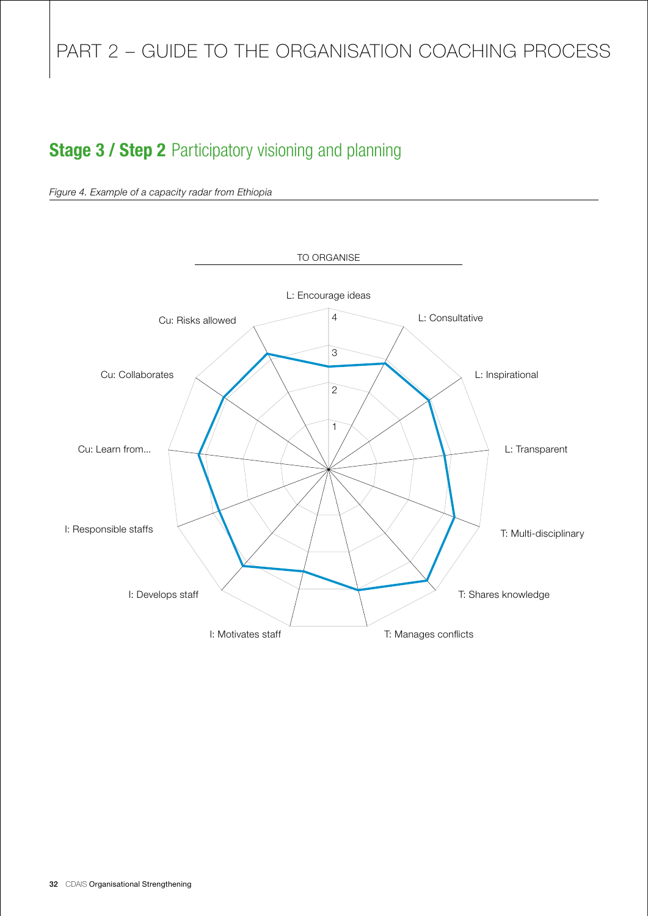## **Stage 3 / Step 2** Participatory visioning and planning

*Figure 4. Example of a capacity radar from Ethiopia*

TO ORGANISE

L: Encourage ideas

L: Consultative

L: Inspirational

L: Transparent

T: Multi-disciplinary

T: Shares knowledge

T: Manages conflicts

I: Motivates staff

I: Develops staff

I: Responsible staffs

Cu: Learn from...

Cu: Collaborates

Cu: Risks allowed

4

3

2

1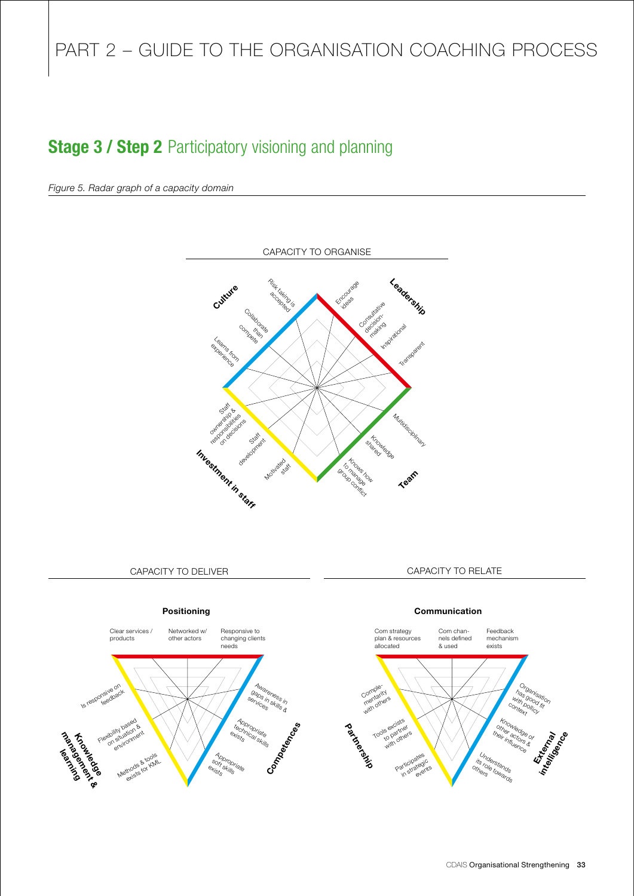## Stage 3 / Step 2 Participatory visioning and planning

*Figure 5. Radar graph of a capacity domain*

CAPACITY TO ORGANISE

**Culture**: Risk taking is accepted; Collaborate than compete; Learns from experience

**Leadership**: Encourage ideas; Consultative decision-making; Inspirational; Transparent

**Team**: Multidisciplinary; Knowledge shared; Knows how to manage group conflict

**Investment in staff**: Staff ownership & responsibilities on decisions; Staff development; Motivated staff

CAPACITY TO DELIVER

**Positioning**: Clear services / products; Networked w/ other actors; Responsive to changing clients needs

**Competences**: Awareness in gaps in skills & services; Appropriate technical skills exists; Appropriate soft skills exists

**Knowledge management & learning**: Is responsive on feedback; Flexibility based on situation & environment; Methods & tools exists for KML

CAPACITY TO RELATE

**Communication**: Com strategy plan & resources allocated; Com channels defined & used; Feedback mechanism exists

**External intelligence**: Organisation has good fit with policy context; Knowledge of other actors & their influence; Understands its role towards others

**Partnership**: Complementarity with others; Tools excists to partner with others; Participates in strategic events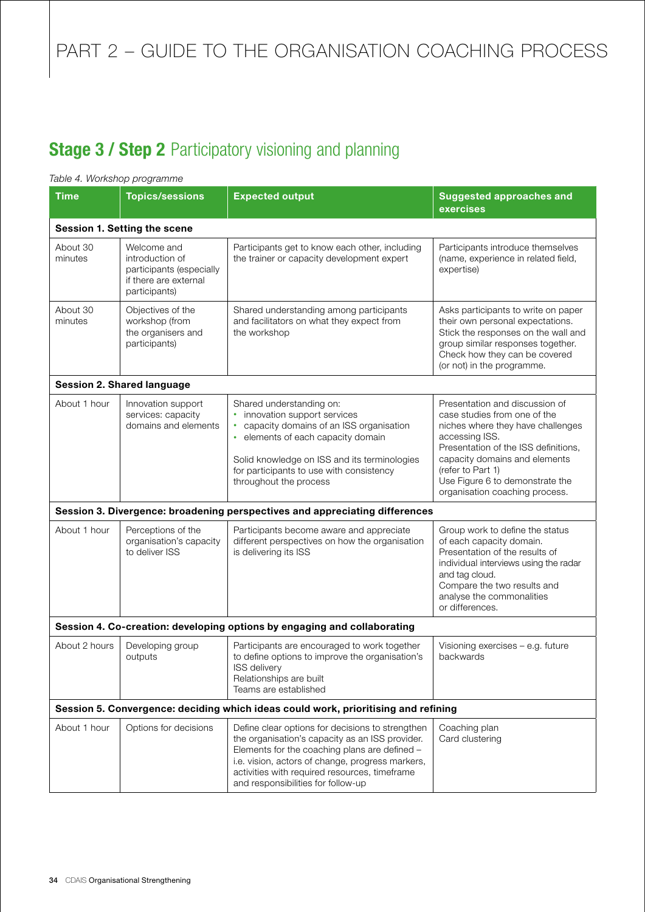# PART 2 – GUIDE TO THE ORGANISATION COACHING PROCESS

## **Stage 3 / Step 2** Participatory visioning and planning

*Table 4. Workshop programme*

| Time | Topics/sessions | Expected output | Suggested approaches and exercises |
|---|---|---|---|
| **Session 1. Setting the scene** | | | |
| About 30 minutes | Welcome and introduction of participants (especially if there are external participants) | Participants get to know each other, including the trainer or capacity development expert | Participants introduce themselves (name, experience in related field, expertise) |
| About 30 minutes | Objectives of the workshop (from the organisers and participants) | Shared understanding among participants and facilitators on what they expect from the workshop | Asks participants to write on paper their own personal expectations. Stick the responses on the wall and group similar responses together. Check how they can be covered (or not) in the programme. |
| **Session 2. Shared language** | | | |
| About 1 hour | Innovation support services: capacity domains and elements | Shared understanding on:<br>• innovation support services<br>• capacity domains of an ISS organisation<br>• elements of each capacity domain<br><br>Solid knowledge on ISS and its terminologies for participants to use with consistency throughout the process | Presentation and discussion of case studies from one of the niches where they have challenges accessing ISS.<br>Presentation of the ISS definitions, capacity domains and elements (refer to Part 1)<br>Use Figure 6 to demonstrate the organisation coaching process. |
| **Session 3. Divergence: broadening perspectives and appreciating differences** | | | |
| About 1 hour | Perceptions of the organisation's capacity to deliver ISS | Participants become aware and appreciate different perspectives on how the organisation is delivering its ISS | Group work to define the status of each capacity domain.<br>Presentation of the results of individual interviews using the radar and tag cloud.<br>Compare the two results and analyse the commonalities or differences. |
| **Session 4. Co-creation: developing options by engaging and collaborating** | | | |
| About 2 hours | Developing group outputs | Participants are encouraged to work together to define options to improve the organisation's ISS delivery<br>Relationships are built<br>Teams are established | Visioning exercises – e.g. future backwards |
| **Session 5. Convergence: deciding which ideas could work, prioritising and refining** | | | |
| About 1 hour | Options for decisions | Define clear options for decisions to strengthen the organisation's capacity as an ISS provider. Elements for the coaching plans are defined – i.e. vision, actors of change, progress markers, activities with required resources, timeframe and responsibilities for follow-up | Coaching plan<br>Card clustering |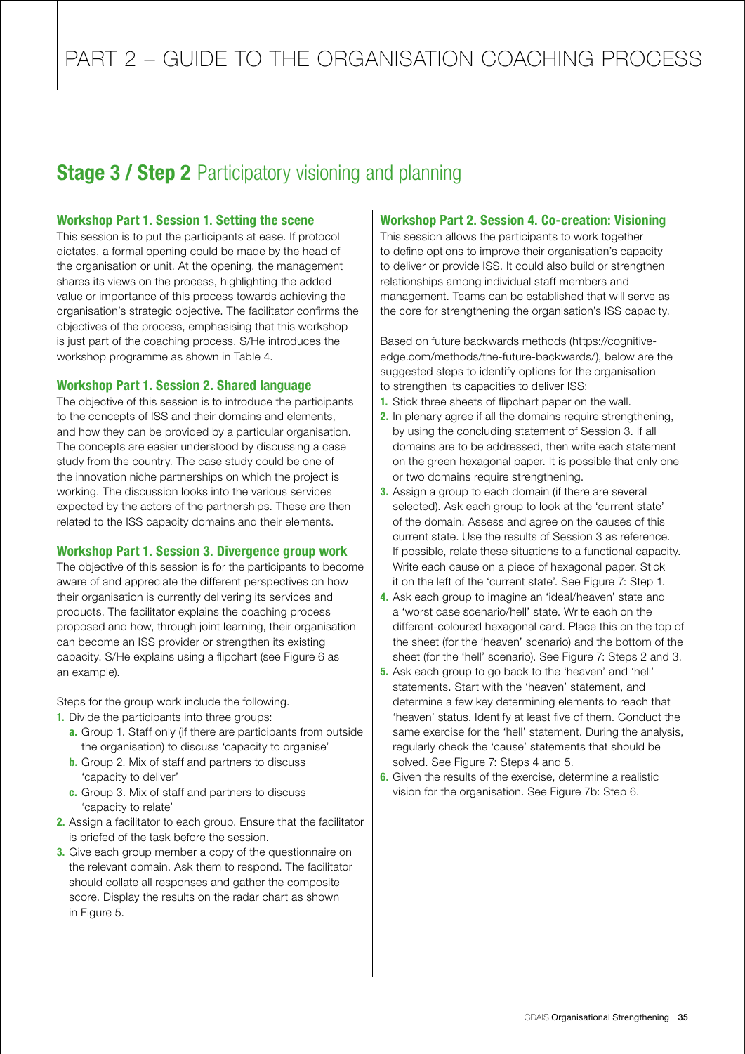# PART 2 – GUIDE TO THE ORGANISATION COACHING PROCESS

## Stage 3 / Step 2 Participatory visioning and planning

### Workshop Part 1. Session 1. Setting the scene

This session is to put the participants at ease. If protocol dictates, a formal opening could be made by the head of the organisation or unit. At the opening, the management shares its views on the process, highlighting the added value or importance of this process towards achieving the organisation's strategic objective. The facilitator confirms the objectives of the process, emphasising that this workshop is just part of the coaching process. S/He introduces the workshop programme as shown in Table 4.

### Workshop Part 1. Session 2. Shared language

The objective of this session is to introduce the participants to the concepts of ISS and their domains and elements, and how they can be provided by a particular organisation. The concepts are easier understood by discussing a case study from the country. The case study could be one of the innovation niche partnerships on which the project is working. The discussion looks into the various services expected by the actors of the partnerships. These are then related to the ISS capacity domains and their elements.

### Workshop Part 1. Session 3. Divergence group work

The objective of this session is for the participants to become aware of and appreciate the different perspectives on how their organisation is currently delivering its services and products. The facilitator explains the coaching process proposed and how, through joint learning, their organisation can become an ISS provider or strengthen its existing capacity. S/He explains using a flipchart (see Figure 6 as an example).

Steps for the group work include the following.

1. Divide the participants into three groups:
   a. Group 1. Staff only (if there are participants from outside the organisation) to discuss 'capacity to organise'
   b. Group 2. Mix of staff and partners to discuss 'capacity to deliver'
   c. Group 3. Mix of staff and partners to discuss 'capacity to relate'
2. Assign a facilitator to each group. Ensure that the facilitator is briefed of the task before the session.
3. Give each group member a copy of the questionnaire on the relevant domain. Ask them to respond. The facilitator should collate all responses and gather the composite score. Display the results on the radar chart as shown in Figure 5.

### Workshop Part 2. Session 4. Co-creation: Visioning

This session allows the participants to work together to define options to improve their organisation's capacity to deliver or provide ISS. It could also build or strengthen relationships among individual staff members and management. Teams can be established that will serve as the core for strengthening the organisation's ISS capacity.

Based on future backwards methods (https://cognitive-edge.com/methods/the-future-backwards/), below are the suggested steps to identify options for the organisation to strengthen its capacities to deliver ISS:

1. Stick three sheets of flipchart paper on the wall.
2. In plenary agree if all the domains require strengthening, by using the concluding statement of Session 3. If all domains are to be addressed, then write each statement on the green hexagonal paper. It is possible that only one or two domains require strengthening.
3. Assign a group to each domain (if there are several selected). Ask each group to look at the 'current state' of the domain. Assess and agree on the causes of this current state. Use the results of Session 3 as reference. If possible, relate these situations to a functional capacity. Write each cause on a piece of hexagonal paper. Stick it on the left of the 'current state'. See Figure 7: Step 1.
4. Ask each group to imagine an 'ideal/heaven' state and a 'worst case scenario/hell' state. Write each on the different-coloured hexagonal card. Place this on the top of the sheet (for the 'heaven' scenario) and the bottom of the sheet (for the 'hell' scenario). See Figure 7: Steps 2 and 3.
5. Ask each group to go back to the 'heaven' and 'hell' statements. Start with the 'heaven' statement, and determine a few key determining elements to reach that 'heaven' status. Identify at least five of them. Conduct the same exercise for the 'hell' statement. During the analysis, regularly check the 'cause' statements that should be solved. See Figure 7: Steps 4 and 5.
6. Given the results of the exercise, determine a realistic vision for the organisation. See Figure 7b: Step 6.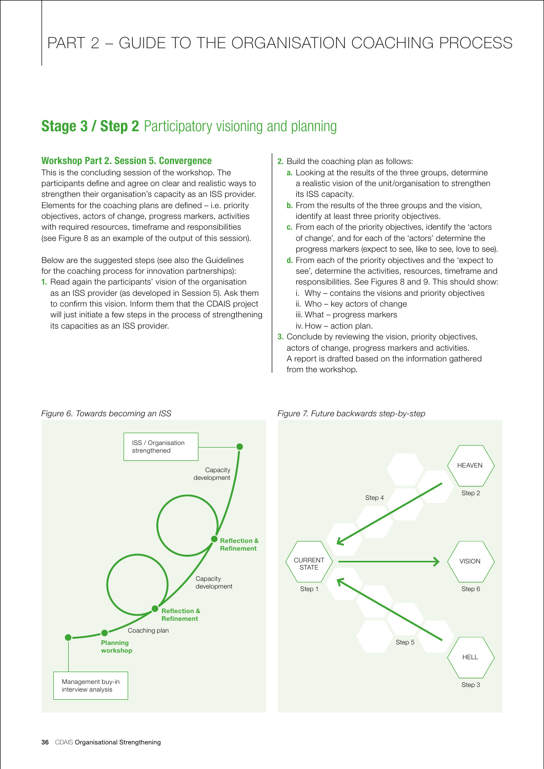## Stage 3 / Step 2 Participatory visioning and planning

### Workshop Part 2. Session 5. Convergence

This is the concluding session of the workshop. The participants define and agree on clear and realistic ways to strengthen their organisation's capacity as an ISS provider. Elements for the coaching plans are defined – i.e. priority objectives, actors of change, progress markers, activities with required resources, timeframe and responsibilities (see Figure 8 as an example of the output of this session).

Below are the suggested steps (see also the Guidelines for the coaching process for innovation partnerships):

1. Read again the participants' vision of the organisation as an ISS provider (as developed in Session 5). Ask them to confirm this vision. Inform them that the CDAIS project will just initiate a few steps in the process of strengthening its capacities as an ISS provider.
2. Build the coaching plan as follows:
   a. Looking at the results of the three groups, determine a realistic vision of the unit/organisation to strengthen its ISS capacity.
   b. From the results of the three groups and the vision, identify at least three priority objectives.
   c. From each of the priority objectives, identify the 'actors of change', and for each of the 'actors' determine the progress markers (expect to see, like to see, love to see).
   d. From each of the priority objectives and the 'expect to see', determine the activities, resources, timeframe and responsibilities. See Figures 8 and 9. This should show:
      i. Why – contains the visions and priority objectives
      ii. Who – key actors of change
      iii. What – progress markers
      iv. How – action plan.
3. Conclude by reviewing the vision, priority objectives, actors of change, progress markers and activities. A report is drafted based on the information gathered from the workshop.

*Figure 6. Towards becoming an ISS*

*Figure 7. Future backwards step-by-step*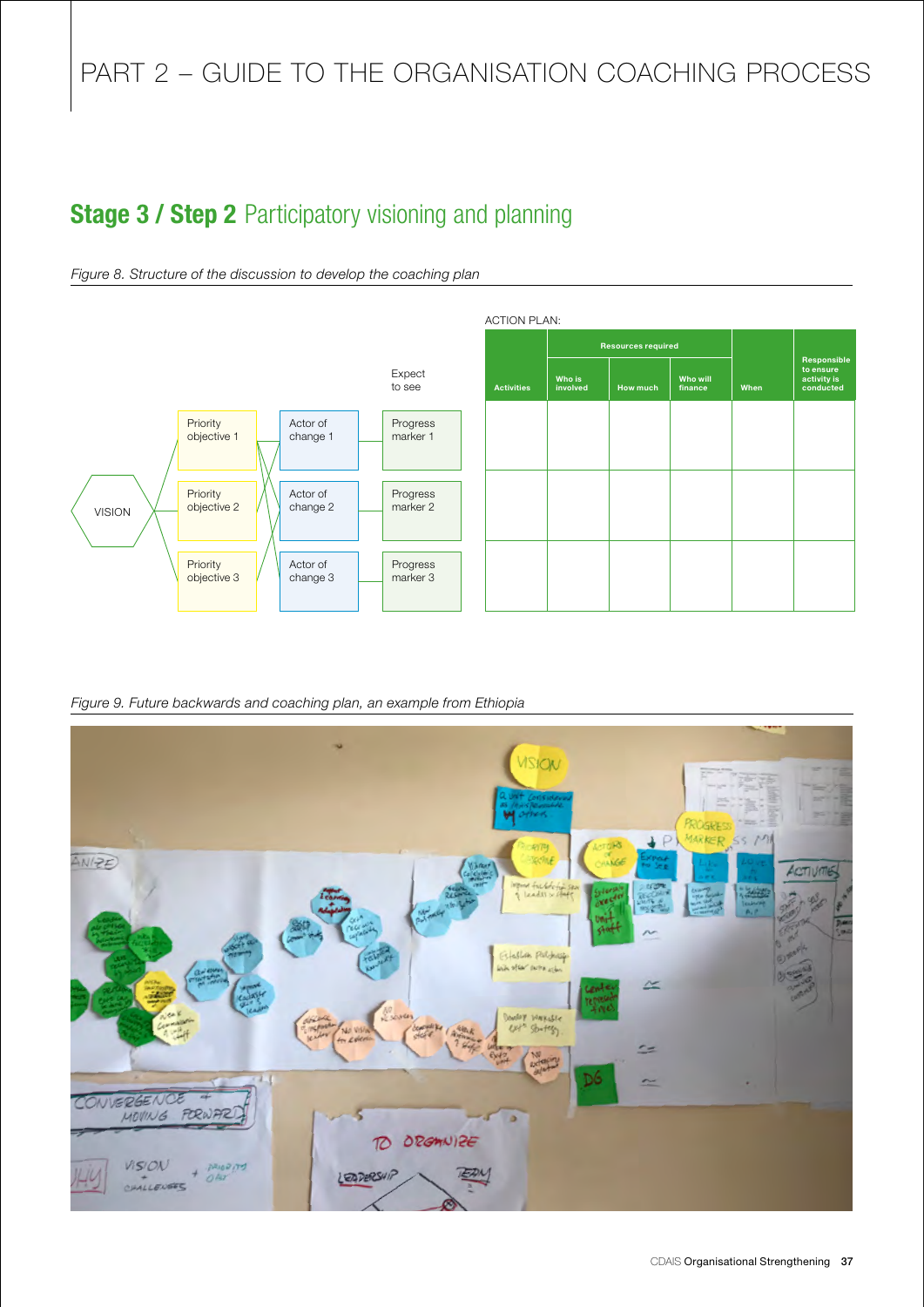## Stage 3 / Step 2 Participatory visioning and planning

*Figure 8. Structure of the discussion to develop the coaching plan*

VISION

| Priority objective | Actor of change | Expect to see |
|---|---|---|
| Priority objective 1 | Actor of change 1 | Progress marker 1 |
| Priority objective 2 | Actor of change 2 | Progress marker 2 |
| Priority objective 3 | Actor of change 3 | Progress marker 3 |

ACTION PLAN:

| Activities | Resources required | | | When | Responsible to ensure activity is conducted |
|---|---|---|---|---|---|
| | Who is involved | How much | Who will finance | | |
| | | | | | |
| | | | | | |
| | | | | | |

*Figure 9. Future backwards and coaching plan, an example from Ethiopia*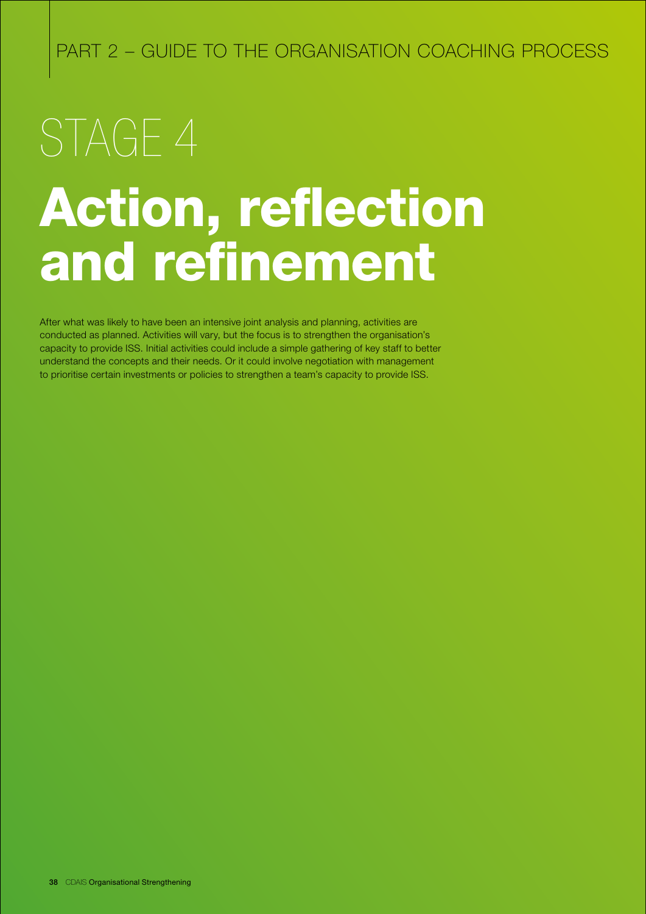# STAGE 4

# Action, reflection and refinement

After what was likely to have been an intensive joint analysis and planning, activities are conducted as planned. Activities will vary, but the focus is to strengthen the organisation's capacity to provide ISS. Initial activities could include a simple gathering of key staff to better understand the concepts and their needs. Or it could involve negotiation with management to prioritise certain investments or policies to strengthen a team's capacity to provide ISS.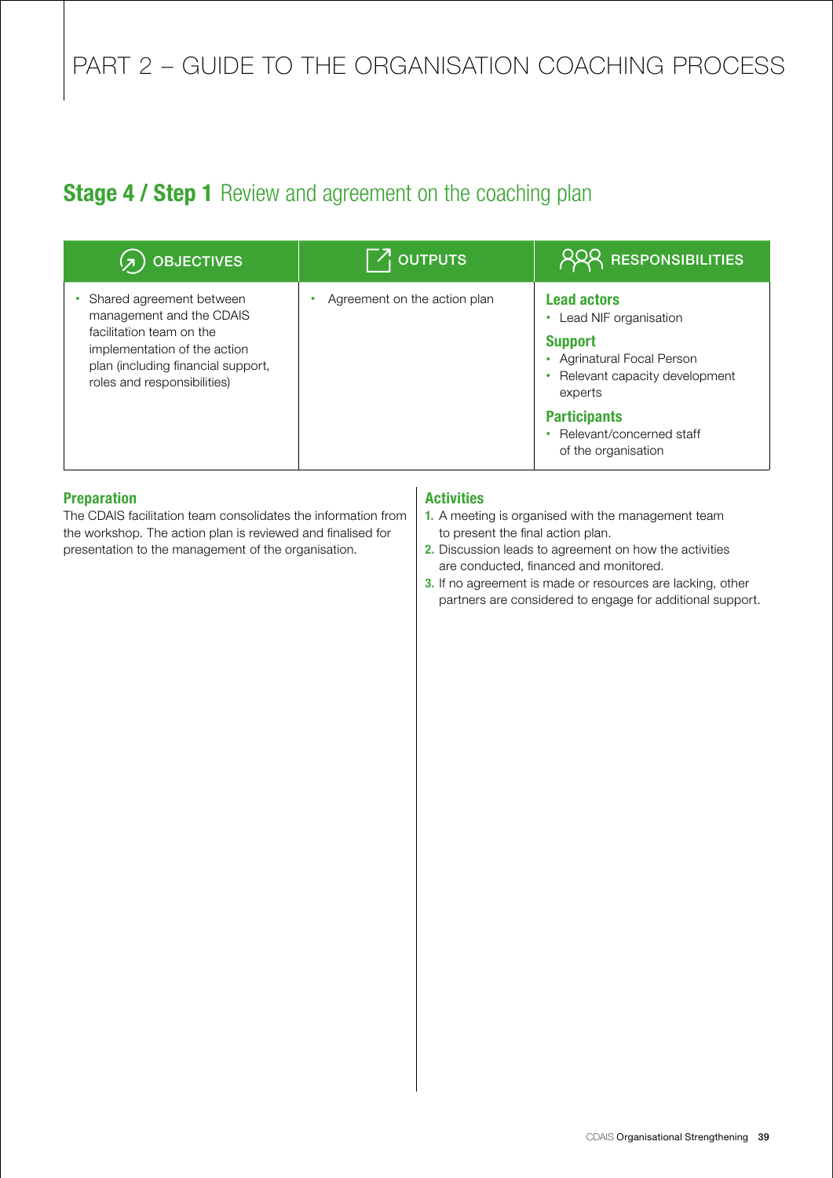# PART 2 – GUIDE TO THE ORGANISATION COACHING PROCESS

## **Stage 4 / Step 1** Review and agreement on the coaching plan

| OBJECTIVES | OUTPUTS | RESPONSIBILITIES |
|---|---|---|
| • Shared agreement between management and the CDAIS facilitation team on the implementation of the action plan (including financial support, roles and responsibilities) | • Agreement on the action plan | **Lead actors**<br>• Lead NIF organisation<br>**Support**<br>• Agrinatural Focal Person<br>• Relevant capacity development experts<br>**Participants**<br>• Relevant/concerned staff of the organisation |

**Preparation**

The CDAIS facilitation team consolidates the information from the workshop. The action plan is reviewed and finalised for presentation to the management of the organisation.

**Activities**

1. A meeting is organised with the management team to present the final action plan.
2. Discussion leads to agreement on how the activities are conducted, financed and monitored.
3. If no agreement is made or resources are lacking, other partners are considered to engage for additional support.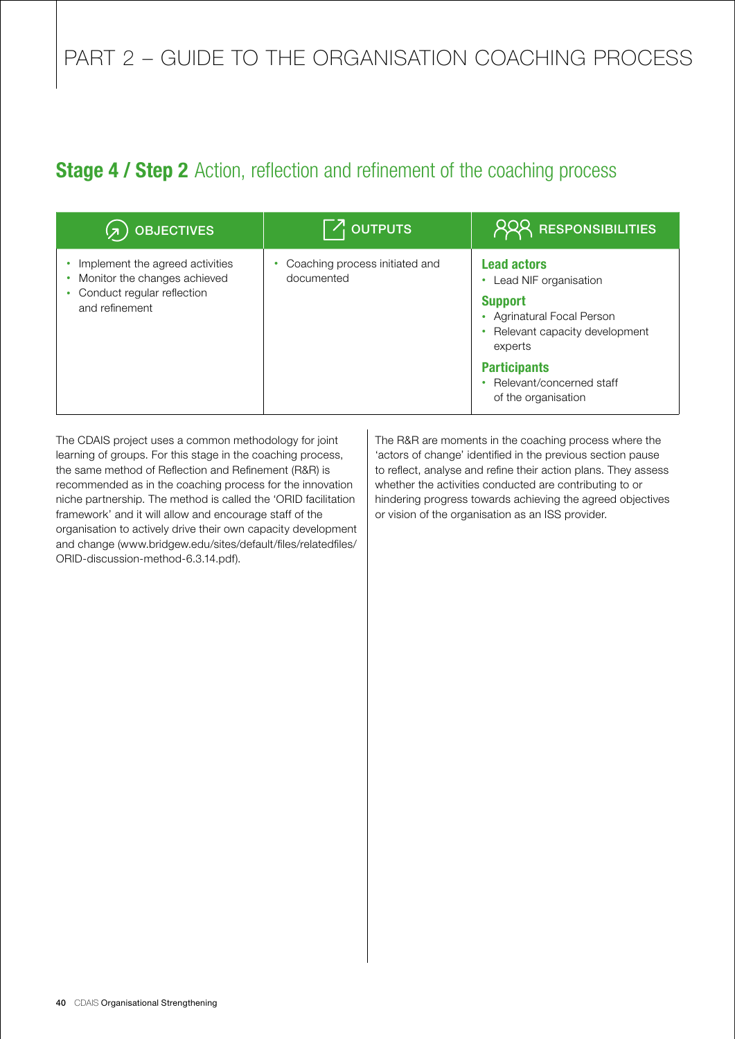# PART 2 – GUIDE TO THE ORGANISATION COACHING PROCESS

## **Stage 4 / Step 2** Action, reflection and refinement of the coaching process

| OBJECTIVES | OUTPUTS | RESPONSIBILITIES |
|---|---|---|
| • Implement the agreed activities<br>• Monitor the changes achieved<br>• Conduct regular reflection and refinement | • Coaching process initiated and documented | **Lead actors**<br>• Lead NIF organisation<br>**Support**<br>• Agrinatural Focal Person<br>• Relevant capacity development experts<br>**Participants**<br>• Relevant/concerned staff of the organisation |

The CDAIS project uses a common methodology for joint learning of groups. For this stage in the coaching process, the same method of Reflection and Refinement (R&R) is recommended as in the coaching process for the innovation niche partnership. The method is called the 'ORID facilitation framework' and it will allow and encourage staff of the organisation to actively drive their own capacity development and change (www.bridgew.edu/sites/default/files/relatedfiles/ORID-discussion-method-6.3.14.pdf).

The R&R are moments in the coaching process where the 'actors of change' identified in the previous section pause to reflect, analyse and refine their action plans. They assess whether the activities conducted are contributing to or hindering progress towards achieving the agreed objectives or vision of the organisation as an ISS provider.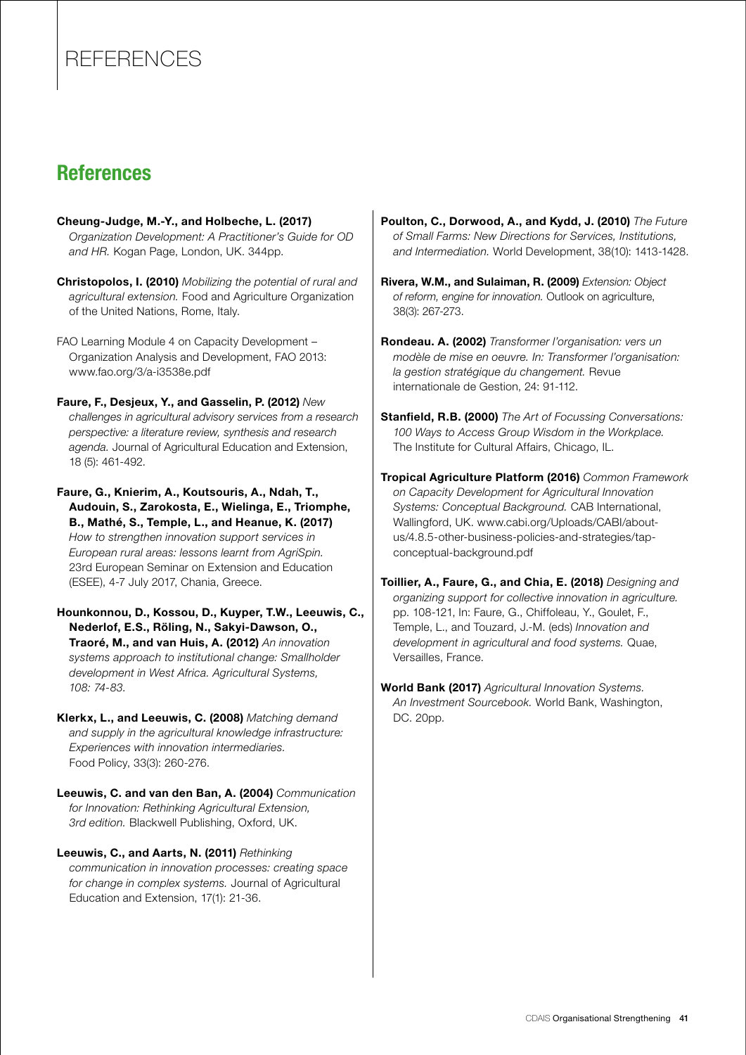# REFERENCES

## References

**Cheung-Judge, M.-Y., and Holbeche, L. (2017)** *Organization Development: A Practitioner's Guide for OD and HR.* Kogan Page, London, UK. 344pp.

**Christopolos, I. (2010)** *Mobilizing the potential of rural and agricultural extension.* Food and Agriculture Organization of the United Nations, Rome, Italy.

FAO Learning Module 4 on Capacity Development – Organization Analysis and Development, FAO 2013: www.fao.org/3/a-i3538e.pdf

**Faure, F., Desjeux, Y., and Gasselin, P. (2012)** *New challenges in agricultural advisory services from a research perspective: a literature review, synthesis and research agenda.* Journal of Agricultural Education and Extension, 18 (5): 461-492.

**Faure, G., Knierim, A., Koutsouris, A., Ndah, T., Audouin, S., Zarokosta, E., Wielinga, E., Triomphe, B., Mathé, S., Temple, L., and Heanue, K. (2017)** *How to strengthen innovation support services in European rural areas: lessons learnt from AgriSpin.* 23rd European Seminar on Extension and Education (ESEE), 4-7 July 2017, Chania, Greece.

**Hounkonnou, D., Kossou, D., Kuyper, T.W., Leeuwis, C., Nederlof, E.S., Röling, N., Sakyi-Dawson, O., Traoré, M., and van Huis, A. (2012)** *An innovation systems approach to institutional change: Smallholder development in West Africa. Agricultural Systems, 108: 74-83.*

**Klerkx, L., and Leeuwis, C. (2008)** *Matching demand and supply in the agricultural knowledge infrastructure: Experiences with innovation intermediaries.* Food Policy, 33(3): 260-276.

**Leeuwis, C. and van den Ban, A. (2004)** *Communication for Innovation: Rethinking Agricultural Extension, 3rd edition.* Blackwell Publishing, Oxford, UK.

**Leeuwis, C., and Aarts, N. (2011)** *Rethinking communication in innovation processes: creating space for change in complex systems.* Journal of Agricultural Education and Extension, 17(1): 21-36.

**Poulton, C., Dorwood, A., and Kydd, J. (2010)** *The Future of Small Farms: New Directions for Services, Institutions, and Intermediation.* World Development, 38(10): 1413-1428.

**Rivera, W.M., and Sulaiman, R. (2009)** *Extension: Object of reform, engine for innovation.* Outlook on agriculture, 38(3): 267-273.

**Rondeau. A. (2002)** *Transformer l'organisation: vers un modèle de mise en oeuvre. In: Transformer l'organisation: la gestion stratégique du changement.* Revue internationale de Gestion, 24: 91-112.

**Stanfield, R.B. (2000)** *The Art of Focussing Conversations: 100 Ways to Access Group Wisdom in the Workplace.* The Institute for Cultural Affairs, Chicago, IL.

**Tropical Agriculture Platform (2016)** *Common Framework on Capacity Development for Agricultural Innovation Systems: Conceptual Background.* CAB International, Wallingford, UK. www.cabi.org/Uploads/CABI/about-us/4.8.5-other-business-policies-and-strategies/tap-conceptual-background.pdf

**Toillier, A., Faure, G., and Chia, E. (2018)** *Designing and organizing support for collective innovation in agriculture.* pp. 108-121, In: Faure, G., Chiffoleau, Y., Goulet, F., Temple, L., and Touzard, J.-M. (eds) *Innovation and development in agricultural and food systems.* Quae, Versailles, France.

**World Bank (2017)** *Agricultural Innovation Systems. An Investment Sourcebook.* World Bank, Washington, DC. 20pp.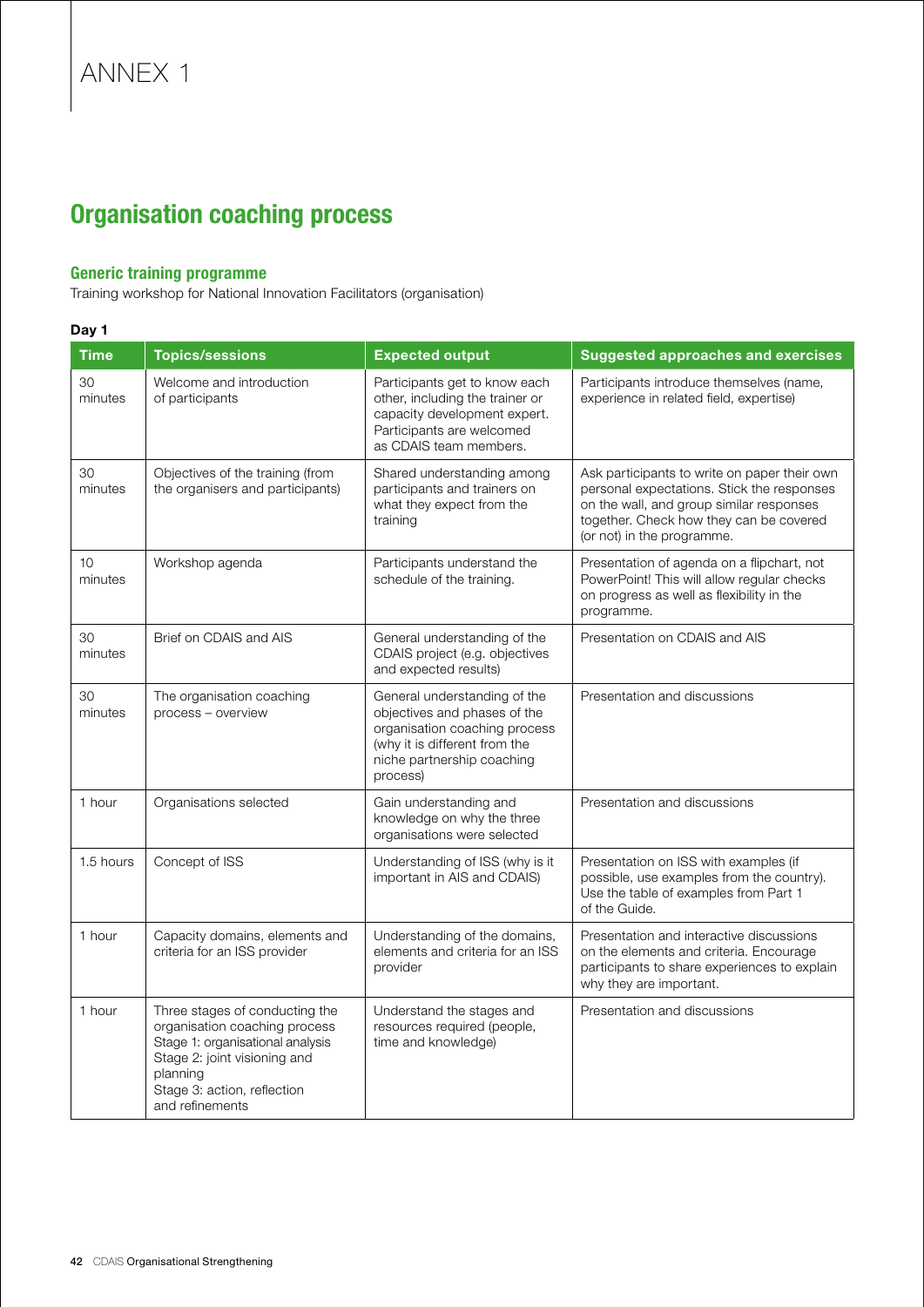# ANNEX 1

## Organisation coaching process

### Generic training programme

Training workshop for National Innovation Facilitators (organisation)

**Day 1**

| Time | Topics/sessions | Expected output | Suggested approaches and exercises |
|---|---|---|---|
| 30 minutes | Welcome and introduction of participants | Participants get to know each other, including the trainer or capacity development expert. Participants are welcomed as CDAIS team members. | Participants introduce themselves (name, experience in related field, expertise) |
| 30 minutes | Objectives of the training (from the organisers and participants) | Shared understanding among participants and trainers on what they expect from the training | Ask participants to write on paper their own personal expectations. Stick the responses on the wall, and group similar responses together. Check how they can be covered (or not) in the programme. |
| 10 minutes | Workshop agenda | Participants understand the schedule of the training. | Presentation of agenda on a flipchart, not PowerPoint! This will allow regular checks on progress as well as flexibility in the programme. |
| 30 minutes | Brief on CDAIS and AIS | General understanding of the CDAIS project (e.g. objectives and expected results) | Presentation on CDAIS and AIS |
| 30 minutes | The organisation coaching process – overview | General understanding of the objectives and phases of the organisation coaching process (why it is different from the niche partnership coaching process) | Presentation and discussions |
| 1 hour | Organisations selected | Gain understanding and knowledge on why the three organisations were selected | Presentation and discussions |
| 1.5 hours | Concept of ISS | Understanding of ISS (why is it important in AIS and CDAIS) | Presentation on ISS with examples (if possible, use examples from the country). Use the table of examples from Part 1 of the Guide. |
| 1 hour | Capacity domains, elements and criteria for an ISS provider | Understanding of the domains, elements and criteria for an ISS provider | Presentation and interactive discussions on the elements and criteria. Encourage participants to share experiences to explain why they are important. |
| 1 hour | Three stages of conducting the organisation coaching process<br>Stage 1: organisational analysis<br>Stage 2: joint visioning and planning<br>Stage 3: action, reflection and refinements | Understand the stages and resources required (people, time and knowledge) | Presentation and discussions |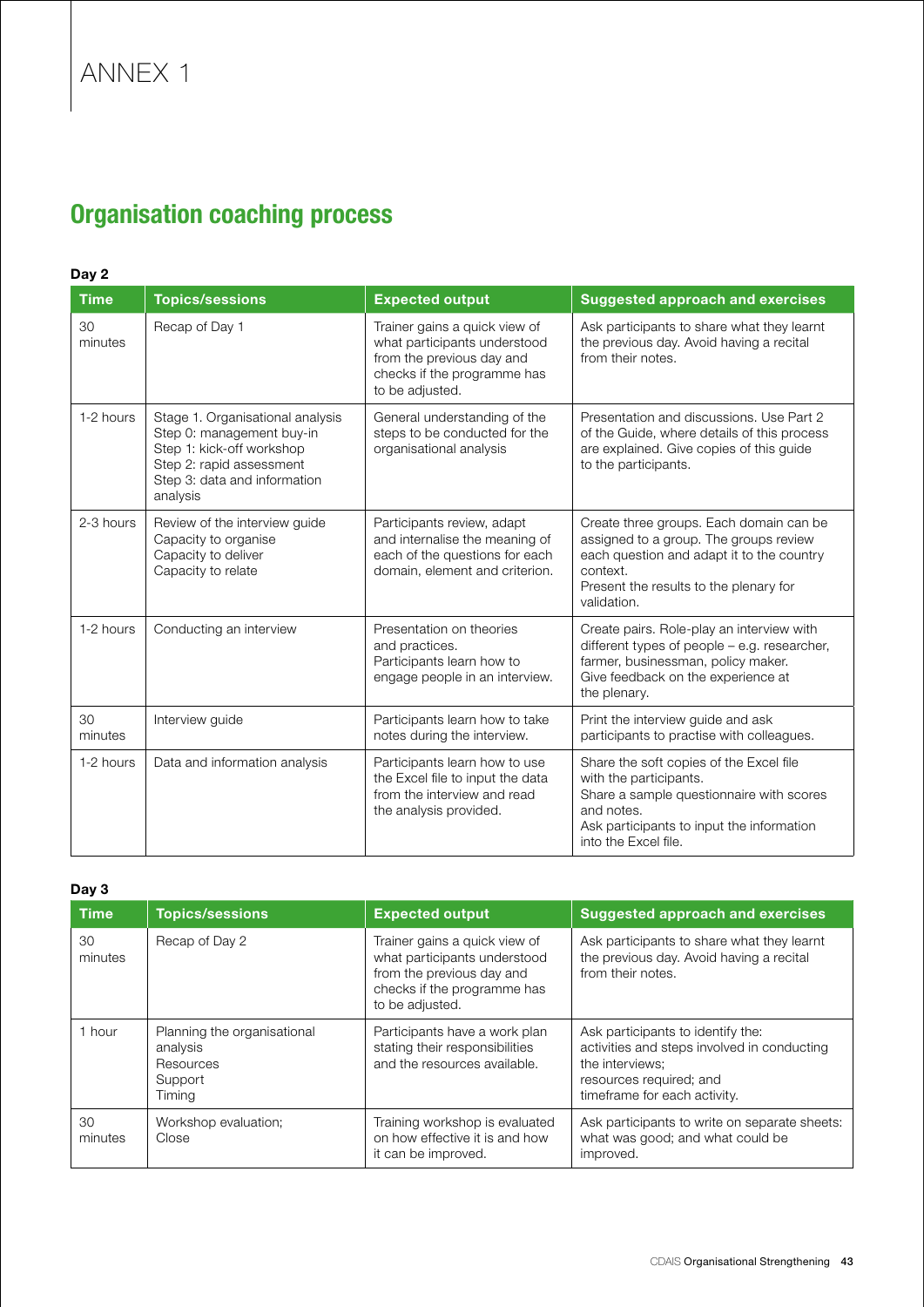# ANNEX 1

## Organisation coaching process

**Day 2**

| Time | Topics/sessions | Expected output | Suggested approach and exercises |
|---|---|---|---|
| 30 minutes | Recap of Day 1 | Trainer gains a quick view of what participants understood from the previous day and checks if the programme has to be adjusted. | Ask participants to share what they learnt the previous day. Avoid having a recital from their notes. |
| 1-2 hours | Stage 1. Organisational analysis<br>Step 0: management buy-in<br>Step 1: kick-off workshop<br>Step 2: rapid assessment<br>Step 3: data and information analysis | General understanding of the steps to be conducted for the organisational analysis | Presentation and discussions. Use Part 2 of the Guide, where details of this process are explained. Give copies of this guide to the participants. |
| 2-3 hours | Review of the interview guide<br>Capacity to organise<br>Capacity to deliver<br>Capacity to relate | Participants review, adapt and internalise the meaning of each of the questions for each domain, element and criterion. | Create three groups. Each domain can be assigned to a group. The groups review each question and adapt it to the country context.<br>Present the results to the plenary for validation. |
| 1-2 hours | Conducting an interview | Presentation on theories and practices.<br>Participants learn how to engage people in an interview. | Create pairs. Role-play an interview with different types of people – e.g. researcher, farmer, businessman, policy maker.<br>Give feedback on the experience at the plenary. |
| 30 minutes | Interview guide | Participants learn how to take notes during the interview. | Print the interview guide and ask participants to practise with colleagues. |
| 1-2 hours | Data and information analysis | Participants learn how to use the Excel file to input the data from the interview and read the analysis provided. | Share the soft copies of the Excel file with the participants.<br>Share a sample questionnaire with scores and notes.<br>Ask participants to input the information into the Excel file. |

**Day 3**

| Time | Topics/sessions | Expected output | Suggested approach and exercises |
|---|---|---|---|
| 30 minutes | Recap of Day 2 | Trainer gains a quick view of what participants understood from the previous day and checks if the programme has to be adjusted. | Ask participants to share what they learnt the previous day. Avoid having a recital from their notes. |
| 1 hour | Planning the organisational analysis<br>Resources<br>Support<br>Timing | Participants have a work plan stating their responsibilities and the resources available. | Ask participants to identify the:<br>activities and steps involved in conducting the interviews;<br>resources required; and<br>timeframe for each activity. |
| 30 minutes | Workshop evaluation;<br>Close | Training workshop is evaluated on how effective it is and how it can be improved. | Ask participants to write on separate sheets: what was good; and what could be improved. |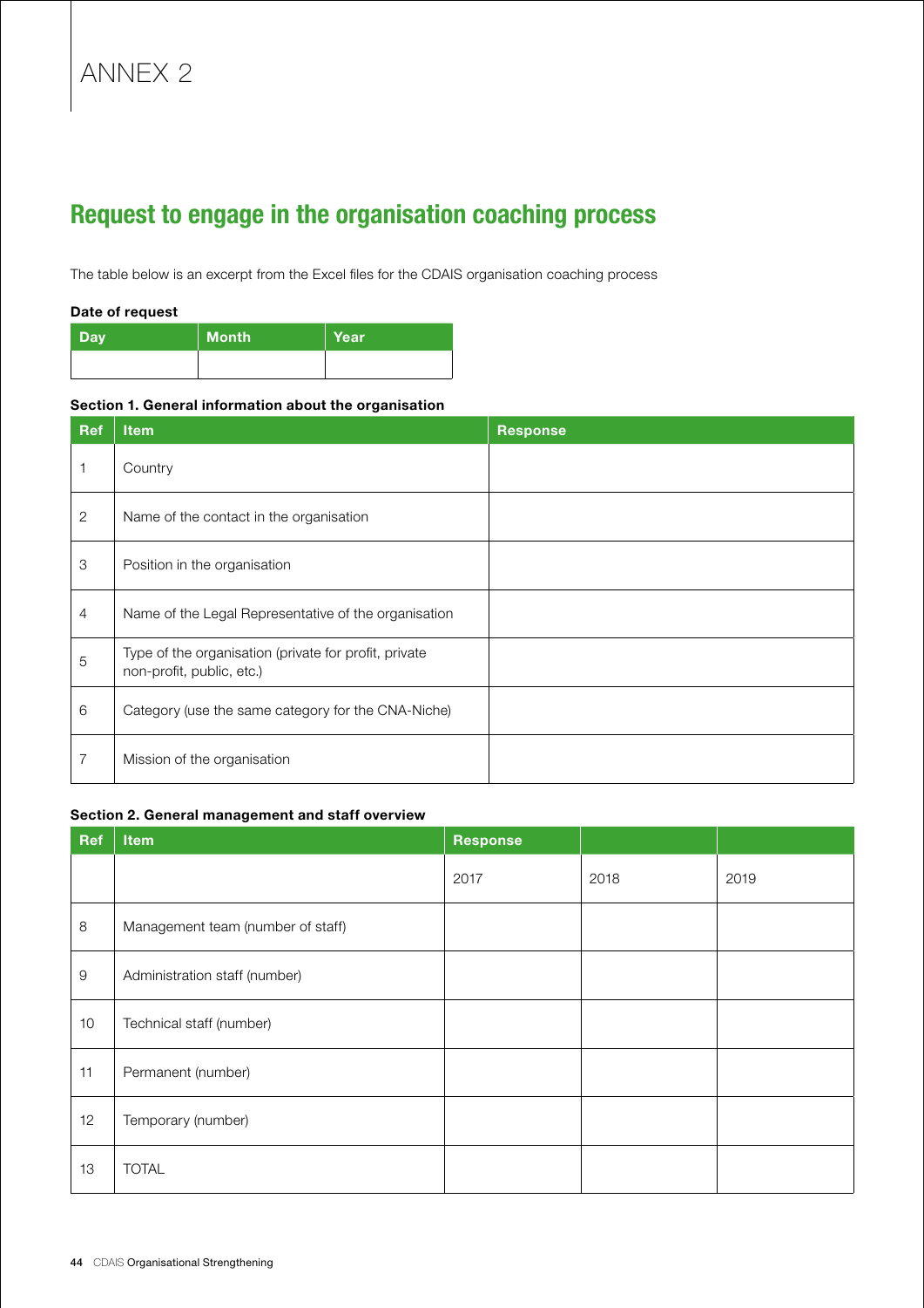# ANNEX 2

## Request to engage in the organisation coaching process

The table below is an excerpt from the Excel files for the CDAIS organisation coaching process

**Date of request**

| Day | Month | Year |
|---|---|---|
| | | |

**Section 1. General information about the organisation**

| Ref | Item | Response |
|---|---|---|
| 1 | Country | |
| 2 | Name of the contact in the organisation | |
| 3 | Position in the organisation | |
| 4 | Name of the Legal Representative of the organisation | |
| 5 | Type of the organisation (private for profit, private non-profit, public, etc.) | |
| 6 | Category (use the same category for the CNA-Niche) | |
| 7 | Mission of the organisation | |

**Section 2. General management and staff overview**

| Ref | Item | Response | | |
|---|---|---|---|---|
| | | 2017 | 2018 | 2019 |
| 8 | Management team (number of staff) | | | |
| 9 | Administration staff (number) | | | |
| 10 | Technical staff (number) | | | |
| 11 | Permanent (number) | | | |
| 12 | Temporary (number) | | | |
| 13 | TOTAL | | | |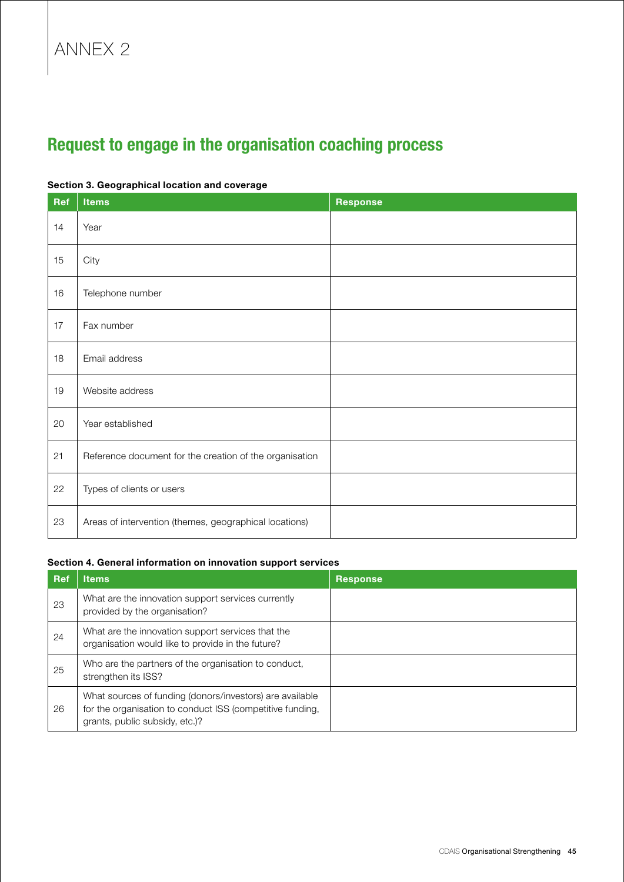# ANNEX 2

## Request to engage in the organisation coaching process

**Section 3. Geographical location and coverage**

| Ref | Items | Response |
|---|---|---|
| 14 | Year | |
| 15 | City | |
| 16 | Telephone number | |
| 17 | Fax number | |
| 18 | Email address | |
| 19 | Website address | |
| 20 | Year established | |
| 21 | Reference document for the creation of the organisation | |
| 22 | Types of clients or users | |
| 23 | Areas of intervention (themes, geographical locations) | |

**Section 4. General information on innovation support services**

| Ref | Items | Response |
|---|---|---|
| 23 | What are the innovation support services currently provided by the organisation? | |
| 24 | What are the innovation support services that the organisation would like to provide in the future? | |
| 25 | Who are the partners of the organisation to conduct, strengthen its ISS? | |
| 26 | What sources of funding (donors/investors) are available for the organisation to conduct ISS (competitive funding, grants, public subsidy, etc.)? | |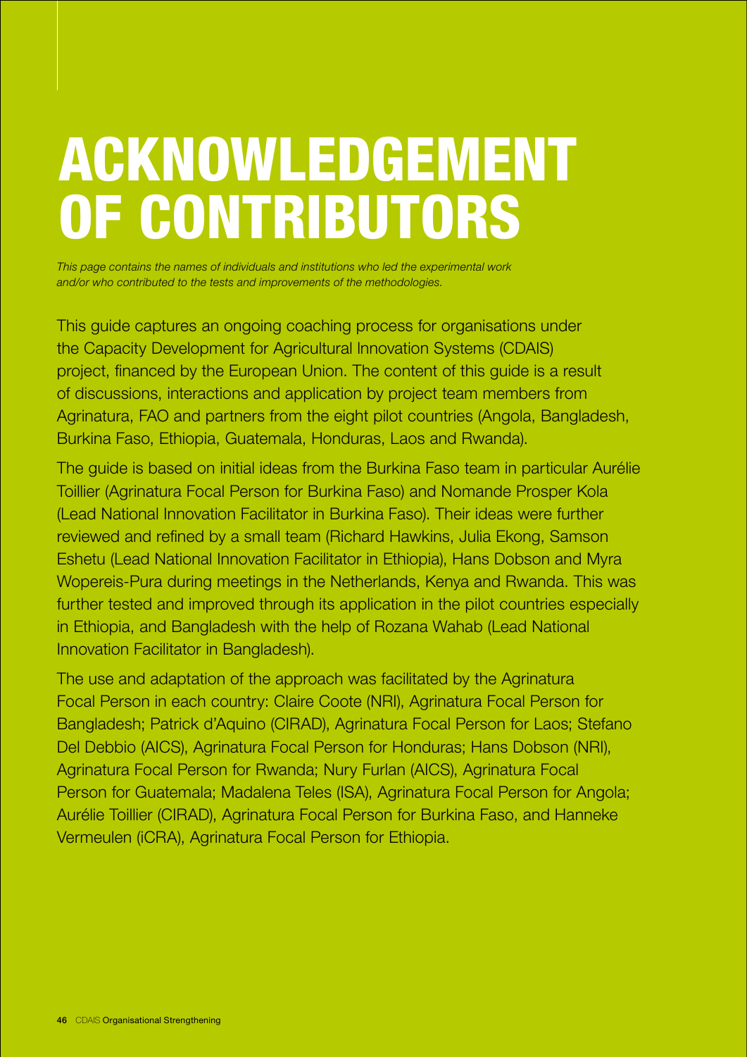# ACKNOWLEDGEMENT OF CONTRIBUTORS

*This page contains the names of individuals and institutions who led the experimental work and/or who contributed to the tests and improvements of the methodologies.*

This guide captures an ongoing coaching process for organisations under the Capacity Development for Agricultural Innovation Systems (CDAIS) project, financed by the European Union. The content of this guide is a result of discussions, interactions and application by project team members from Agrinatura, FAO and partners from the eight pilot countries (Angola, Bangladesh, Burkina Faso, Ethiopia, Guatemala, Honduras, Laos and Rwanda).

The guide is based on initial ideas from the Burkina Faso team in particular Aurélie Toillier (Agrinatura Focal Person for Burkina Faso) and Nomande Prosper Kola (Lead National Innovation Facilitator in Burkina Faso). Their ideas were further reviewed and refined by a small team (Richard Hawkins, Julia Ekong, Samson Eshetu (Lead National Innovation Facilitator in Ethiopia), Hans Dobson and Myra Wopereis-Pura during meetings in the Netherlands, Kenya and Rwanda. This was further tested and improved through its application in the pilot countries especially in Ethiopia, and Bangladesh with the help of Rozana Wahab (Lead National Innovation Facilitator in Bangladesh).

The use and adaptation of the approach was facilitated by the Agrinatura Focal Person in each country: Claire Coote (NRI), Agrinatura Focal Person for Bangladesh; Patrick d'Aquino (CIRAD), Agrinatura Focal Person for Laos; Stefano Del Debbio (AICS), Agrinatura Focal Person for Honduras; Hans Dobson (NRI), Agrinatura Focal Person for Rwanda; Nury Furlan (AICS), Agrinatura Focal Person for Guatemala; Madalena Teles (ISA), Agrinatura Focal Person for Angola; Aurélie Toillier (CIRAD), Agrinatura Focal Person for Burkina Faso, and Hanneke Vermeulen (iCRA), Agrinatura Focal Person for Ethiopia.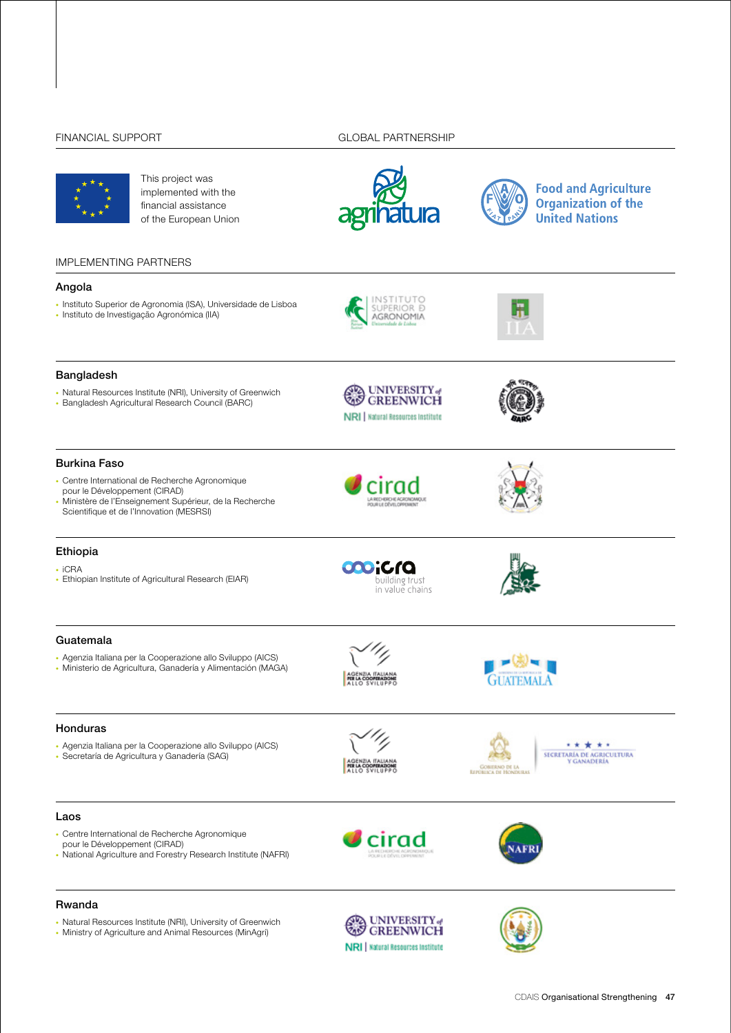FINANCIAL SUPPORT

This project was implemented with the financial assistance of the European Union

GLOBAL PARTNERSHIP

IMPLEMENTING PARTNERS

### Angola

- Instituto Superior de Agronomia (ISA), Universidade de Lisboa
- Instituto de Investigação Agronómica (IIA)

### Bangladesh

- Natural Resources Institute (NRI), University of Greenwich
- Bangladesh Agricultural Research Council (BARC)

### Burkina Faso

- Centre International de Recherche Agronomique pour le Développement (CIRAD)
- Ministère de l'Enseignement Supérieur, de la Recherche Scientifique et de l'Innovation (MESRSI)

### Ethiopia

- iCRA
- Ethiopian Institute of Agricultural Research (EIAR)

### Guatemala

- Agenzia Italiana per la Cooperazione allo Sviluppo (AICS)
- Ministerio de Agricultura, Ganadería y Alimentación (MAGA)

### Honduras

- Agenzia Italiana per la Cooperazione allo Sviluppo (AICS)
- Secretaría de Agricultura y Ganadería (SAG)

### Laos

- Centre International de Recherche Agronomique pour le Développement (CIRAD)
- National Agriculture and Forestry Research Institute (NAFRI)

### Rwanda

- Natural Resources Institute (NRI), University of Greenwich
- Ministry of Agriculture and Animal Resources (MinAgri)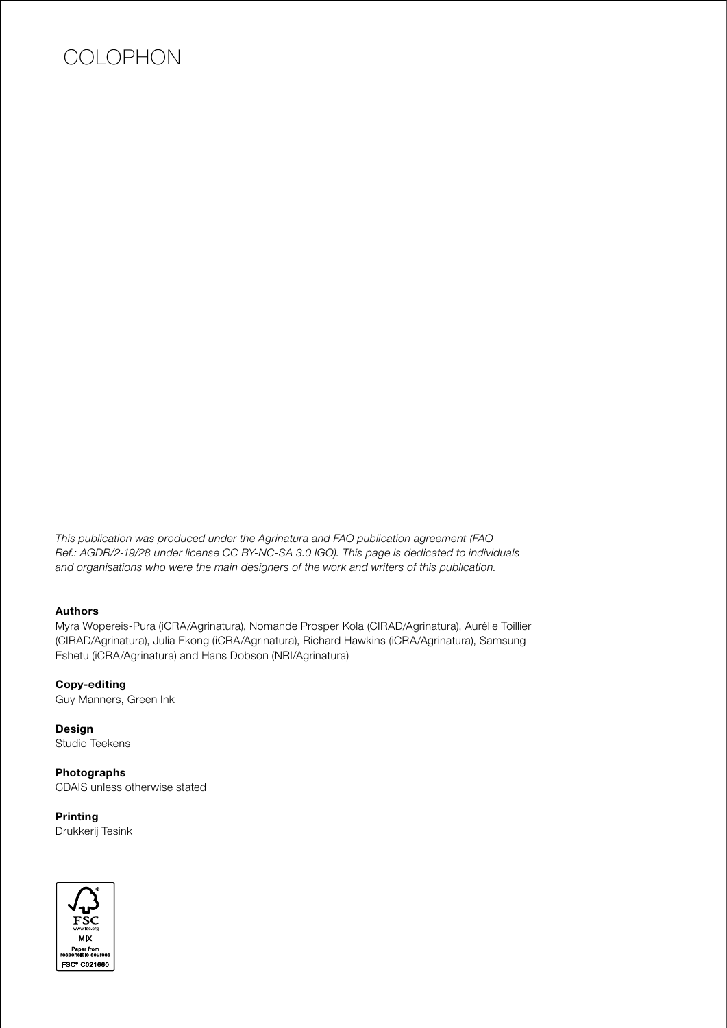# COLOPHON

*This publication was produced under the Agrinatura and FAO publication agreement (FAO Ref.: AGDR/2-19/28 under license CC BY-NC-SA 3.0 IGO). This page is dedicated to individuals and organisations who were the main designers of the work and writers of this publication.*

**Authors**
Myra Wopereis-Pura (iCRA/Agrinatura), Nomande Prosper Kola (CIRAD/Agrinatura), Aurélie Toillier (CIRAD/Agrinatura), Julia Ekong (iCRA/Agrinatura), Richard Hawkins (iCRA/Agrinatura), Samsung Eshetu (iCRA/Agrinatura) and Hans Dobson (NRI/Agrinatura)

**Copy-editing**
Guy Manners, Green Ink

**Design**
Studio Teekens

**Photographs**
CDAIS unless otherwise stated

**Printing**
Drukkerij Tesink

FSC
www.fsc.org
MIX
Paper from responsible sources
FSC® C021660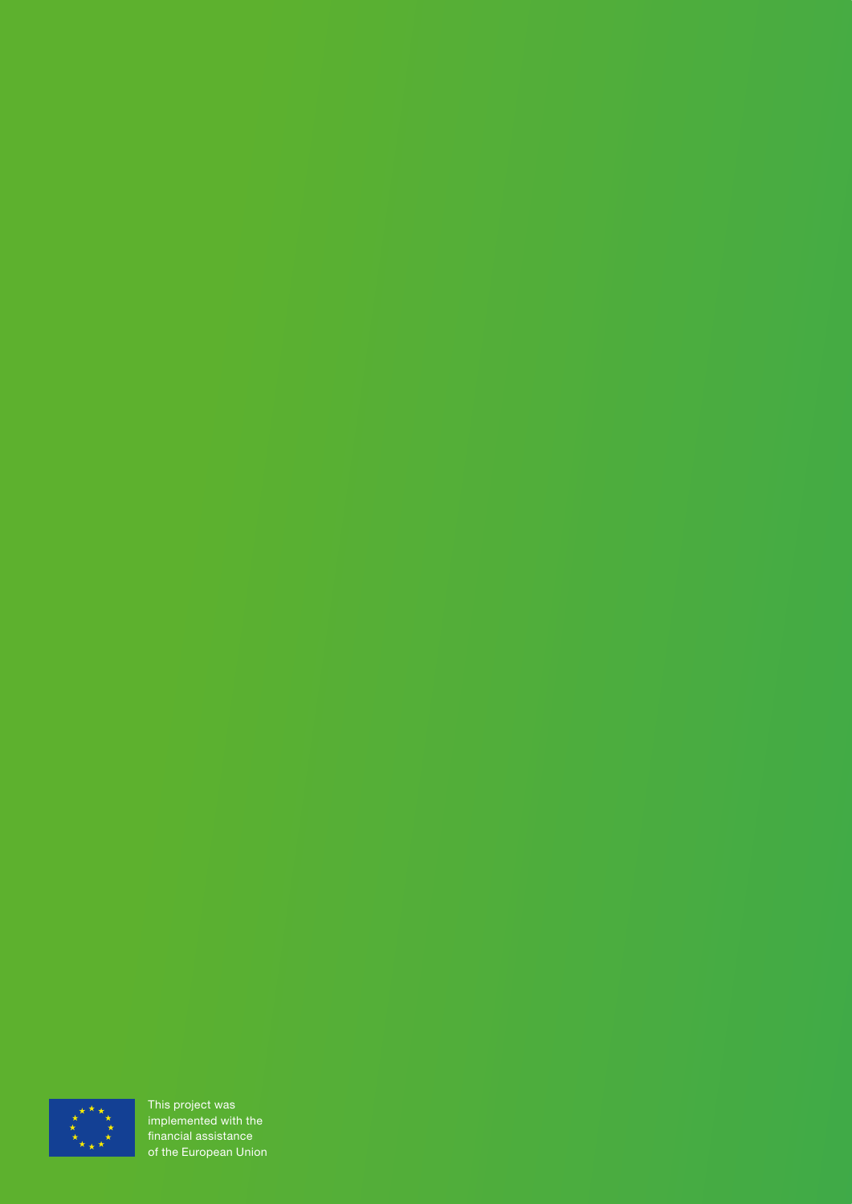This project was
implemented with the
financial assistance
of the European Union